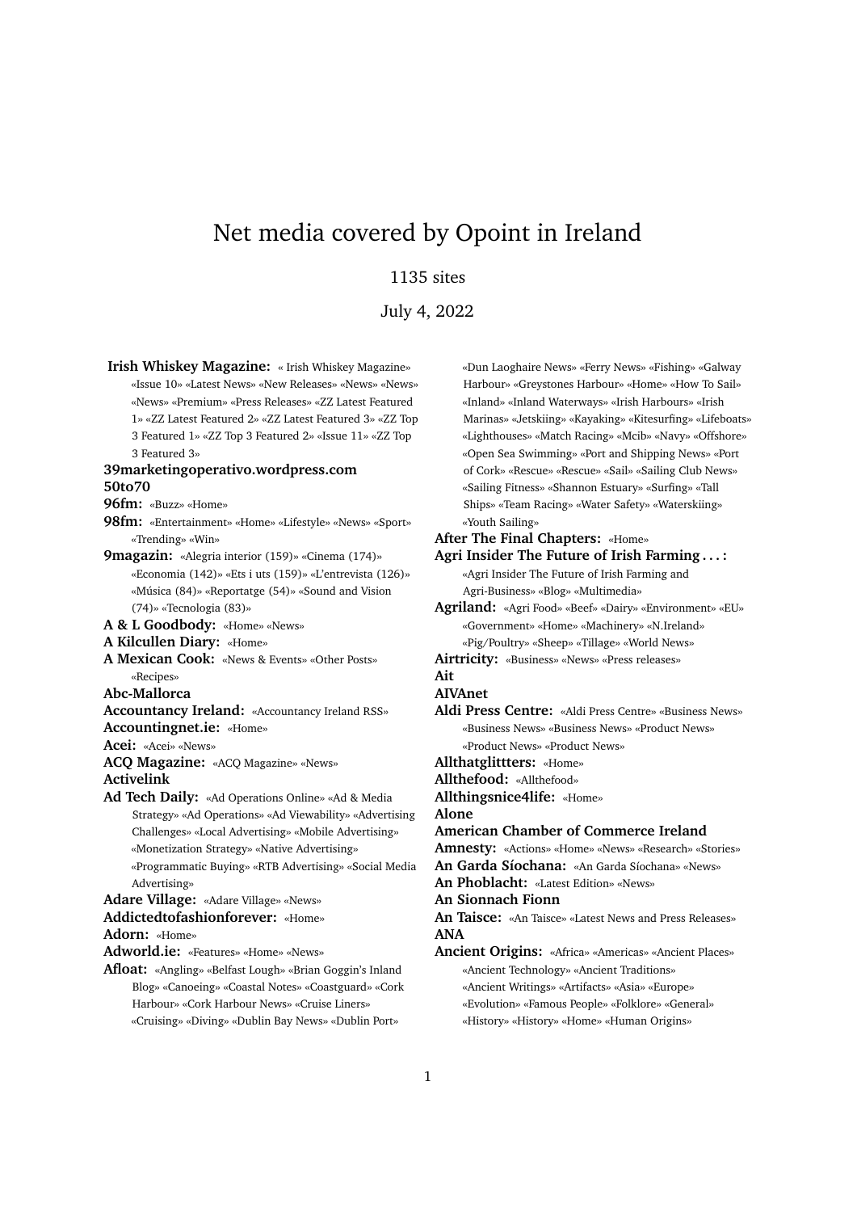# Net media covered by Opoint in Ireland

1135 sites

July 4, 2022

**Irish Whiskey Magazine:** « Irish Whiskey Magazine» «Issue 10» «Latest News» «New Releases» «News» «News» «News» «Premium» «Press Releases» «ZZ Latest Featured 1» «ZZ Latest Featured 2» «ZZ Latest Featured 3» «ZZ Top 3 Featured 1» «ZZ Top 3 Featured 2» «Issue 11» «ZZ Top 3 Featured 3»

**39marketingoperativo.wordpress.com**

**50to70**

**96fm:** «Buzz» «Home»

**98fm:** «Entertainment» «Home» «Lifestyle» «News» «Sport» «Trending» «Win»

**9magazin:** «Alegria interior (159)» «Cinema (174)» «Economia (142)» «Ets i uts (159)» «L'entrevista (126)» «Música (84)» «Reportatge (54)» «Sound and Vision (74)» «Tecnologia (83)»

**A & L Goodbody:** «Home» «News»

**A Kilcullen Diary:** «Home»

**A Mexican Cook:** «News & Events» «Other Posts» «Recipes»

**Abc-Mallorca**

**Accountancy Ireland:** «Accountancy Ireland RSS»

**Accountingnet.ie:** «Home»

**Acei:** «Acei» «News»

**ACQ Magazine:** «ACQ Magazine» «News»

**Activelink**

**Ad Tech Daily:** «Ad Operations Online» «Ad & Media Strategy» «Ad Operations» «Ad Viewability» «Advertising Challenges» «Local Advertising» «Mobile Advertising» «Monetization Strategy» «Native Advertising» «Programmatic Buying» «RTB Advertising» «Social Media Advertising»

**Adare Village:** «Adare Village» «News»

**Addictedtofashionforever:** «Home»

**Adorn:** «Home»

**Adworld.ie:** «Features» «Home» «News»

**Afloat:** «Angling» «Belfast Lough» «Brian Goggin's Inland Blog» «Canoeing» «Coastal Notes» «Coastguard» «Cork Harbour» «Cork Harbour News» «Cruise Liners» «Cruising» «Diving» «Dublin Bay News» «Dublin Port» «Dun Laoghaire News» «Ferry News» «Fishing» «Galway Harbour» «Greystones Harbour» «Home» «How To Sail» «Inland» «Inland Waterways» «Irish Harbours» «Irish Marinas» «Jetskiing» «Kayaking» «Kitesurfing» «Lifeboats» «Lighthouses» «Match Racing» «Mcib» «Navy» «Offshore» «Open Sea Swimming» «Port and Shipping News» «Port of Cork» «Rescue» «Rescue» «Sail» «Sailing Club News» «Sailing Fitness» «Shannon Estuary» «Surfing» «Tall Ships» «Team Racing» «Water Safety» «Waterskiing» «Youth Sailing»

**After The Final Chapters:** «Home»

**Agri Insider The Future of Irish Farming . . . :** «Agri Insider The Future of Irish Farming and Agri-Business» «Blog» «Multimedia»

**Agriland:** «Agri Food» «Beef» «Dairy» «Environment» «EU» «Government» «Home» «Machinery» «N.Ireland» «Pig/Poultry» «Sheep» «Tillage» «World News»

**Airtricity:** «Business» «News» «Press releases»

**Ait**

**AIVAnet**

**Aldi Press Centre:** «Aldi Press Centre» «Business News» «Business News» «Business News» «Product News» «Product News» «Product News»

**Allthatglittters:** «Home»

**Allthefood:** «Allthefood»

**Allthingsnice4life:** «Home»

**Alone**

**American Chamber of Commerce Ireland**

**Amnesty:** «Actions» «Home» «News» «Research» «Stories»

**An Garda Síochana:** «An Garda Síochana» «News»

**An Phoblacht:** «Latest Edition» «News»

**An Sionnach Fionn**

**An Taisce:** «An Taisce» «Latest News and Press Releases»

**ANA**

**Ancient Origins:** «Africa» «Americas» «Ancient Places» «Ancient Technology» «Ancient Traditions» «Ancient Writings» «Artifacts» «Asia» «Europe» «Evolution» «Famous People» «Folklore» «General» «History» «History» «Home» «Human Origins»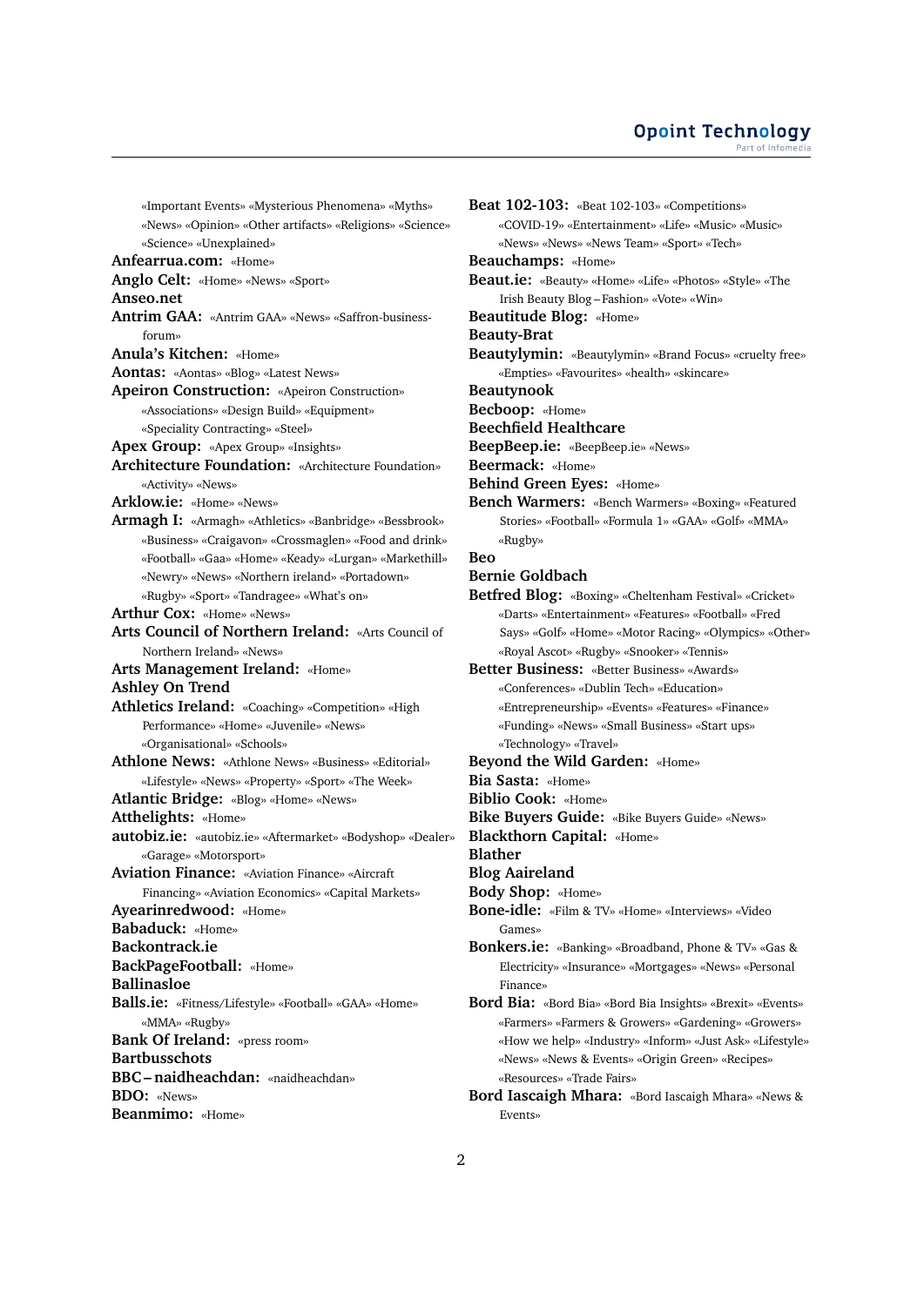«Important Events» «Mysterious Phenomena» «Myths» «News» «Opinion» «Other artifacts» «Religions» «Science» «Science» «Unexplained»

**Anfearrua.com:** «Home»

**Anglo Celt:** «Home» «News» «Sport»

**Anseo.net**

**Antrim GAA:** «Antrim GAA» «News» «Saffron-business-forum»

**Anula's Kitchen:** «Home»

**Aontas:** «Aontas» «Blog» «Latest News»

**Apeiron Construction:** «Apeiron Construction» «Associations» «Design Build» «Equipment» «Speciality Contracting» «Steel»

**Apex Group:** «Apex Group» «Insights»

**Architecture Foundation:** «Architecture Foundation» «Activity» «News»

**Arklow.ie:** «Home» «News»

**Armagh I:** «Armagh» «Athletics» «Banbridge» «Bessbrook» «Business» «Craigavon» «Crossmaglen» «Food and drink» «Football» «Gaa» «Home» «Keady» «Lurgan» «Markethill» «Newry» «News» «Northern ireland» «Portadown» «Rugby» «Sport» «Tandragee» «What's on»

**Arthur Cox:** «Home» «News»

**Arts Council of Northern Ireland:** «Arts Council of Northern Ireland» «News»

**Arts Management Ireland:** «Home»

**Ashley On Trend**

**Athletics Ireland:** «Coaching» «Competition» «High Performance» «Home» «Juvenile» «News» «Organisational» «Schools»

**Athlone News:** «Athlone News» «Business» «Editorial» «Lifestyle» «News» «Property» «Sport» «The Week»

**Atlantic Bridge:** «Blog» «Home» «News»

**Atthelights:** «Home»

**autobiz.ie:** «autobiz.ie» «Aftermarket» «Bodyshop» «Dealer» «Garage» «Motorsport»

**Aviation Finance:** «Aviation Finance» «Aircraft Financing» «Aviation Economics» «Capital Markets»

**Ayearinredwood:** «Home»

**Babaduck:** «Home»

**Backontrack.ie**

**BackPageFootball:** «Home»

**Ballinasloe**

**Balls.ie:** «Fitness/Lifestyle» «Football» «GAA» «Home» «MMA» «Rugby»

**Bank Of Ireland:** «press room»

**Bartbusschots**

**BBC – naidheachdan:** «naidheachdan»

**BDO:** «News»

**Beanmimo:** «Home»

**Beat 102-103:** «Beat 102-103» «Competitions» «COVID-19» «Entertainment» «Life» «Music» «Music» «News» «News» «News Team» «Sport» «Tech»

**Beauchamps:** «Home»

**Beaut.ie:** «Beauty» «Home» «Life» «Photos» «Style» «The Irish Beauty Blog – Fashion» «Vote» «Win»

**Beautitude Blog:** «Home»

**Beauty-Brat**

**Beautylymin:** «Beautylymin» «Brand Focus» «cruelty free» «Empties» «Favourites» «health» «skincare»

**Beautynook**

**Becboop:** «Home»

**Beechfield Healthcare**

**BeepBeep.ie:** «BeepBeep.ie» «News»

**Beermack:** «Home»

**Behind Green Eyes:** «Home»

**Bench Warmers:** «Bench Warmers» «Boxing» «Featured Stories» «Football» «Formula 1» «GAA» «Golf» «MMA» «Rugby»

**Beo**

**Bernie Goldbach**

**Betfred Blog:** «Boxing» «Cheltenham Festival» «Cricket» «Darts» «Entertainment» «Features» «Football» «Fred Says» «Golf» «Home» «Motor Racing» «Olympics» «Other» «Royal Ascot» «Rugby» «Snooker» «Tennis»

**Better Business:** «Better Business» «Awards» «Conferences» «Dublin Tech» «Education» «Entrepreneurship» «Events» «Features» «Finance» «Funding» «News» «Small Business» «Start ups» «Technology» «Travel»

**Beyond the Wild Garden:** «Home»

**Bia Sasta:** «Home»

**Biblio Cook:** «Home»

**Bike Buyers Guide:** «Bike Buyers Guide» «News»

**Blackthorn Capital:** «Home»

**Blather**

**Blog Aaireland**

**Body Shop:** «Home»

**Bone-idle:** «Film & TV» «Home» «Interviews» «Video Games»

**Bonkers.ie:** «Banking» «Broadband, Phone & TV» «Gas & Electricity» «Insurance» «Mortgages» «News» «Personal Finance»

**Bord Bia:** «Bord Bia» «Bord Bia Insights» «Brexit» «Events» «Farmers» «Farmers & Growers» «Gardening» «Growers» «How we help» «Industry» «Inform» «Just Ask» «Lifestyle» «News» «News & Events» «Origin Green» «Recipes» «Resources» «Trade Fairs»

**Bord Iascaigh Mhara:** «Bord Iascaidh Mhara» «News & Events»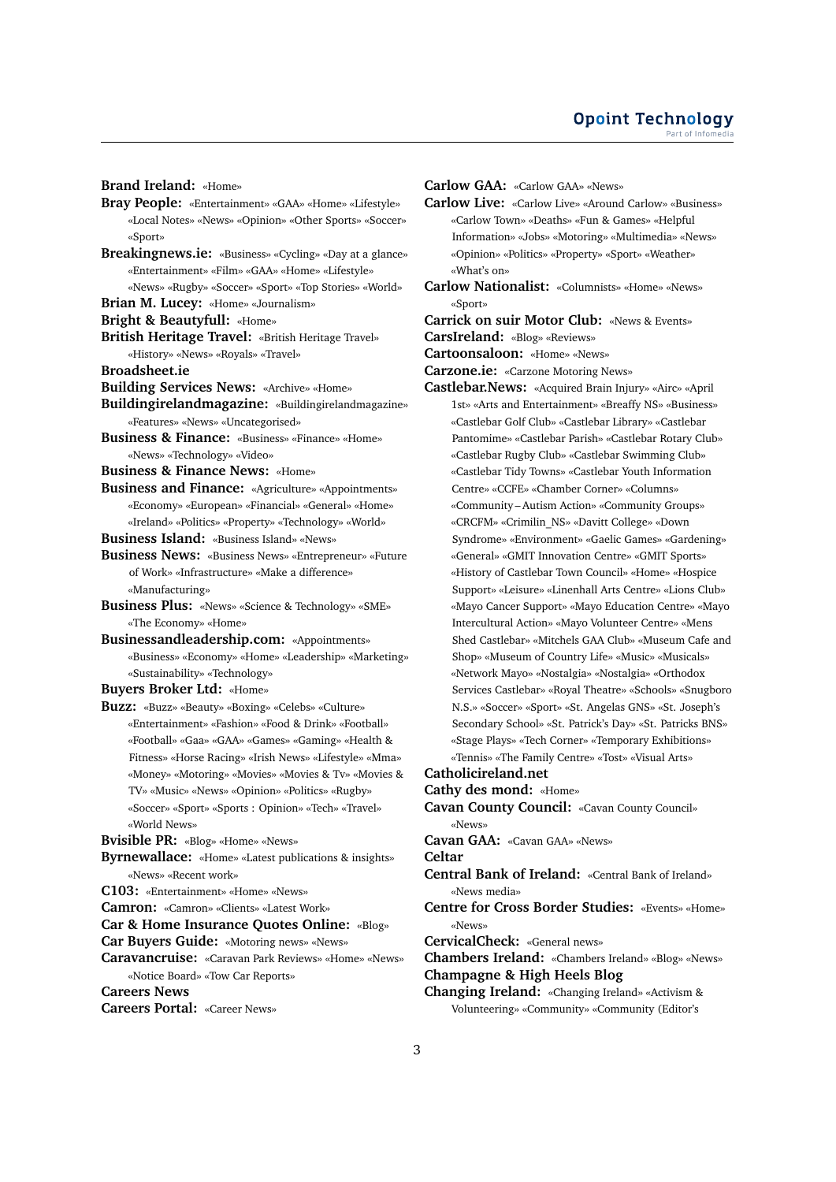**Brand Ireland:** «Home»

**Bray People:** «Entertainment» «GAA» «Home» «Lifestyle» «Local Notes» «News» «Opinion» «Other Sports» «Soccer» «Sport»

**Breakingnews.ie:** «Business» «Cycling» «Day at a glance» «Entertainment» «Film» «GAA» «Home» «Lifestyle» «News» «Rugby» «Soccer» «Sport» «Top Stories» «World»

**Brian M. Lucey:** «Home» «Journalism»

**Bright & Beautyfull:** «Home»

**British Heritage Travel:** «British Heritage Travel» «History» «News» «Royals» «Travel»

**Broadsheet.ie**

**Building Services News:** «Archive» «Home»

**Buildingirelandmagazine:** «Buildingirelandmagazine» «Features» «News» «Uncategorised»

**Business & Finance:** «Business» «Finance» «Home» «News» «Technology» «Video»

**Business & Finance News:** «Home»

**Business and Finance:** «Agriculture» «Appointments» «Economy» «European» «Financial» «General» «Home» «Ireland» «Politics» «Property» «Technology» «World»

**Business Island:** «Business Island» «News»

**Business News:** «Business News» «Entrepreneur» «Future of Work» «Infrastructure» «Make a difference» «Manufacturing»

**Business Plus:** «News» «Science & Technology» «SME» «The Economy» «Home»

**Businessandleadership.com:** «Appointments» «Business» «Economy» «Home» «Leadership» «Marketing» «Sustainability» «Technology»

**Buyers Broker Ltd:** «Home»

**Buzz:** «Buzz» «Beauty» «Boxing» «Celebs» «Culture» «Entertainment» «Fashion» «Food & Drink» «Football» «Football» «Gaa» «GAA» «Games» «Gaming» «Health & Fitness» «Horse Racing» «Irish News» «Lifestyle» «Mma» «Money» «Motoring» «Movies» «Movies & Tv» «Movies & TV» «Music» «News» «Opinion» «Politics» «Rugby» «Soccer» «Sport» «Sports : Opinion» «Tech» «Travel» «World News»

**Bvisible PR:** «Blog» «Home» «News»

**Byrnewallace:** «Home» «Latest publications & insights» «News» «Recent work»

**C103:** «Entertainment» «Home» «News»

**Camron:** «Camron» «Clients» «Latest Work»

**Car & Home Insurance Quotes Online:** «Blog»

**Car Buyers Guide:** «Motoring news» «News»

**Caravancruise:** «Caravan Park Reviews» «Home» «News» «Notice Board» «Tow Car Reports»

**Careers News**

**Careers Portal:** «Career News»

**Carlow GAA:** «Carlow GAA» «News»

**Carlow Live:** «Carlow Live» «Around Carlow» «Business» «Carlow Town» «Deaths» «Fun & Games» «Helpful Information» «Jobs» «Motoring» «Multimedia» «News» «Opinion» «Politics» «Property» «Sport» «Weather» «What's on»

**Carlow Nationalist:** «Columnists» «Home» «News» «Sport»

**Carrick on suir Motor Club:** «News & Events»

**CarsIreland:** «Blog» «Reviews»

**Cartoonsaloon:** «Home» «News»

**Carzone.ie:** «Carzone Motoring News»

**Castlebar.News:** «Acquired Brain Injury» «Airc» «April 1st» «Arts and Entertainment» «Breaffy NS» «Business» «Castlebar Golf Club» «Castlebar Library» «Castlebar Pantomime» «Castlebar Parish» «Castlebar Rotary Club» «Castlebar Rugby Club» «Castlebar Swimming Club» «Castlebar Tidy Towns» «Castlebar Youth Information Centre» «CCFE» «Chamber Corner» «Columns» «Community – Autism Action» «Community Groups» «CRCFM» «Crimilin_NS» «Davitt College» «Down Syndrome» «Environment» «Gaelic Games» «Gardening» «General» «GMIT Innovation Centre» «GMIT Sports» «History of Castlebar Town Council» «Home» «Hospice Support» «Leisure» «Linenhall Arts Centre» «Lions Club» «Mayo Cancer Support» «Mayo Education Centre» «Mayo Intercultural Action» «Mayo Volunteer Centre» «Mens Shed Castlebar» «Mitchels GAA Club» «Museum Cafe and Shop» «Museum of Country Life» «Music» «Musicals» «Network Mayo» «Nostalgia» «Nostalgia» «Orthodox Services Castlebar» «Royal Theatre» «Schools» «Snugboro N.S.» «Soccer» «Sport» «St. Angelas GNS» «St. Joseph's Secondary School» «St. Patrick's Day» «St. Patricks BNS» «Stage Plays» «Tech Corner» «Temporary Exhibitions» «Tennis» «The Family Centre» «Tost» «Visual Arts»

**Catholicireland.net**

**Cathy des mond:** «Home»

**Cavan County Council:** «Cavan County Council» «News»

**Cavan GAA:** «Cavan GAA» «News»

**Celtar**

**Central Bank of Ireland:** «Central Bank of Ireland» «News media»

**Centre for Cross Border Studies:** «Events» «Home» «News»

**CervicalCheck:** «General news»

**Chambers Ireland:** «Chambers Ireland» «Blog» «News»

**Champagne & High Heels Blog**

**Changing Ireland:** «Changing Ireland» «Activism & Volunteering» «Community» «Community (Editor's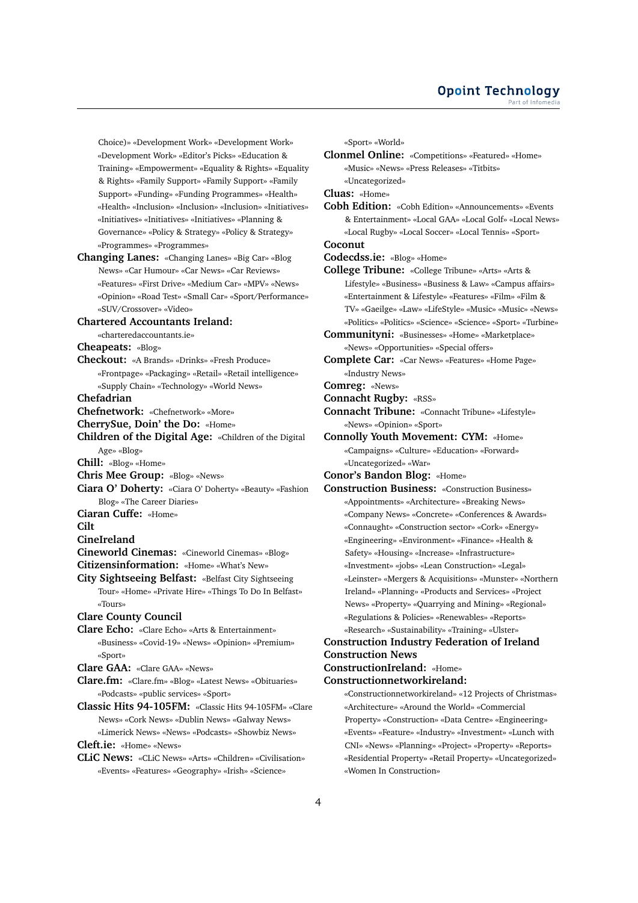Choice)» «Development Work» «Development Work» «Development Work» «Editor's Picks» «Education & Training» «Empowerment» «Equality & Rights» «Equality & Rights» «Family Support» «Family Support» «Family Support» «Funding» «Funding Programmes» «Health» «Health» «Inclusion» «Inclusion» «Inclusion» «Initiatives» «Initiatives» «Initiatives» «Initiatives» «Planning & Governance» «Policy & Strategy» «Policy & Strategy» «Programmes» «Programmes»

**Changing Lanes:** «Changing Lanes» «Big Car» «Blog News» «Car Humour» «Car News» «Car Reviews» «Features» «First Drive» «Medium Car» «MPV» «News» «Opinion» «Road Test» «Small Car» «Sport/Performance» «SUV/Crossover» «Video»

**Chartered Accountants Ireland:** «charteredaccountants.ie»

**Cheapeats:** «Blog»

**Checkout:** «A Brands» «Drinks» «Fresh Produce» «Frontpage» «Packaging» «Retail» «Retail intelligence» «Supply Chain» «Technology» «World News»

**Chefadrian**

**Chefnetwork:** «Chefnetwork» «More»

**CherrySue, Doin' the Do:** «Home»

**Children of the Digital Age:** «Children of the Digital Age» «Blog»

**Chill:** «Blog» «Home»

**Chris Mee Group:** «Blog» «News»

**Ciara O' Doherty:** «Ciara O' Doherty» «Beauty» «Fashion Blog» «The Career Diaries»

**Ciaran Cuffe:** «Home»

**Cilt**

**CineIreland**

**Cineworld Cinemas:** «Cineworld Cinemas» «Blog»

**Citizensinformation:** «Home» «What's New»

**City Sightseeing Belfast:** «Belfast City Sightseeing Tour» «Home» «Private Hire» «Things To Do In Belfast» «Tours»

**Clare County Council**

**Clare Echo:** «Clare Echo» «Arts & Entertainment» «Business» «Covid-19» «News» «Opinion» «Premium» «Sport»

**Clare GAA:** «Clare GAA» «News»

**Clare.fm:** «Clare.fm» «Blog» «Latest News» «Obituaries» «Podcasts» «public services» «Sport»

**Classic Hits 94-105FM:** «Classic Hits 94-105FM» «Clare News» «Cork News» «Dublin News» «Galway News» «Limerick News» «News» «Podcasts» «Showbiz News»

**Cleft.ie:** «Home» «News»

**CLiC News:** «CLiC News» «Arts» «Children» «Civilisation» «Events» «Features» «Geography» «Irish» «Science» «Sport» «World»

**Clonmel Online:** «Competitions» «Featured» «Home» «Music» «News» «Press Releases» «Titbits» «Uncategorized»

**Cluas:** «Home»

**Cobh Edition:** «Cobh Edition» «Announcements» «Events & Entertainment» «Local GAA» «Local Golf» «Local News» «Local Rugby» «Local Soccer» «Local Tennis» «Sport»

**Coconut**

**Codecdss.ie:** «Blog» «Home»

**College Tribune:** «College Tribune» «Arts» «Arts & Lifestyle» «Business» «Business & Law» «Campus affairs» «Entertainment & Lifestyle» «Features» «Film» «Film & TV» «Gaeilge» «Law» «LifeStyle» «Music» «Music» «News» «Politics» «Politics» «Science» «Science» «Sport» «Turbine»

**Communityni:** «Businesses» «Home» «Marketplace» «News» «Opportunities» «Special offers»

**Complete Car:** «Car News» «Features» «Home Page» «Industry News»

**Comreg:** «News»

**Connacht Rugby:** «RSS»

**Connacht Tribune:** «Connacht Tribune» «Lifestyle» «News» «Opinion» «Sport»

**Connolly Youth Movement: CYM:** «Home» «Campaigns» «Culture» «Education» «Forward» «Uncategorized» «War»

**Conor's Bandon Blog:** «Home»

**Construction Business:** «Construction Business» «Appointments» «Architecture» «Breaking News» «Company News» «Concrete» «Conferences & Awards» «Connaught» «Construction sector» «Cork» «Energy» «Engineering» «Environment» «Finance» «Health & Safety» «Housing» «Increase» «Infrastructure» «Investment» «jobs» «Lean Construction» «Legal» «Leinster» «Mergers & Acquisitions» «Munster» «Northern Ireland» «Planning» «Products and Services» «Project News» «Property» «Quarrying and Mining» «Regional» «Regulations & Policies» «Renewables» «Reports» «Research» «Sustainability» «Training» «Ulster»

**Construction Industry Federation of Ireland**

**Construction News**

**ConstructionIreland:** «Home»

**Constructionnetworkireland:** «Constructionnetworkireland» «12 Projects of Christmas» «Architecture» «Around the World» «Commercial Property» «Construction» «Data Centre» «Engineering» «Events» «Feature» «Industry» «Investment» «Lunch with CNI» «News» «Planning» «Project» «Property» «Reports» «Residential Property» «Retail Property» «Uncategorized» «Women In Construction»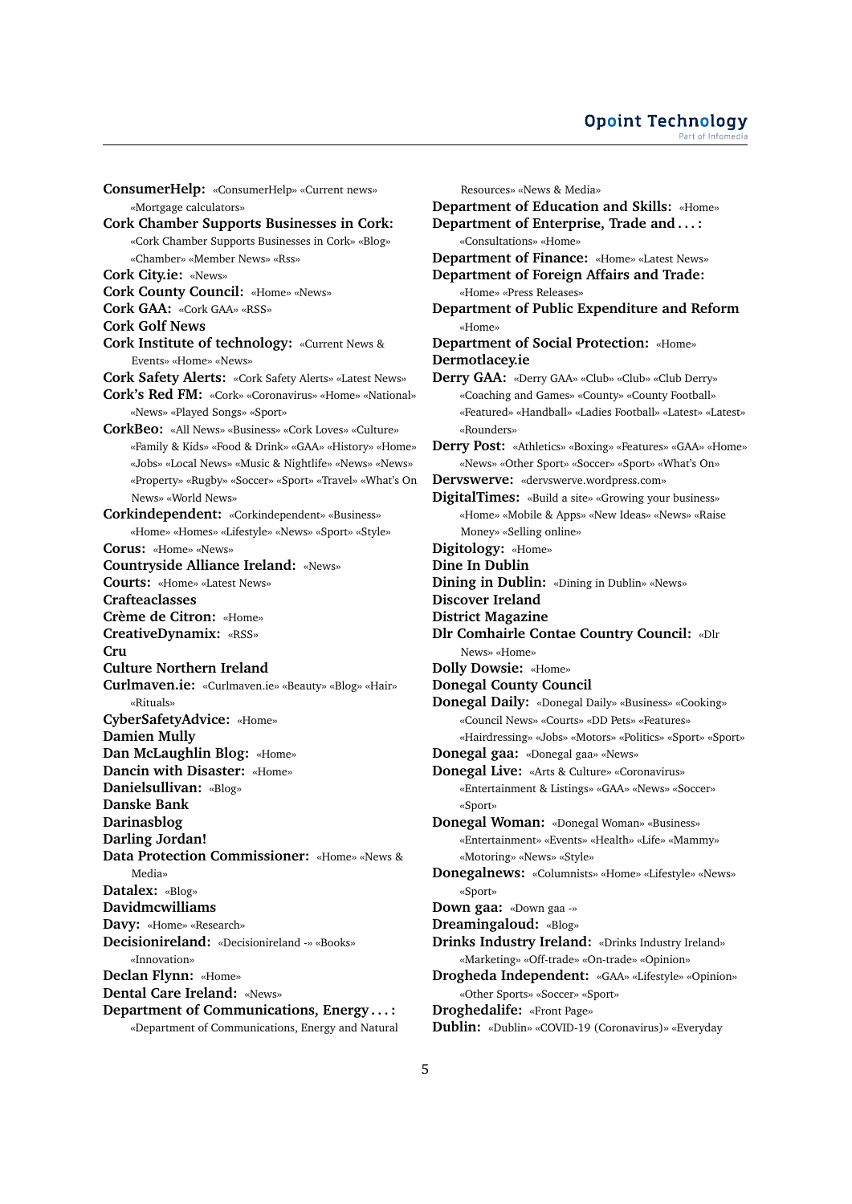**ConsumerHelp:** «ConsumerHelp» «Current news» «Mortgage calculators»

**Cork Chamber Supports Businesses in Cork:** «Cork Chamber Supports Businesses in Cork» «Blog» «Chamber» «Member News» «Rss»

**Cork City.ie:** «News»

**Cork County Council:** «Home» «News»

**Cork GAA:** «Cork GAA» «RSS»

**Cork Golf News**

**Cork Institute of technology:** «Current News & Events» «Home» «News»

**Cork Safety Alerts:** «Cork Safety Alerts» «Latest News»

**Cork's Red FM:** «Cork» «Coronavirus» «Home» «National» «News» «Played Songs» «Sport»

**CorkBeo:** «All News» «Business» «Cork Loves» «Culture» «Family & Kids» «Food & Drink» «GAA» «History» «Home» «Jobs» «Local News» «Music & Nightlife» «News» «News» «Property» «Rugby» «Soccer» «Sport» «Travel» «What's On News» «World News»

**Corkindependent:** «Corkindependent» «Business» «Home» «Homes» «Lifestyle» «News» «Sport» «Style»

**Corus:** «Home» «News»

**Countryside Alliance Ireland:** «News»

**Courts:** «Home» «Latest News»

**Crafteaclasses**

**Crème de Citron:** «Home»

**CreativeDynamix:** «RSS»

**Cru**

**Culture Northern Ireland**

**Curlmaven.ie:** «Curlmaven.ie» «Beauty» «Blog» «Hair» «Rituals»

**CyberSafetyAdvice:** «Home»

**Damien Mully**

**Dan McLaughlin Blog:** «Home»

**Dancin with Disaster:** «Home»

**Danielsullivan:** «Blog»

**Danske Bank**

**Darinasblog**

**Darling Jordan!**

**Data Protection Commissioner:** «Home» «News & Media»

**Datalex:** «Blog»

**Davidmcwilliams**

**Davy:** «Home» «Research»

**Decisionireland:** «Decisionireland -» «Books» «Innovation»

**Declan Flynn:** «Home»

**Dental Care Ireland:** «News»

**Department of Communications, Energy . . . :** «Department of Communications, Energy and Natural Resources» «News & Media»

**Department of Education and Skills:** «Home»

**Department of Enterprise, Trade and . . . :** «Consultations» «Home»

**Department of Finance:** «Home» «Latest News»

**Department of Foreign Affairs and Trade:** «Home» «Press Releases»

**Department of Public Expenditure and Reform** «Home»

**Department of Social Protection:** «Home»

**Dermotlacey.ie**

**Derry GAA:** «Derry GAA» «Club» «Club» «Club Derry» «Coaching and Games» «County» «County Football» «Featured» «Handball» «Ladies Football» «Latest» «Latest» «Rounders»

**Derry Post:** «Athletics» «Boxing» «Features» «GAA» «Home» «News» «Other Sport» «Soccer» «Sport» «What's On»

**Dervswerve:** «dervswerve.wordpress.com»

**DigitalTimes:** «Build a site» «Growing your business» «Home» «Mobile & Apps» «New Ideas» «News» «Raise Money» «Selling online»

**Digitology:** «Home»

**Dine In Dublin**

**Dining in Dublin:** «Dining in Dublin» «News»

**Discover Ireland**

**District Magazine**

**Dlr Comhairle Contae Country Council:** «Dlr News» «Home»

**Dolly Dowsie:** «Home»

**Donegal County Council**

**Donegal Daily:** «Donegal Daily» «Business» «Cooking» «Council News» «Courts» «DD Pets» «Features» «Hairdressing» «Jobs» «Motors» «Politics» «Sport» «Sport»

**Donegal gaa:** «Donegal gaa» «News»

**Donegal Live:** «Arts & Culture» «Coronavirus» «Entertainment & Listings» «GAA» «News» «Soccer» «Sport»

**Donegal Woman:** «Donegal Woman» «Business» «Entertainment» «Events» «Health» «Life» «Mammy» «Motoring» «News» «Style»

**Donegalnews:** «Columnists» «Home» «Lifestyle» «News» «Sport»

**Down gaa:** «Down gaa -»

**Dreamingaloud:** «Blog»

**Drinks Industry Ireland:** «Drinks Industry Ireland» «Marketing» «Off-trade» «On-trade» «Opinion»

**Drogheda Independent:** «GAA» «Lifestyle» «Opinion» «Other Sports» «Soccer» «Sport»

**Droghedalife:** «Front Page»

**Dublin:** «Dublin» «COVID-19 (Coronavirus)» «Everyday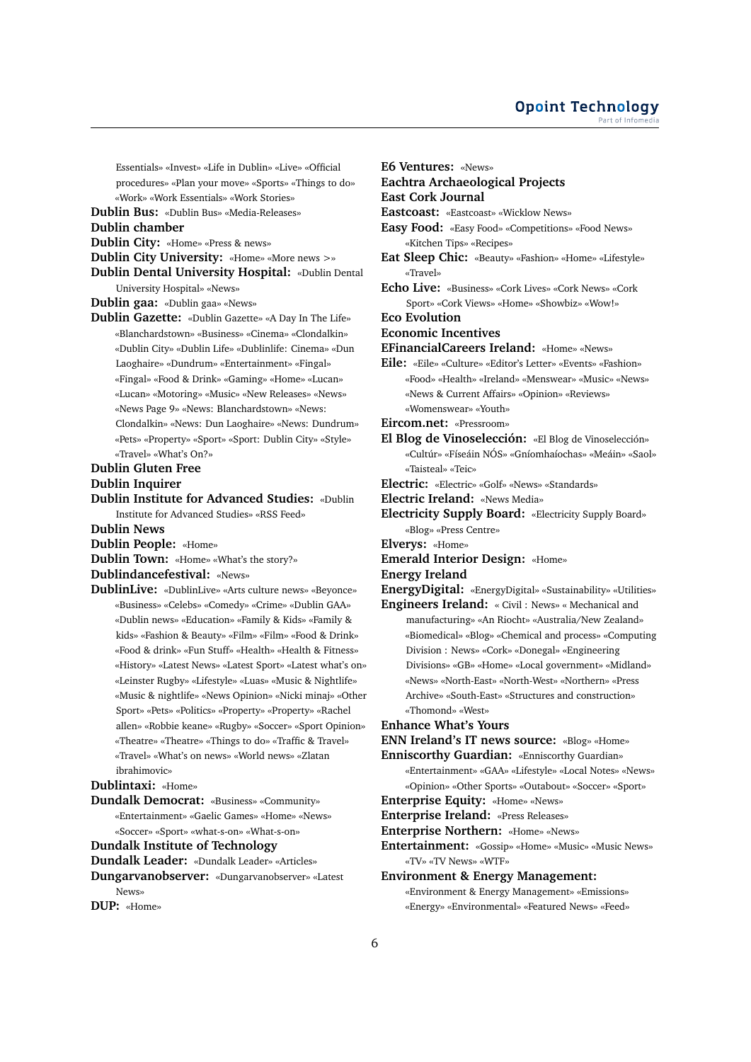Essentials» «Invest» «Life in Dublin» «Live» «Official procedures» «Plan your move» «Sports» «Things to do» «Work» «Work Essentials» «Work Stories»

**Dublin Bus:** «Dublin Bus» «Media-Releases»

**Dublin chamber**

**Dublin City:** «Home» «Press & news»

**Dublin City University:** «Home» «More news >»

**Dublin Dental University Hospital:** «Dublin Dental University Hospital» «News»

**Dublin gaa:** «Dublin gaa» «News»

**Dublin Gazette:** «Dublin Gazette» «A Day In The Life» «Blanchardstown» «Business» «Cinema» «Clondalkin» «Dublin City» «Dublin Life» «Dublinlife: Cinema» «Dun Laoghaire» «Dundrum» «Entertainment» «Fingal» «Fingal» «Food & Drink» «Gaming» «Home» «Lucan» «Lucan» «Motoring» «Music» «New Releases» «News» «News Page 9» «News: Blanchardstown» «News: Clondalkin» «News: Dun Laoghaire» «News: Dundrum» «Pets» «Property» «Sport» «Sport: Dublin City» «Style» «Travel» «What's On?»

**Dublin Gluten Free**

**Dublin Inquirer**

**Dublin Institute for Advanced Studies:** «Dublin Institute for Advanced Studies» «RSS Feed»

**Dublin News**

**Dublin People:** «Home»

**Dublin Town:** «Home» «What's the story?»

**Dublindancefestival:** «News»

**DublinLive:** «DublinLive» «Arts culture news» «Beyonce» «Business» «Celebs» «Comedy» «Crime» «Dublin GAA» «Dublin news» «Education» «Family & Kids» «Family & kids» «Fashion & Beauty» «Film» «Film» «Food & Drink» «Food & drink» «Fun Stuff» «Health» «Health & Fitness» «History» «Latest News» «Latest Sport» «Latest what's on» «Leinster Rugby» «Lifestyle» «Luas» «Music & Nightlife» «Music & nightlife» «News Opinion» «Nicki minaj» «Other Sport» «Pets» «Politics» «Property» «Property» «Rachel allen» «Robbie keane» «Rugby» «Soccer» «Sport Opinion» «Theatre» «Theatre» «Things to do» «Traffic & Travel» «Travel» «What's on news» «World news» «Zlatan ibrahimovic»

**Dublintaxi:** «Home»

**Dundalk Democrat:** «Business» «Community» «Entertainment» «Gaelic Games» «Home» «News» «Soccer» «Sport» «what-s-on» «What-s-on»

**Dundalk Institute of Technology**

**Dundalk Leader:** «Dundalk Leader» «Articles»

**Dungarvanobserver:** «Dungarvanobserver» «Latest News»

**DUP:** «Home»

**E6 Ventures:** «News»

**Eachtra Archaeological Projects**

**East Cork Journal**

**Eastcoast:** «Eastcoast» «Wicklow News»

**Easy Food:** «Easy Food» «Competitions» «Food News» «Kitchen Tips» «Recipes»

**Eat Sleep Chic:** «Beauty» «Fashion» «Home» «Lifestyle» «Travel»

**Echo Live:** «Business» «Cork Lives» «Cork News» «Cork Sport» «Cork Views» «Home» «Showbiz» «Wow!»

**Eco Evolution**

**Economic Incentives**

**EFinancialCareers Ireland:** «Home» «News»

**Eile:** «Eile» «Culture» «Editor's Letter» «Events» «Fashion» «Food» «Health» «Ireland» «Menswear» «Music» «News» «News & Current Affairs» «Opinion» «Reviews» «Womenswear» «Youth»

**Eircom.net:** «Pressroom»

**El Blog de Vinoselección:** «El Blog de Vinoselección» «Cultúr» «Físeáin NÓS» «Gníomhaíochas» «Meáin» «Saol» «Taisteal» «Teic»

**Electric:** «Electric» «Golf» «News» «Standards»

**Electric Ireland:** «News Media»

**Electricity Supply Board:** «Electricity Supply Board» «Blog» «Press Centre»

**Elverys:** «Home»

**Emerald Interior Design:** «Home»

**Energy Ireland**

**EnergyDigital:** «EnergyDigital» «Sustainability» «Utilities»

**Engineers Ireland:** « Civil : News» « Mechanical and manufacturing» «An Riocht» «Australia/New Zealand» «Biomedical» «Blog» «Chemical and process» «Computing Division : News» «Cork» «Donegal» «Engineering Divisions» «GB» «Home» «Local government» «Midland» «News» «North-East» «North-West» «Northern» «Press Archive» «South-East» «Structures and construction» «Thomond» «West»

**Enhance What's Yours**

**ENN Ireland's IT news source:** «Blog» «Home»

**Enniscorthy Guardian:** «Enniscorthy Guardian» «Entertainment» «GAA» «Lifestyle» «Local Notes» «News» «Opinion» «Other Sports» «Outabout» «Soccer» «Sport»

**Enterprise Equity:** «Home» «News»

**Enterprise Ireland:** «Press Releases»

**Enterprise Northern:** «Home» «News»

**Entertainment:** «Gossip» «Home» «Music» «Music News» «TV» «TV News» «WTF»

**Environment & Energy Management:** «Environment & Energy Management» «Emissions» «Energy» «Environmental» «Featured News» «Feed»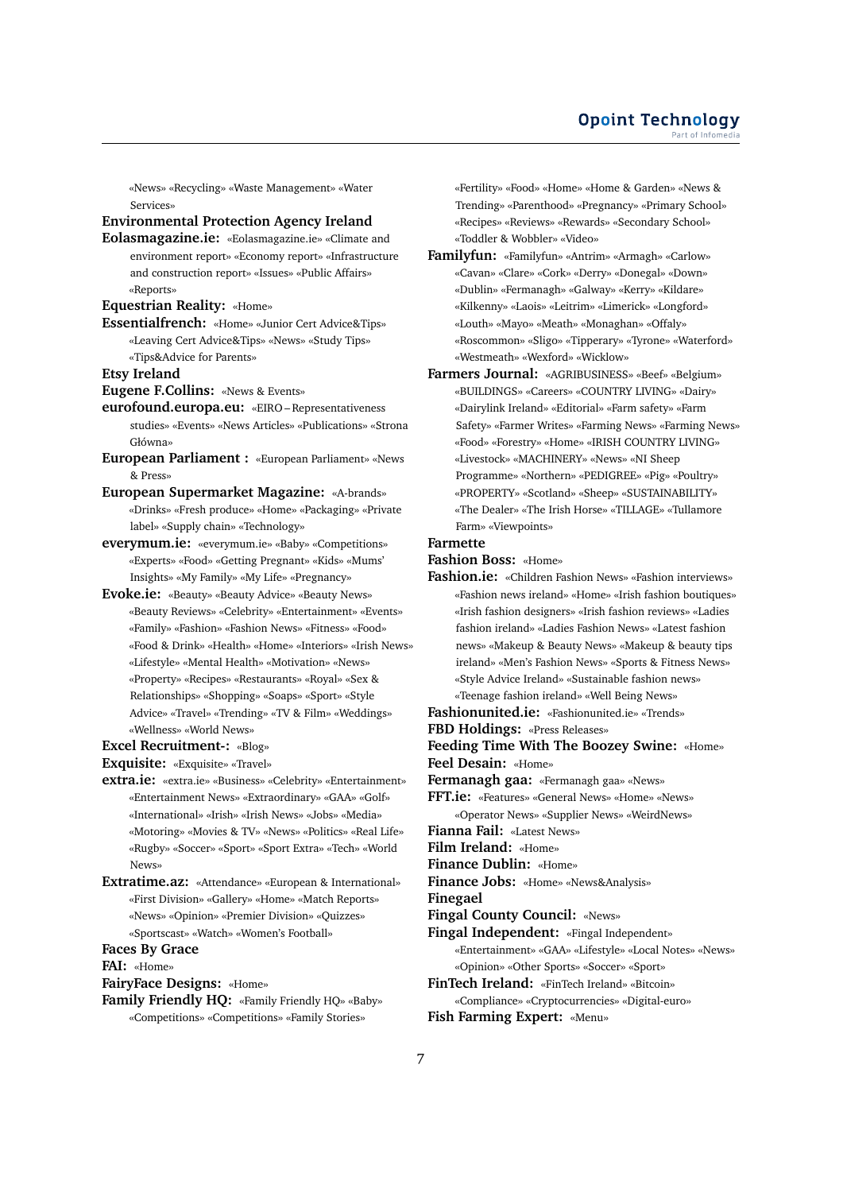«News» «Recycling» «Waste Management» «Water Services»

**Environmental Protection Agency Ireland**

**Eolasmagazine.ie:** «Eolasmagazine.ie» «Climate and environment report» «Economy report» «Infrastructure and construction report» «Issues» «Public Affairs» «Reports»

**Equestrian Reality:** «Home»

**Essentialfrench:** «Home» «Junior Cert Advice&Tips» «Leaving Cert Advice&Tips» «News» «Study Tips» «Tips&Advice for Parents»

**Etsy Ireland**

**Eugene F.Collins:** «News & Events»

**eurofound.europa.eu:** «EIRO – Representativeness studies» «Events» «News Articles» «Publications» «Strona Główna»

**European Parliament :** «European Parliament» «News & Press»

**European Supermarket Magazine:** «A-brands» «Drinks» «Fresh produce» «Home» «Packaging» «Private label» «Supply chain» «Technology»

**everymum.ie:** «everymum.ie» «Baby» «Competitions» «Experts» «Food» «Getting Pregnant» «Kids» «Mums' Insights» «My Family» «My Life» «Pregnancy»

**Evoke.ie:** «Beauty» «Beauty Advice» «Beauty News» «Beauty Reviews» «Celebrity» «Entertainment» «Events» «Family» «Fashion» «Fashion News» «Fitness» «Food» «Food & Drink» «Health» «Home» «Interiors» «Irish News» «Lifestyle» «Mental Health» «Motivation» «News» «Property» «Recipes» «Restaurants» «Royal» «Sex & Relationships» «Shopping» «Soaps» «Sport» «Style Advice» «Travel» «Trending» «TV & Film» «Weddings» «Wellness» «World News»

**Excel Recruitment-:** «Blog»

**Exquisite:** «Exquisite» «Travel»

**extra.ie:** «extra.ie» «Business» «Celebrity» «Entertainment» «Entertainment News» «Extraordinary» «GAA» «Golf» «International» «Irish» «Irish News» «Jobs» «Media» «Motoring» «Movies & TV» «News» «Politics» «Real Life» «Rugby» «Soccer» «Sport» «Sport Extra» «Tech» «World News»

**Extratime.az:** «Attendance» «European & International» «First Division» «Gallery» «Home» «Match Reports» «News» «Opinion» «Premier Division» «Quizzes» «Sportscast» «Watch» «Women's Football»

**Faces By Grace**

**FAI:** «Home»

**FairyFace Designs:** «Home»

**Family Friendly HQ:** «Family Friendly HQ» «Baby» «Competitions» «Competitions» «Family Stories» «Fertility» «Food» «Home» «Home & Garden» «News & Trending» «Parenthood» «Pregnancy» «Primary School» «Recipes» «Reviews» «Rewards» «Secondary School» «Toddler & Wobbler» «Video»

**Familyfun:** «Familyfun» «Antrim» «Armagh» «Carlow» «Cavan» «Clare» «Cork» «Derry» «Donegal» «Down» «Dublin» «Fermanagh» «Galway» «Kerry» «Kildare» «Kilkenny» «Laois» «Leitrim» «Limerick» «Longford» «Louth» «Mayo» «Meath» «Monaghan» «Offaly» «Roscommon» «Sligo» «Tipperary» «Tyrone» «Waterford» «Westmeath» «Wexford» «Wicklow»

**Farmers Journal:** «AGRIBUSINESS» «Beef» «Belgium» «BUILDINGS» «Careers» «COUNTRY LIVING» «Dairy» «Dairylink Ireland» «Editorial» «Farm safety» «Farm Safety» «Farmer Writes» «Farming News» «Farming News» «Food» «Forestry» «Home» «IRISH COUNTRY LIVING» «Livestock» «MACHINERY» «News» «NI Sheep Programme» «Northern» «PEDIGREE» «Pig» «Poultry» «PROPERTY» «Scotland» «Sheep» «SUSTAINABILITY» «The Dealer» «The Irish Horse» «TILLAGE» «Tullamore Farm» «Viewpoints»

**Farmette**

**Fashion Boss:** «Home»

**Fashion.ie:** «Children Fashion News» «Fashion interviews» «Fashion news ireland» «Home» «Irish fashion boutiques» «Irish fashion designers» «Irish fashion reviews» «Ladies fashion ireland» «Ladies Fashion News» «Latest fashion news» «Makeup & Beauty News» «Makeup & beauty tips ireland» «Men's Fashion News» «Sports & Fitness News» «Style Advice Ireland» «Sustainable fashion news» «Teenage fashion ireland» «Well Being News»

**Fashionunited.ie:** «Fashionunited.ie» «Trends»

**FBD Holdings:** «Press Releases»

**Feeding Time With The Boozey Swine:** «Home»

**Feel Desain:** «Home»

**Fermanagh gaa:** «Fermanagh gaa» «News»

**FFT.ie:** «Features» «General News» «Home» «News» «Operator News» «Supplier News» «WeirdNews»

**Fianna Fail:** «Latest News»

**Film Ireland:** «Home»

**Finance Dublin:** «Home»

**Finance Jobs:** «Home» «News&Analysis»

**Finegael**

**Fingal County Council:** «News»

**Fingal Independent:** «Fingal Independent» «Entertainment» «GAA» «Lifestyle» «Local Notes» «News» «Opinion» «Other Sports» «Soccer» «Sport»

**FinTech Ireland:** «FinTech Ireland» «Bitcoin» «Compliance» «Cryptocurrencies» «Digital-euro»

**Fish Farming Expert:** «Menu»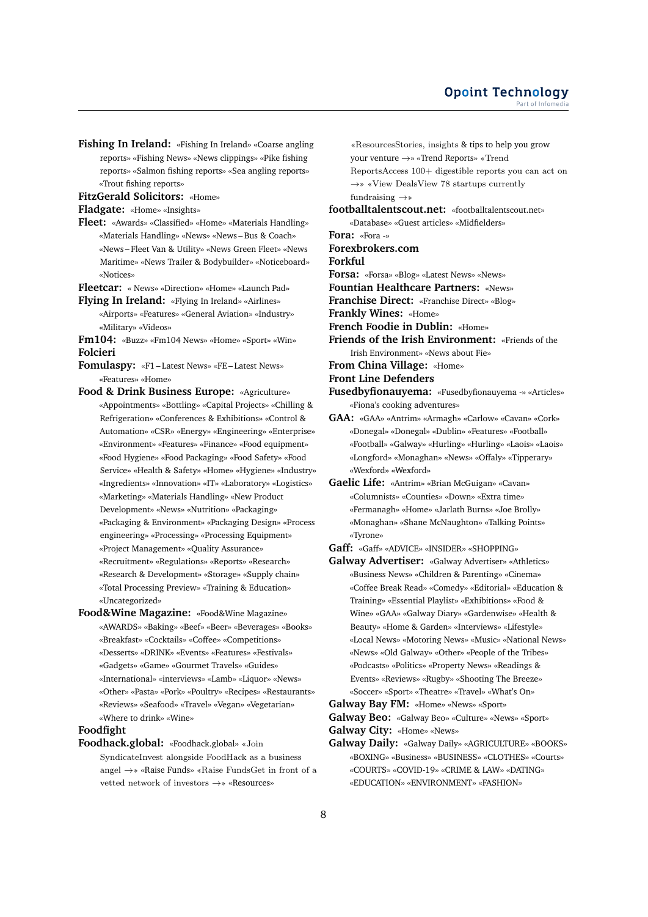**Fishing In Ireland:** «Fishing In Ireland» «Coarse angling reports» «Fishing News» «News clippings» «Pike fishing reports» «Salmon fishing reports» «Sea angling reports» «Trout fishing reports»

**FitzGerald Solicitors:** «Home»

**Fladgate:** «Home» «Insights»

**Fleet:** «Awards» «Classified» «Home» «Materials Handling» «Materials Handling» «News» «News – Bus & Coach» «News – Fleet Van & Utility» «News Green Fleet» «News Maritime» «News Trailer & Bodybuilder» «Noticeboard» «Notices»

**Fleetcar:** « News» «Direction» «Home» «Launch Pad»

**Flying In Ireland:** «Flying In Ireland» «Airlines» «Airports» «Features» «General Aviation» «Industry» «Military» «Videos»

**Fm104:** «Buzz» «Fm104 News» «Home» «Sport» «Win»

**Folcieri**

**Fomulaspy:** «F1 – Latest News» «FE – Latest News» «Features» «Home»

**Food & Drink Business Europe:** «Agriculture» «Appointments» «Bottling» «Capital Projects» «Chilling & Refrigeration» «Conferences & Exhibitions» «Control & Automation» «CSR» «Energy» «Engineering» «Enterprise» «Environment» «Features» «Finance» «Food equipment» «Food Hygiene» «Food Packaging» «Food Safety» «Food Service» «Health & Safety» «Home» «Hygiene» «Industry» «Ingredients» «Innovation» «IT» «Laboratory» «Logistics» «Marketing» «Materials Handling» «New Product Development» «News» «Nutrition» «Packaging» «Packaging & Environment» «Packaging Design» «Process engineering» «Processing» «Processing Equipment» «Project Management» «Quality Assurance» «Recruitment» «Regulations» «Reports» «Research» «Research & Development» «Storage» «Supply chain» «Total Processing Preview» «Training & Education» «Uncategorized»

**Food&Wine Magazine:** «Food&Wine Magazine» «AWARDS» «Baking» «Beef» «Beer» «Beverages» «Books» «Breakfast» «Cocktails» «Coffee» «Competitions» «Desserts» «DRINK» «Events» «Features» «Festivals» «Gadgets» «Game» «Gourmet Travels» «Guides» «International» «interviews» «Lamb» «Liquor» «News» «Other» «Pasta» «Pork» «Poultry» «Recipes» «Restaurants» «Reviews» «Seafood» «Travel» «Vegan» «Vegetarian» «Where to drink» «Wine»

**Foodfight**

**Foodhack.global:** «Foodhack.global» «Join SyndicateInvest alongside FoodHack as a business angel →» «Raise Funds» «Raise FundsGet in front of a vetted network of investors →» «Resources» «ResourcesStories, insights & tips to help you grow your venture →» «Trend Reports» «Trend ReportsAccess 100+ digestible reports you can act on →» «View DealsView 78 startups currently fundraising →»

**footballtalentscout.net:** «footballtalentscout.net» «Database» «Guest articles» «Midfielders»

**Fora:** «Fora -»

**Forexbrokers.com**

**Forkful**

**Forsa:** «Forsa» «Blog» «Latest News» «News»

**Fountian Healthcare Partners:** «News»

**Franchise Direct:** «Franchise Direct» «Blog»

**Frankly Wines:** «Home»

**French Foodie in Dublin:** «Home»

**Friends of the Irish Environment:** «Friends of the Irish Environment» «News about Fie»

**From China Village:** «Home»

**Front Line Defenders**

**Fusedbyfionauyema:** «Fusedbyfionauyema -» «Articles» «Fiona's cooking adventures»

**GAA:** «GAA» «Antrim» «Armagh» «Carlow» «Cavan» «Cork» «Donegal» «Donegal» «Dublin» «Features» «Football» «Football» «Galway» «Hurling» «Hurling» «Laois» «Laois» «Longford» «Monaghan» «News» «Offaly» «Tipperary» «Wexford» «Wexford»

**Gaelic Life:** «Antrim» «Brian McGuigan» «Cavan» «Columnists» «Counties» «Down» «Extra time» «Fermanagh» «Home» «Jarlath Burns» «Joe Brolly» «Monaghan» «Shane McNaughton» «Talking Points» «Tyrone»

**Gaff:** «Gaff» «ADVICE» «INSIDER» «SHOPPING»

**Galway Advertiser:** «Galway Advertiser» «Athletics» «Business News» «Children & Parenting» «Cinema» «Coffee Break Read» «Comedy» «Editorial» «Education & Training» «Essential Playlist» «Exhibitions» «Food & Wine» «GAA» «Galway Diary» «Gardenwise» «Health & Beauty» «Home & Garden» «Interviews» «Lifestyle» «Local News» «Motoring News» «Music» «National News» «News» «Old Galway» «Other» «People of the Tribes» «Podcasts» «Politics» «Property News» «Readings & Events» «Reviews» «Rugby» «Shooting The Breeze» «Soccer» «Sport» «Theatre» «Travel» «What's On»

**Galway Bay FM:** «Home» «News» «Sport»

**Galway Beo:** «Galway Beo» «Culture» «News» «Sport»

**Galway City:** «Home» «News»

**Galway Daily:** «Galway Daily» «AGRICULTURE» «BOOKS» «BOXING» «Business» «BUSINESS» «CLOTHES» «Courts» «COURTS» «COVID-19» «CRIME & LAW» «DATING» «EDUCATION» «ENVIRONMENT» «FASHION»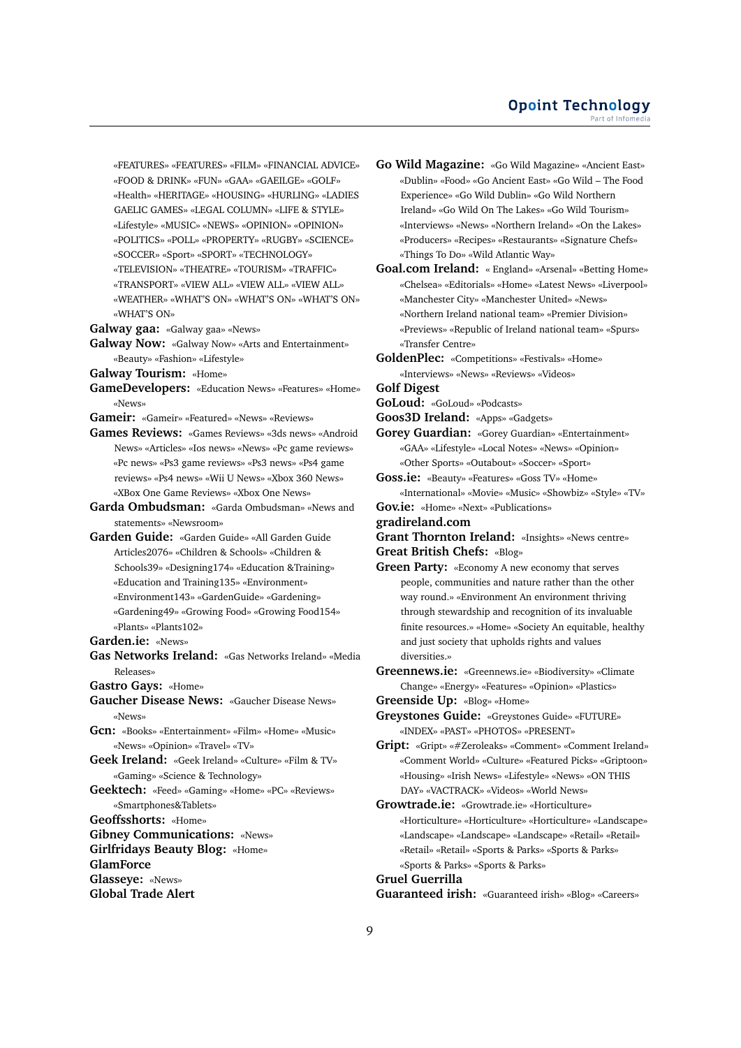«FEATURES» «FEATURES» «FILM» «FINANCIAL ADVICE» «FOOD & DRINK» «FUN» «GAA» «GAEILGE» «GOLF» «Health» «HERITAGE» «HOUSING» «HURLING» «LADIES GAELIC GAMES» «LEGAL COLUMN» «LIFE & STYLE» «Lifestyle» «MUSIC» «NEWS» «OPINION» «OPINION» «POLITICS» «POLL» «PROPERTY» «RUGBY» «SCIENCE» «SOCCER» «Sport» «SPORT» «TECHNOLOGY» «TELEVISION» «THEATRE» «TOURISM» «TRAFFIC» «TRANSPORT» «VIEW ALL» «VIEW ALL» «VIEW ALL» «WEATHER» «WHAT'S ON» «WHAT'S ON» «WHAT'S ON» «WHAT'S ON»

**Galway gaa:** «Galway gaa» «News»

**Galway Now:** «Galway Now» «Arts and Entertainment» «Beauty» «Fashion» «Lifestyle»

**Galway Tourism:** «Home»

**GameDevelopers:** «Education News» «Features» «Home» «News»

**Gameir:** «Gameir» «Featured» «News» «Reviews»

**Games Reviews:** «Games Reviews» «3ds news» «Android News» «Articles» «Ios news» «News» «Pc game reviews» «Pc news» «Ps3 game reviews» «Ps3 news» «Ps4 game reviews» «Ps4 news» «Wii U News» «Xbox 360 News» «XBox One Game Reviews» «Xbox One News»

**Garda Ombudsman:** «Garda Ombudsman» «News and statements» «Newsroom»

**Garden Guide:** «Garden Guide» «All Garden Guide Articles2076» «Children & Schools» «Children & Schools39» «Designing174» «Education &Training» «Education and Training135» «Environment» «Environment143» «GardenGuide» «Gardening» «Gardening49» «Growing Food» «Growing Food154» «Plants» «Plants102»

**Garden.ie:** «News»

**Gas Networks Ireland:** «Gas Networks Ireland» «Media Releases»

**Gastro Gays:** «Home»

**Gaucher Disease News:** «Gaucher Disease News» «News»

**Gcn:** «Books» «Entertainment» «Film» «Home» «Music» «News» «Opinion» «Travel» «TV»

**Geek Ireland:** «Geek Ireland» «Culture» «Film & TV» «Gaming» «Science & Technology»

**Geektech:** «Feed» «Gaming» «Home» «PC» «Reviews» «Smartphones&Tablets»

**Geoffsshorts:** «Home»

**Gibney Communications:** «News»

**Girlfridays Beauty Blog:** «Home»

**GlamForce**

**Glasseye:** «News»

**Global Trade Alert**

**Go Wild Magazine:** «Go Wild Magazine» «Ancient East» «Dublin» «Food» «Go Ancient East» «Go Wild – The Food Experience» «Go Wild Dublin» «Go Wild Northern Ireland» «Go Wild On The Lakes» «Go Wild Tourism» «Interviews» «News» «Northern Ireland» «On the Lakes» «Producers» «Recipes» «Restaurants» «Signature Chefs» «Things To Do» «Wild Atlantic Way»

**Goal.com Ireland:** « England» «Arsenal» «Betting Home» «Chelsea» «Editorials» «Home» «Latest News» «Liverpool» «Manchester City» «Manchester United» «News» «Northern Ireland national team» «Premier Division» «Previews» «Republic of Ireland national team» «Spurs» «Transfer Centre»

**GoldenPlec:** «Competitions» «Festivals» «Home» «Interviews» «News» «Reviews» «Videos»

**Golf Digest**

**GoLoud:** «GoLoud» «Podcasts»

**Goos3D Ireland:** «Apps» «Gadgets»

**Gorey Guardian:** «Gorey Guardian» «Entertainment» «GAA» «Lifestyle» «Local Notes» «News» «Opinion» «Other Sports» «Outabout» «Soccer» «Sport»

**Goss.ie:** «Beauty» «Features» «Goss TV» «Home» «International» «Movie» «Music» «Showbiz» «Style» «TV»

**Gov.ie:** «Home» «Next» «Publications»

**gradireland.com**

**Grant Thornton Ireland:** «Insights» «News centre»

**Great British Chefs:** «Blog»

**Green Party:** «Economy A new economy that serves people, communities and nature rather than the other way round.» «Environment An environment thriving through stewardship and recognition of its invaluable finite resources.» «Home» «Society An equitable, healthy and just society that upholds rights and values diversities.»

**Greennews.ie:** «Greennews.ie» «Biodiversity» «Climate Change» «Energy» «Features» «Opinion» «Plastics»

**Greenside Up:** «Blog» «Home»

**Greystones Guide:** «Greystones Guide» «FUTURE» «INDEX» «PAST» «PHOTOS» «PRESENT»

**Gript:** «Gript» «#Zeroleaks» «Comment» «Comment Ireland» «Comment World» «Culture» «Featured Picks» «Griptoon» «Housing» «Irish News» «Lifestyle» «News» «ON THIS DAY» «VACTRACK» «Videos» «World News»

**Growtrade.ie:** «Growtrade.ie» «Horticulture» «Horticulture» «Horticulture» «Horticulture» «Landscape» «Landscape» «Landscape» «Landscape» «Retail» «Retail» «Retail» «Retail» «Sports & Parks» «Sports & Parks» «Sports & Parks» «Sports & Parks»

**Gruel Guerrilla**

**Guaranteed irish:** «Guaranteed irish» «Blog» «Careers»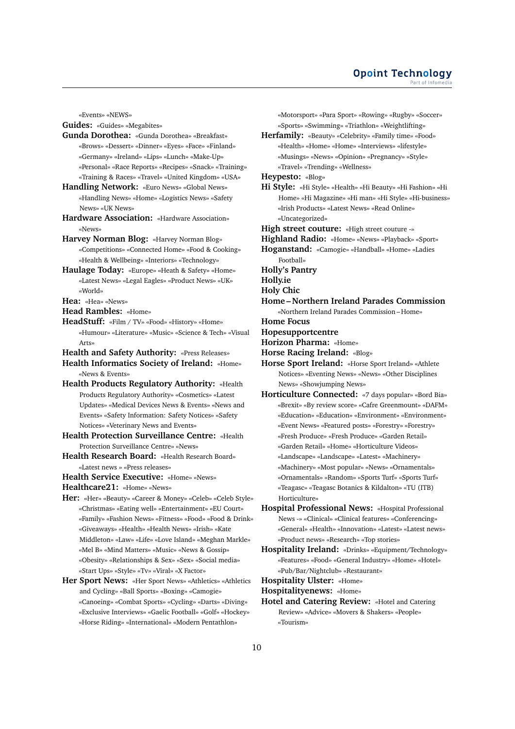«Events» «NEWS»

**Guides:** «Guides» «Megabites»

**Gunda Dorothea:** «Gunda Dorothea» «Breakfast» «Brows» «Dessert» «Dinner» «Eyes» «Face» «Finland» «Germany» «Ireland» «Lips» «Lunch» «Make-Up» «Personal» «Race Reports» «Recipes» «Snack» «Training» «Training & Races» «Travel» «United Kingdom» «USA»

**Handling Network:** «Euro News» «Global News» «Handling News» «Home» «Logistics News» «Safety News» «UK News»

**Hardware Association:** «Hardware Association» «News»

**Harvey Norman Blog:** «Harvey Norman Blog» «Competitions» «Connected Home» «Food & Cooking» «Health & Wellbeing» «Interiors» «Technology»

**Haulage Today:** «Europe» «Heath & Safety» «Home» «Latest News» «Legal Eagles» «Product News» «UK» «World»

**Hea:** «Hea» «News»

**Head Rambles:** «Home»

**HeadStuff:** «Film / TV» «Food» «History» «Home» «Humour» «Literature» «Music» «Science & Tech» «Visual Arts»

**Health and Safety Authority:** «Press Releases»

**Health Informatics Society of Ireland:** «Home» «News & Events»

**Health Products Regulatory Authority:** «Health Products Regulatory Authority» «Cosmetics» «Latest Updates» «Medical Devices News & Events» «News and Events» «Safety Information: Safety Notices» «Safety Notices» «Veterinary News and Events»

**Health Protection Surveillance Centre:** «Health Protection Surveillance Centre» «News»

**Health Research Board:** «Health Research Board» «Latest news » «Press releases»

**Health Service Executive:** «Home» «News»

**Healthcare21:** «Home» «News»

**Her:** «Her» «Beauty» «Career & Money» «Celeb» «Celeb Style» «Christmas» «Eating well» «Entertainment» «EU Court» «Family» «Fashion News» «Fitness» «Food» «Food & Drink» «Giveaways» «Health» «Health News» «Irish» «Kate Middleton» «Law» «Life» «Love Island» «Meghan Markle» «Mel B» «Mind Matters» «Music» «News & Gossip» «Obesity» «Relationships & Sex» «Sex» «Social media» «Start Ups» «Style» «Tv» «Viral» «X Factor»

**Her Sport News:** «Her Sport News» «Athletics» «Athletics and Cycling» «Ball Sports» «Boxing» «Camogie» «Canoeing» «Combat Sports» «Cycling» «Darts» «Diving» «Exclusive Interviews» «Gaelic Football» «Golf» «Hockey» «Horse Riding» «International» «Modern Pentathlon» «Motorsport» «Para Sport» «Rowing» «Rugby» «Soccer» «Sports» «Swimming» «Triathlon» «Weightlifting»

**Herfamily:** «Beauty» «Celebrity» «Family time» «Food» «Health» «Home» «Home» «Interviews» «lifestyle» «Musings» «News» «Opinion» «Pregnancy» «Style» «Travel» «Trending» «Wellness»

**Heypesto:** «Blog»

**Hi Style:** «Hi Style» «Health» «Hi Beauty» «Hi Fashion» «Hi Home» «Hi Magazine» «Hi man» «Hi Style» «Hi-business» «Irish Products» «Latest News» «Read Online» «Uncategorized»

**High street couture:** «High street couture -»

**Highland Radio:** «Home» «News» «Playback» «Sport»

**Hoganstand:** «Camogie» «Handball» «Home» «Ladies Football»

**Holly's Pantry**

**Holly.ie**

**Holy Chic**

**Home – Northern Ireland Parades Commission** «Northern Ireland Parades Commission – Home»

**Home Focus**

**Hopesupportcentre**

**Horizon Pharma:** «Home»

**Horse Racing Ireland:** «Blog»

**Horse Sport Ireland:** «Horse Sport Ireland» «Athlete Notices» «Eventing News» «News» «Other Disciplines News» «Showjumping News»

**Horticulture Connected:** «7 days popular» «Bord Bia» «Brexit» «By review score» «Cafre Greenmount» «DAFM» «Education» «Education» «Environment» «Environment» «Event News» «Featured posts» «Forestry» «Forestry» «Fresh Produce» «Fresh Produce» «Garden Retail» «Garden Retail» «Home» «Horticulture Videos» «Landscape» «Landscape» «Latest» «Machinery» «Machinery» «Most popular» «News» «Ornamentals» «Ornamentals» «Random» «Sports Turf» «Sports Turf» «Teagasc» «Teagasc Botanics & Kildalton» «TU (ITB) Horticulture»

**Hospital Professional News:** «Hospital Professional News -» «Clinical» «Clinical features» «Conferencing» «General» «Health» «Innovation» «Latest» «Latest news» «Product news» «Research» «Top stories»

**Hospitality Ireland:** «Drinks» «Equipment/Technology» «Features» «Food» «General Industry» «Home» «Hotel» «Pub/Bar/Nightclub» «Restaurant»

**Hospitality Ulster:** «Home»

**Hospitalityenews:** «Home»

**Hotel and Catering Review:** «Hotel and Catering Review» «Advice» «Movers & Shakers» «People» «Tourism»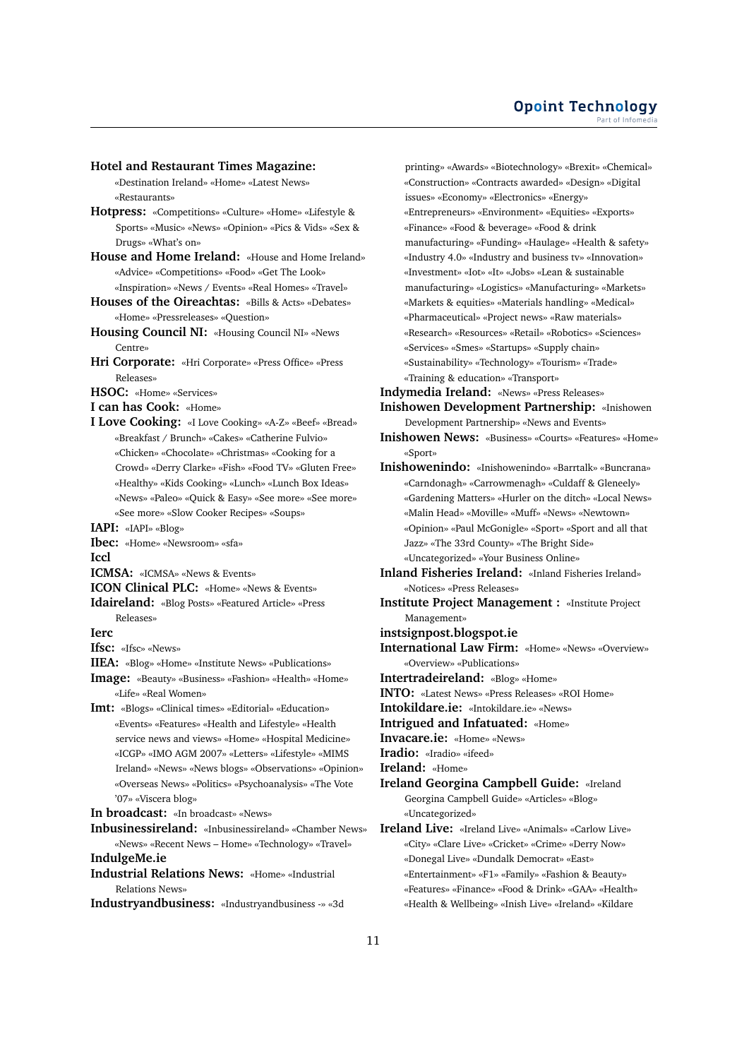**Hotel and Restaurant Times Magazine:** «Destination Ireland» «Home» «Latest News» «Restaurants»

**Hotpress:** «Competitions» «Culture» «Home» «Lifestyle & Sports» «Music» «News» «Opinion» «Pics & Vids» «Sex & Drugs» «What's on»

**House and Home Ireland:** «House and Home Ireland» «Advice» «Competitions» «Food» «Get The Look» «Inspiration» «News / Events» «Real Homes» «Travel»

**Houses of the Oireachtas:** «Bills & Acts» «Debates» «Home» «Pressreleases» «Question»

**Housing Council NI:** «Housing Council NI» «News Centre»

**Hri Corporate:** «Hri Corporate» «Press Office» «Press Releases»

**HSOC:** «Home» «Services»

**I can has Cook:** «Home»

**I Love Cooking:** «I Love Cooking» «A-Z» «Beef» «Bread» «Breakfast / Brunch» «Cakes» «Catherine Fulvio» «Chicken» «Chocolate» «Christmas» «Cooking for a Crowd» «Derry Clarke» «Fish» «Food TV» «Gluten Free» «Healthy» «Kids Cooking» «Lunch» «Lunch Box Ideas» «News» «Paleo» «Quick & Easy» «See more» «See more» «See more» «Slow Cooker Recipes» «Soups»

**IAPI:** «IAPI» «Blog»

**Ibec:** «Home» «Newsroom» «sfa»

**Iccl**

**ICMSA:** «ICMSA» «News & Events»

**ICON Clinical PLC:** «Home» «News & Events»

**Idaireland:** «Blog Posts» «Featured Article» «Press Releases»

**Ierc**

**Ifsc:** «Ifsc» «News»

**IIEA:** «Blog» «Home» «Institute News» «Publications»

**Image:** «Beauty» «Business» «Fashion» «Health» «Home» «Life» «Real Women»

**Imt:** «Blogs» «Clinical times» «Editorial» «Education» «Events» «Features» «Health and Lifestyle» «Health service news and views» «Home» «Hospital Medicine» «ICGP» «IMO AGM 2007» «Letters» «Lifestyle» «MIMS Ireland» «News» «News blogs» «Observations» «Opinion» «Overseas News» «Politics» «Psychoanalysis» «The Vote '07» «Viscera blog»

**In broadcast:** «In broadcast» «News»

**Inbusinessireland:** «Inbusinessireland» «Chamber News» «News» «Recent News – Home» «Technology» «Travel»

**IndulgeMe.ie**

**Industrial Relations News:** «Home» «Industrial Relations News»

**Industryandbusiness:** «Industryandbusiness -» «3d printing» «Awards» «Biotechnology» «Brexit» «Chemical» «Construction» «Contracts awarded» «Design» «Digital issues» «Economy» «Electronics» «Energy» «Entrepreneurs» «Environment» «Equities» «Exports» «Finance» «Food & beverage» «Food & drink manufacturing» «Funding» «Haulage» «Health & safety» «Industry 4.0» «Industry and business tv» «Innovation» «Investment» «Iot» «It» «Jobs» «Lean & sustainable manufacturing» «Logistics» «Manufacturing» «Markets» «Markets & equities» «Materials handling» «Medical» «Pharmaceutical» «Project news» «Raw materials» «Research» «Resources» «Retail» «Robotics» «Sciences» «Services» «Smes» «Startups» «Supply chain» «Sustainability» «Technology» «Tourism» «Trade» «Training & education» «Transport»

**Indymedia Ireland:** «News» «Press Releases»

**Inishowen Development Partnership:** «Inishowen Development Partnership» «News and Events»

**Inishowen News:** «Business» «Courts» «Features» «Home» «Sport»

**Inishowenindo:** «Inishowenindo» «Barrtalk» «Buncrana» «Carndonagh» «Carrowmenagh» «Culdaff & Gleneely» «Gardening Matters» «Hurler on the ditch» «Local News» «Malin Head» «Moville» «Muff» «News» «Newtown» «Opinion» «Paul McGonigle» «Sport» «Sport and all that Jazz» «The 33rd County» «The Bright Side» «Uncategorized» «Your Business Online»

**Inland Fisheries Ireland:** «Inland Fisheries Ireland» «Notices» «Press Releases»

**Institute Project Management :** «Institute Project Management»

**instsignpost.blogspot.ie**

**International Law Firm:** «Home» «News» «Overview» «Overview» «Publications»

**Intertradeireland:** «Blog» «Home»

**INTO:** «Latest News» «Press Releases» «ROI Home»

**Intokildare.ie:** «Intokildare.ie» «News»

**Intrigued and Infatuated:** «Home»

**Invacare.ie:** «Home» «News»

**Iradio:** «Iradio» «ifeed»

**Ireland:** «Home»

**Ireland Georgina Campbell Guide:** «Ireland Georgina Campbell Guide» «Articles» «Blog» «Uncategorized»

**Ireland Live:** «Ireland Live» «Animals» «Carlow Live» «City» «Clare Live» «Cricket» «Crime» «Derry Now» «Donegal Live» «Dundalk Democrat» «East» «Entertainment» «F1» «Family» «Fashion & Beauty» «Features» «Finance» «Food & Drink» «GAA» «Health» «Health & Wellbeing» «Inish Live» «Ireland» «Kildare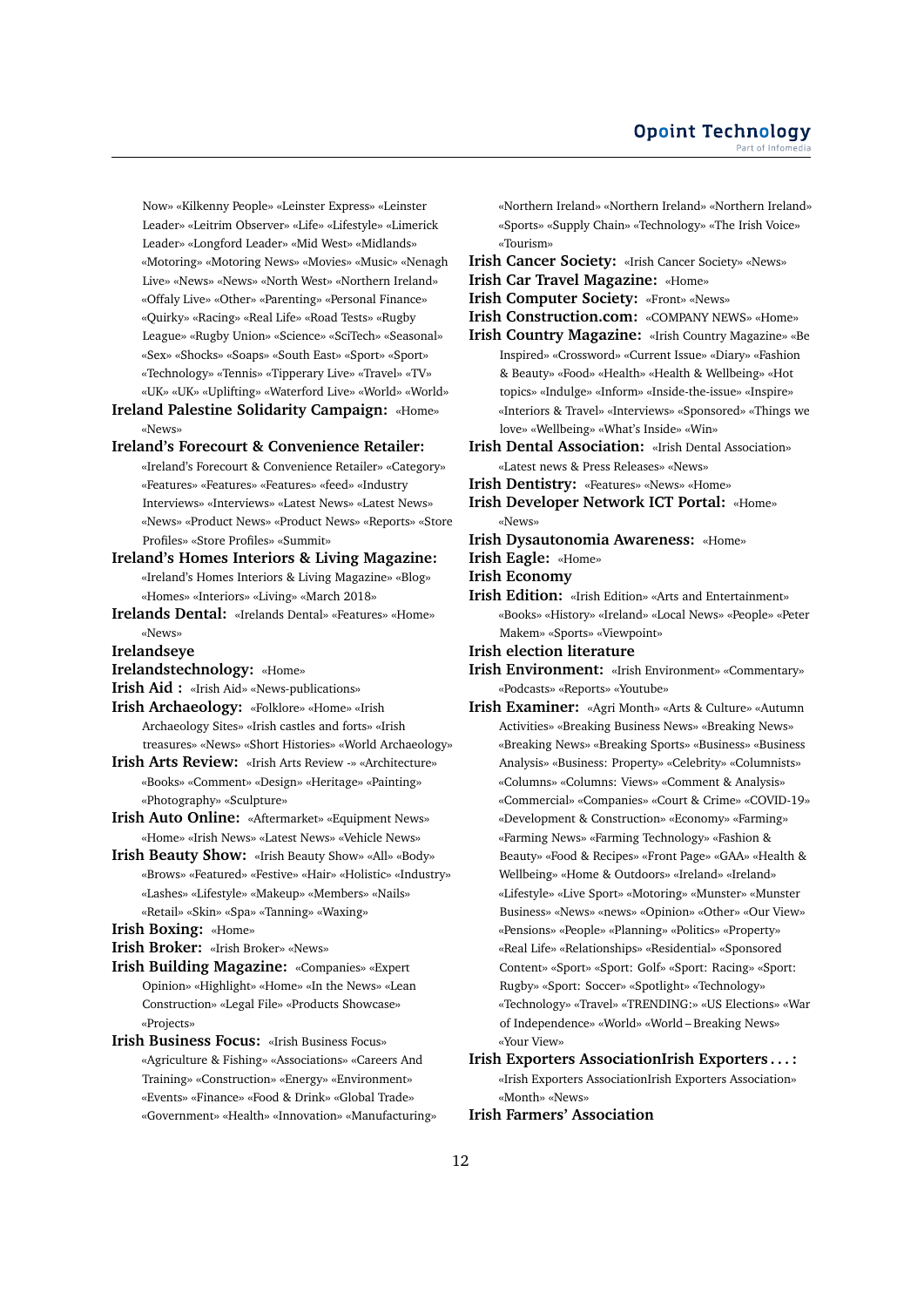Now» «Kilkenny People» «Leinster Express» «Leinster Leader» «Leitrim Observer» «Life» «Lifestyle» «Limerick Leader» «Longford Leader» «Mid West» «Midlands» «Motoring» «Motoring News» «Movies» «Music» «Nenagh Live» «News» «News» «North West» «Northern Ireland» «Offaly Live» «Other» «Parenting» «Personal Finance» «Quirky» «Racing» «Real Life» «Road Tests» «Rugby League» «Rugby Union» «Science» «SciTech» «Seasonal» «Sex» «Shocks» «Soaps» «South East» «Sport» «Sport» «Technology» «Tennis» «Tipperary Live» «Travel» «TV» «UK» «UK» «Uplifting» «Waterford Live» «World» «World»

**Ireland Palestine Solidarity Campaign:** «Home» «News»

**Ireland's Forecourt & Convenience Retailer:** «Ireland's Forecourt & Convenience Retailer» «Category» «Features» «Features» «Features» «feed» «Industry Interviews» «Interviews» «Latest News» «Latest News» «News» «Product News» «Product News» «Reports» «Store Profiles» «Store Profiles» «Summit»

**Ireland's Homes Interiors & Living Magazine:** «Ireland's Homes Interiors & Living Magazine» «Blog» «Homes» «Interiors» «Living» «March 2018»

**Irelands Dental:** «Irelands Dental» «Features» «Home» «News»

**Irelandseye**

**Irelandstechnology:** «Home»

**Irish Aid :** «Irish Aid» «News-publications»

**Irish Archaeology:** «Folklore» «Home» «Irish Archaeology Sites» «Irish castles and forts» «Irish treasures» «News» «Short Histories» «World Archaeology»

**Irish Arts Review:** «Irish Arts Review -» «Architecture» «Books» «Comment» «Design» «Heritage» «Painting» «Photography» «Sculpture»

**Irish Auto Online:** «Aftermarket» «Equipment News» «Home» «Irish News» «Latest News» «Vehicle News»

**Irish Beauty Show:** «Irish Beauty Show» «All» «Body» «Brows» «Featured» «Festive» «Hair» «Holistic» «Industry» «Lashes» «Lifestyle» «Makeup» «Members» «Nails» «Retail» «Skin» «Spa» «Tanning» «Waxing»

**Irish Boxing:** «Home»

**Irish Broker:** «Irish Broker» «News»

**Irish Building Magazine:** «Companies» «Expert Opinion» «Highlight» «Home» «In the News» «Lean Construction» «Legal File» «Products Showcase» «Projects»

**Irish Business Focus:** «Irish Business Focus» «Agriculture & Fishing» «Associations» «Careers And Training» «Construction» «Energy» «Environment» «Events» «Finance» «Food & Drink» «Global Trade» «Government» «Health» «Innovation» «Manufacturing» «Northern Ireland» «Northern Ireland» «Northern Ireland» «Sports» «Supply Chain» «Technology» «The Irish Voice» «Tourism»

**Irish Cancer Society:** «Irish Cancer Society» «News»

**Irish Car Travel Magazine:** «Home»

**Irish Computer Society:** «Front» «News»

**Irish Construction.com:** «COMPANY NEWS» «Home»

**Irish Country Magazine:** «Irish Country Magazine» «Be Inspired» «Crossword» «Current Issue» «Diary» «Fashion & Beauty» «Food» «Health» «Health & Wellbeing» «Hot topics» «Indulge» «Inform» «Inside-the-issue» «Inspire» «Interiors & Travel» «Interviews» «Sponsored» «Things we love» «Wellbeing» «What's Inside» «Win»

**Irish Dental Association:** «Irish Dental Association» «Latest news & Press Releases» «News»

**Irish Dentistry:** «Features» «News» «Home»

**Irish Developer Network ICT Portal:** «Home» «News»

**Irish Dysautonomia Awareness:** «Home»

**Irish Eagle:** «Home»

**Irish Economy**

**Irish Edition:** «Irish Edition» «Arts and Entertainment» «Books» «History» «Ireland» «Local News» «People» «Peter Makem» «Sports» «Viewpoint»

**Irish election literature**

**Irish Environment:** «Irish Environment» «Commentary» «Podcasts» «Reports» «Youtube»

**Irish Examiner:** «Agri Month» «Arts & Culture» «Autumn Activities» «Breaking Business News» «Breaking News» «Breaking News» «Breaking Sports» «Business» «Business Analysis» «Business: Property» «Celebrity» «Columnists» «Columns» «Columns: Views» «Comment & Analysis» «Commercial» «Companies» «Court & Crime» «COVID-19» «Development & Construction» «Economy» «Farming» «Farming News» «Farming Technology» «Fashion & Beauty» «Food & Recipes» «Front Page» «GAA» «Health & Wellbeing» «Home & Outdoors» «Ireland» «Ireland» «Lifestyle» «Live Sport» «Motoring» «Munster» «Munster Business» «News» «news» «Opinion» «Other» «Our View» «Pensions» «People» «Planning» «Politics» «Property» «Real Life» «Relationships» «Residential» «Sponsored Content» «Sport» «Sport: Golf» «Sport: Racing» «Sport: Rugby» «Sport: Soccer» «Spotlight» «Technology» «Technology» «Travel» «TRENDING:» «US Elections» «War of Independence» «World» «World – Breaking News» «Your View»

**Irish Exporters AssociationIrish Exporters . . . :** «Irish Exporters AssociationIrish Exporters Association» «Month» «News»

**Irish Farmers' Association**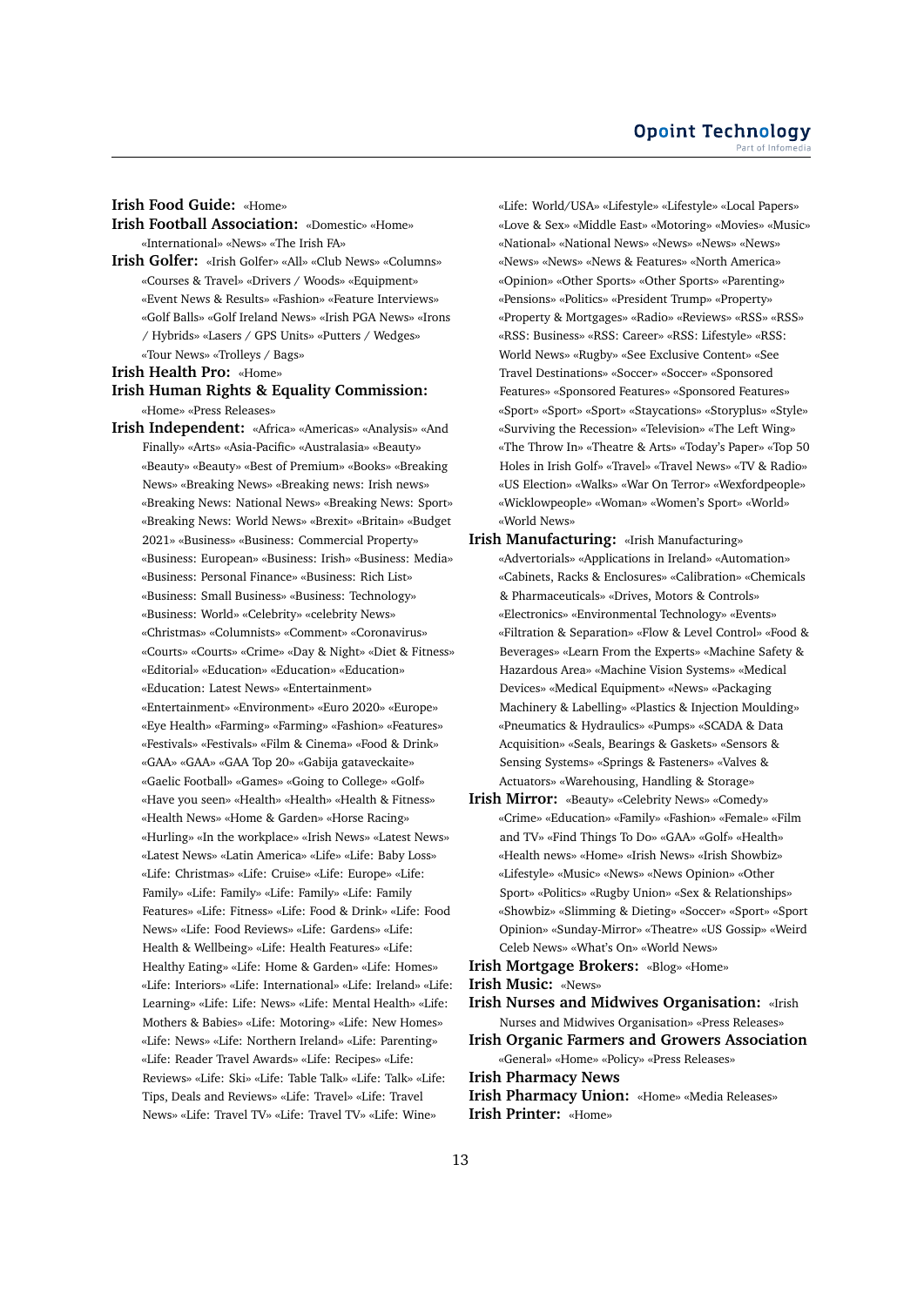**Irish Food Guide:** «Home»

**Irish Football Association:** «Domestic» «Home» «International» «News» «The Irish FA»

**Irish Golfer:** «Irish Golfer» «All» «Club News» «Columns» «Courses & Travel» «Drivers / Woods» «Equipment» «Event News & Results» «Fashion» «Feature Interviews» «Golf Balls» «Golf Ireland News» «Irish PGA News» «Irons / Hybrids» «Lasers / GPS Units» «Putters / Wedges» «Tour News» «Trolleys / Bags»

**Irish Health Pro:** «Home»

**Irish Human Rights & Equality Commission:** «Home» «Press Releases»

**Irish Independent:** «Africa» «Americas» «Analysis» «And Finally» «Arts» «Asia-Pacific» «Australasia» «Beauty» «Beauty» «Beauty» «Best of Premium» «Books» «Breaking News» «Breaking News» «Breaking news: Irish news» «Breaking News: National News» «Breaking News: Sport» «Breaking News: World News» «Brexit» «Britain» «Budget 2021» «Business» «Business: Commercial Property» «Business: European» «Business: Irish» «Business: Media» «Business: Personal Finance» «Business: Rich List» «Business: Small Business» «Business: Technology» «Business: World» «Celebrity» «celebrity News» «Christmas» «Columnists» «Comment» «Coronavirus» «Courts» «Courts» «Crime» «Day & Night» «Diet & Fitness» «Editorial» «Education» «Education» «Education» «Education: Latest News» «Entertainment» «Entertainment» «Environment» «Euro 2020» «Europe» «Eye Health» «Farming» «Farming» «Fashion» «Features» «Festivals» «Festivals» «Film & Cinema» «Food & Drink» «GAA» «GAA» «GAA Top 20» «Gabija gataveckaite» «Gaelic Football» «Games» «Going to College» «Golf» «Have you seen» «Health» «Health» «Health & Fitness» «Health News» «Home & Garden» «Horse Racing» «Hurling» «In the workplace» «Irish News» «Latest News» «Latest News» «Latin America» «Life» «Life: Baby Loss» «Life: Christmas» «Life: Cruise» «Life: Europe» «Life: Family» «Life: Family» «Life: Family» «Life: Family Features» «Life: Fitness» «Life: Food & Drink» «Life: Food News» «Life: Food Reviews» «Life: Gardens» «Life: Health & Wellbeing» «Life: Health Features» «Life: Healthy Eating» «Life: Home & Garden» «Life: Homes» «Life: Interiors» «Life: International» «Life: Ireland» «Life: Learning» «Life: Life: News» «Life: Mental Health» «Life: Mothers & Babies» «Life: Motoring» «Life: New Homes» «Life: News» «Life: Northern Ireland» «Life: Parenting» «Life: Reader Travel Awards» «Life: Recipes» «Life: Reviews» «Life: Ski» «Life: Table Talk» «Life: Talk» «Life: Tips, Deals and Reviews» «Life: Travel» «Life: Travel News» «Life: Travel TV» «Life: Travel TV» «Life: Wine» «Life: World/USA» «Lifestyle» «Lifestyle» «Local Papers» «Love & Sex» «Middle East» «Motoring» «Movies» «Music» «National» «National News» «News» «News» «News» «News» «News» «News & Features» «North America» «Opinion» «Other Sports» «Other Sports» «Parenting» «Pensions» «Politics» «President Trump» «Property» «Property & Mortgages» «Radio» «Reviews» «RSS» «RSS» «RSS: Business» «RSS: Career» «RSS: Lifestyle» «RSS: World News» «Rugby» «See Exclusive Content» «See Travel Destinations» «Soccer» «Soccer» «Sponsored Features» «Sponsored Features» «Sponsored Features» «Sport» «Sport» «Sport» «Staycations» «Storyplus» «Style» «Surviving the Recession» «Television» «The Left Wing» «The Throw In» «Theatre & Arts» «Today's Paper» «Top 50 Holes in Irish Golf» «Travel» «Travel News» «TV & Radio» «US Election» «Walks» «War On Terror» «Wexfordpeople» «Wicklowpeople» «Woman» «Women's Sport» «World» «World News»

**Irish Manufacturing:** «Irish Manufacturing» «Advertorials» «Applications in Ireland» «Automation» «Cabinets, Racks & Enclosures» «Calibration» «Chemicals & Pharmaceuticals» «Drives, Motors & Controls» «Electronics» «Environmental Technology» «Events» «Filtration & Separation» «Flow & Level Control» «Food & Beverages» «Learn From the Experts» «Machine Safety & Hazardous Area» «Machine Vision Systems» «Medical Devices» «Medical Equipment» «News» «Packaging Machinery & Labelling» «Plastics & Injection Moulding» «Pneumatics & Hydraulics» «Pumps» «SCADA & Data Acquisition» «Seals, Bearings & Gaskets» «Sensors & Sensing Systems» «Springs & Fasteners» «Valves & Actuators» «Warehousing, Handling & Storage»

**Irish Mirror:** «Beauty» «Celebrity News» «Comedy» «Crime» «Education» «Family» «Fashion» «Female» «Film and TV» «Find Things To Do» «GAA» «Golf» «Health» «Health news» «Home» «Irish News» «Irish Showbiz» «Lifestyle» «Music» «News» «News Opinion» «Other Sport» «Politics» «Rugby Union» «Sex & Relationships» «Showbiz» «Slimming & Dieting» «Soccer» «Sport» «Sport Opinion» «Sunday-Mirror» «Theatre» «US Gossip» «Weird Celeb News» «What's On» «World News»

**Irish Mortgage Brokers:** «Blog» «Home»

**Irish Music:** «News»

**Irish Nurses and Midwives Organisation:** «Irish Nurses and Midwives Organisation» «Press Releases»

**Irish Organic Farmers and Growers Association** «General» «Home» «Policy» «Press Releases»

**Irish Pharmacy News**

**Irish Pharmacy Union:** «Home» «Media Releases»

**Irish Printer:** «Home»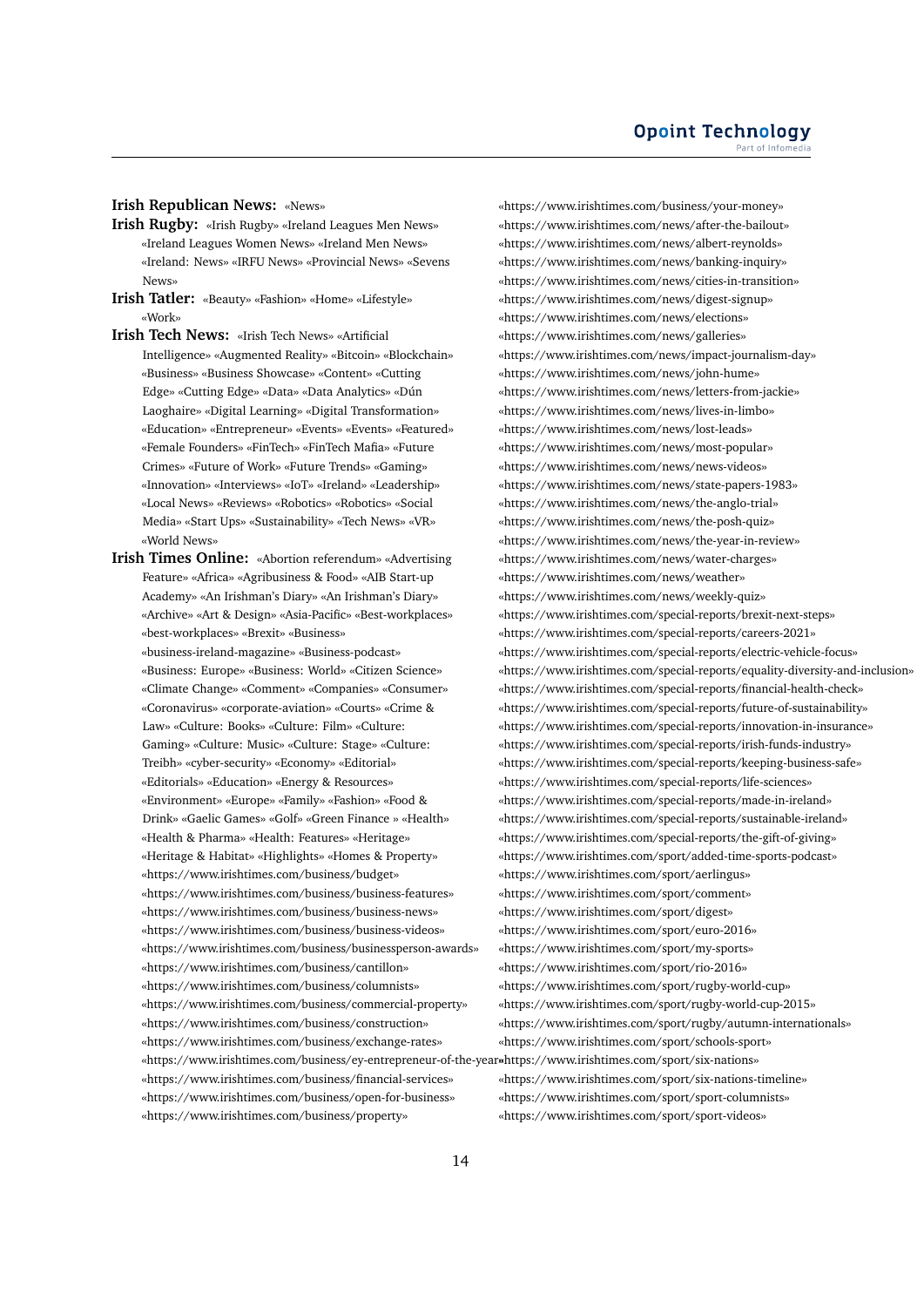**Irish Republican News:** «News»

**Irish Rugby:** «Irish Rugby» «Ireland Leagues Men News» «Ireland Leagues Women News» «Ireland Men News» «Ireland: News» «IRFU News» «Provincial News» «Sevens News»

**Irish Tatler:** «Beauty» «Fashion» «Home» «Lifestyle» «Work»

**Irish Tech News:** «Irish Tech News» «Artificial Intelligence» «Augmented Reality» «Bitcoin» «Blockchain» «Business» «Business Showcase» «Content» «Cutting Edge» «Cutting Edge» «Data» «Data Analytics» «Dún Laoghaire» «Digital Learning» «Digital Transformation» «Education» «Entrepreneur» «Events» «Events» «Featured» «Female Founders» «FinTech» «FinTech Mafia» «Future Crimes» «Future of Work» «Future Trends» «Gaming» «Innovation» «Interviews» «IoT» «Ireland» «Leadership» «Local News» «Reviews» «Robotics» «Robotics» «Social Media» «Start Ups» «Sustainability» «Tech News» «VR» «World News»

**Irish Times Online:** «Abortion referendum» «Advertising Feature» «Africa» «Agribusiness & Food» «AIB Start-up Academy» «An Irishman's Diary» «An Irishman's Diary» «Archive» «Art & Design» «Asia-Pacific» «Best-workplaces» «best-workplaces» «Brexit» «Business» «business-ireland-magazine» «Business-podcast» «Business: Europe» «Business: World» «Citizen Science» «Climate Change» «Comment» «Companies» «Consumer» «Coronavirus» «corporate-aviation» «Courts» «Crime & Law» «Culture: Books» «Culture: Film» «Culture: Gaming» «Culture: Music» «Culture: Stage» «Culture: Treibh» «cyber-security» «Economy» «Editorial» «Editorials» «Education» «Energy & Resources» «Environment» «Europe» «Family» «Fashion» «Food & Drink» «Gaelic Games» «Golf» «Green Finance » «Health» «Health & Pharma» «Health: Features» «Heritage» «Heritage & Habitat» «Highlights» «Homes & Property» «https://www.irishtimes.com/business/budget» «https://www.irishtimes.com/business/business-features» «https://www.irishtimes.com/business/business-news» «https://www.irishtimes.com/business/business-videos» «https://www.irishtimes.com/business/businessperson-awards» «https://www.irishtimes.com/business/cantillon» «https://www.irishtimes.com/business/columnists» «https://www.irishtimes.com/business/commercial-property» «https://www.irishtimes.com/business/construction» «https://www.irishtimes.com/business/exchange-rates» «https://www.irishtimes.com/business/ey-entrepreneur-of-the-year» «https://www.irishtimes.com/business/financial-services» «https://www.irishtimes.com/business/open-for-business» «https://www.irishtimes.com/business/property» «https://www.irishtimes.com/business/your-money» «https://www.irishtimes.com/news/after-the-bailout» «https://www.irishtimes.com/news/albert-reynolds» «https://www.irishtimes.com/news/banking-inquiry» «https://www.irishtimes.com/news/cities-in-transition» «https://www.irishtimes.com/news/digest-signup» «https://www.irishtimes.com/news/elections» «https://www.irishtimes.com/news/galleries» «https://www.irishtimes.com/news/impact-journalism-day» «https://www.irishtimes.com/news/john-hume» «https://www.irishtimes.com/news/letters-from-jackie» «https://www.irishtimes.com/news/lives-in-limbo» «https://www.irishtimes.com/news/lost-leads» «https://www.irishtimes.com/news/most-popular» «https://www.irishtimes.com/news/news-videos» «https://www.irishtimes.com/news/state-papers-1983» «https://www.irishtimes.com/news/the-anglo-trial» «https://www.irishtimes.com/news/the-posh-quiz» «https://www.irishtimes.com/news/the-year-in-review» «https://www.irishtimes.com/news/water-charges» «https://www.irishtimes.com/news/weather» «https://www.irishtimes.com/news/weekly-quiz» «https://www.irishtimes.com/special-reports/brexit-next-steps» «https://www.irishtimes.com/special-reports/careers-2021» «https://www.irishtimes.com/special-reports/electric-vehicle-focus» «https://www.irishtimes.com/special-reports/equality-diversity-and-inclusion» «https://www.irishtimes.com/special-reports/financial-health-check» «https://www.irishtimes.com/special-reports/future-of-sustainability» «https://www.irishtimes.com/special-reports/innovation-in-insurance» «https://www.irishtimes.com/special-reports/irish-funds-industry» «https://www.irishtimes.com/special-reports/keeping-business-safe» «https://www.irishtimes.com/special-reports/life-sciences» «https://www.irishtimes.com/special-reports/made-in-ireland» «https://www.irishtimes.com/special-reports/sustainable-ireland» «https://www.irishtimes.com/special-reports/the-gift-of-giving» «https://www.irishtimes.com/sport/added-time-sports-podcast» «https://www.irishtimes.com/sport/aerlingus» «https://www.irishtimes.com/sport/comment» «https://www.irishtimes.com/sport/digest» «https://www.irishtimes.com/sport/euro-2016» «https://www.irishtimes.com/sport/my-sports» «https://www.irishtimes.com/sport/rio-2016» «https://www.irishtimes.com/sport/rugby-world-cup» «https://www.irishtimes.com/sport/rugby-world-cup-2015» «https://www.irishtimes.com/sport/rugby/autumn-internationals» «https://www.irishtimes.com/sport/schools-sport» «https://www.irishtimes.com/sport/six-nations» «https://www.irishtimes.com/sport/six-nations-timeline» «https://www.irishtimes.com/sport/sport-columnists» «https://www.irishtimes.com/sport/sport-videos»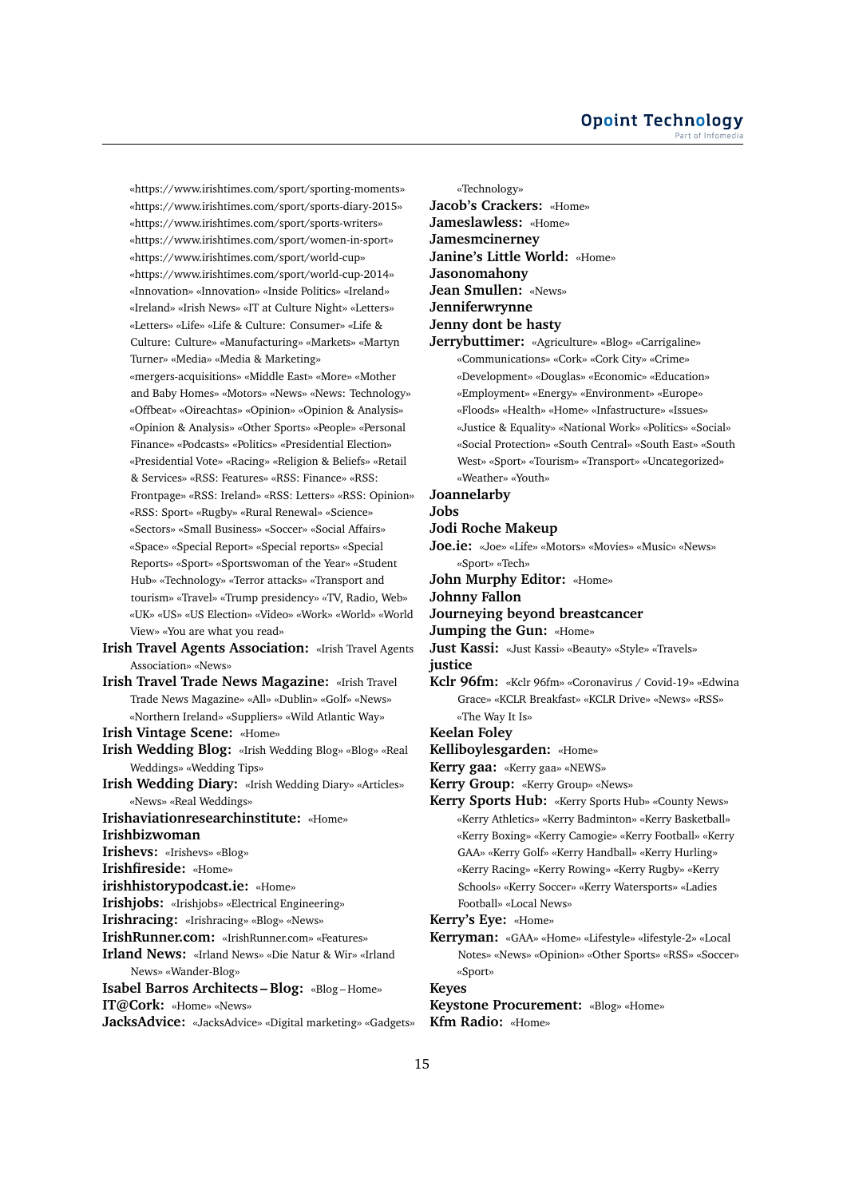«https://www.irishtimes.com/sport/sporting-moments» «https://www.irishtimes.com/sport/sports-diary-2015» «https://www.irishtimes.com/sport/sports-writers» «https://www.irishtimes.com/sport/women-in-sport» «https://www.irishtimes.com/sport/world-cup» «https://www.irishtimes.com/sport/world-cup-2014» «Innovation» «Innovation» «Inside Politics» «Ireland» «Ireland» «Irish News» «IT at Culture Night» «Letters» «Letters» «Life» «Life & Culture: Consumer» «Life & Culture: Culture» «Manufacturing» «Markets» «Martyn Turner» «Media» «Media & Marketing» «mergers-acquisitions» «Middle East» «More» «Mother and Baby Homes» «Motors» «News» «News: Technology» «Offbeat» «Oireachtas» «Opinion» «Opinion & Analysis» «Opinion & Analysis» «Other Sports» «People» «Personal Finance» «Podcasts» «Politics» «Presidential Election» «Presidential Vote» «Racing» «Religion & Beliefs» «Retail & Services» «RSS: Features» «RSS: Finance» «RSS: Frontpage» «RSS: Ireland» «RSS: Letters» «RSS: Opinion» «RSS: Sport» «Rugby» «Rural Renewal» «Science» «Sectors» «Small Business» «Soccer» «Social Affairs» «Space» «Special Report» «Special reports» «Special Reports» «Sport» «Sportswoman of the Year» «Student Hub» «Technology» «Terror attacks» «Transport and tourism» «Travel» «Trump presidency» «TV, Radio, Web» «UK» «US» «US Election» «Video» «Work» «World» «World View» «You are what you read»

**Irish Travel Agents Association:** «Irish Travel Agents Association» «News»

**Irish Travel Trade News Magazine:** «Irish Travel Trade News Magazine» «All» «Dublin» «Golf» «News» «Northern Ireland» «Suppliers» «Wild Atlantic Way»

**Irish Vintage Scene:** «Home»

**Irish Wedding Blog:** «Irish Wedding Blog» «Blog» «Real Weddings» «Wedding Tips»

**Irish Wedding Diary:** «Irish Wedding Diary» «Articles» «News» «Real Weddings»

**Irishaviationresearchinstitute:** «Home»

**Irishbizwoman**

**Irishevs:** «Irishevs» «Blog»

**Irishfireside:** «Home»

**irishhistorypodcast.ie:** «Home»

**Irishjobs:** «Irishjobs» «Electrical Engineering»

**Irishracing:** «Irishracing» «Blog» «News»

**IrishRunner.com:** «IrishRunner.com» «Features»

**Irland News:** «Irland News» «Die Natur & Wir» «Irland News» «Wander-Blog»

**Isabel Barros Architects – Blog:** «Blog – Home»

**IT@Cork:** «Home» «News»

**JacksAdvice:** «JacksAdvice» «Digital marketing» «Gadgets» «Technology»

**Jacob's Crackers:** «Home»

**Jameslawless:** «Home»

**Jamesmcinerney**

**Janine's Little World:** «Home»

**Jasonomahony**

**Jean Smullen:** «News»

**Jenniferwrynne**

**Jenny dont be hasty**

**Jerrybuttimer:** «Agriculture» «Blog» «Carrigaline» «Communications» «Cork» «Cork City» «Crime» «Development» «Douglas» «Economic» «Education» «Employment» «Energy» «Environment» «Europe» «Floods» «Health» «Home» «Infastructure» «Issues» «Justice & Equality» «National Work» «Politics» «Social» «Social Protection» «South Central» «South East» «South West» «Sport» «Tourism» «Transport» «Uncategorized» «Weather» «Youth»

**Joannelarby**

**Jobs**

**Jodi Roche Makeup**

**Joe.ie:** «Joe» «Life» «Motors» «Movies» «Music» «News» «Sport» «Tech»

**John Murphy Editor:** «Home»

**Johnny Fallon**

**Journeying beyond breastcancer**

**Jumping the Gun:** «Home»

**Just Kassi:** «Just Kassi» «Beauty» «Style» «Travels»

**justice**

**Kclr 96fm:** «Kclr 96fm» «Coronavirus / Covid-19» «Edwina Grace» «KCLR Breakfast» «KCLR Drive» «News» «RSS» «The Way It Is»

**Keelan Foley**

**Kelliboylesgarden:** «Home»

**Kerry gaa:** «Kerry gaa» «NEWS»

**Kerry Group:** «Kerry Group» «News»

**Kerry Sports Hub:** «Kerry Sports Hub» «County News» «Kerry Athletics» «Kerry Badminton» «Kerry Basketball» «Kerry Boxing» «Kerry Camogie» «Kerry Football» «Kerry GAA» «Kerry Golf» «Kerry Handball» «Kerry Hurling» «Kerry Racing» «Kerry Rowing» «Kerry Rugby» «Kerry Schools» «Kerry Soccer» «Kerry Watersports» «Ladies Football» «Local News»

**Kerry's Eye:** «Home»

**Kerryman:** «GAA» «Home» «Lifestyle» «lifestyle-2» «Local Notes» «News» «Opinion» «Other Sports» «RSS» «Soccer» «Sport»

**Keyes**

**Keystone Procurement:** «Blog» «Home»

**Kfm Radio:** «Home»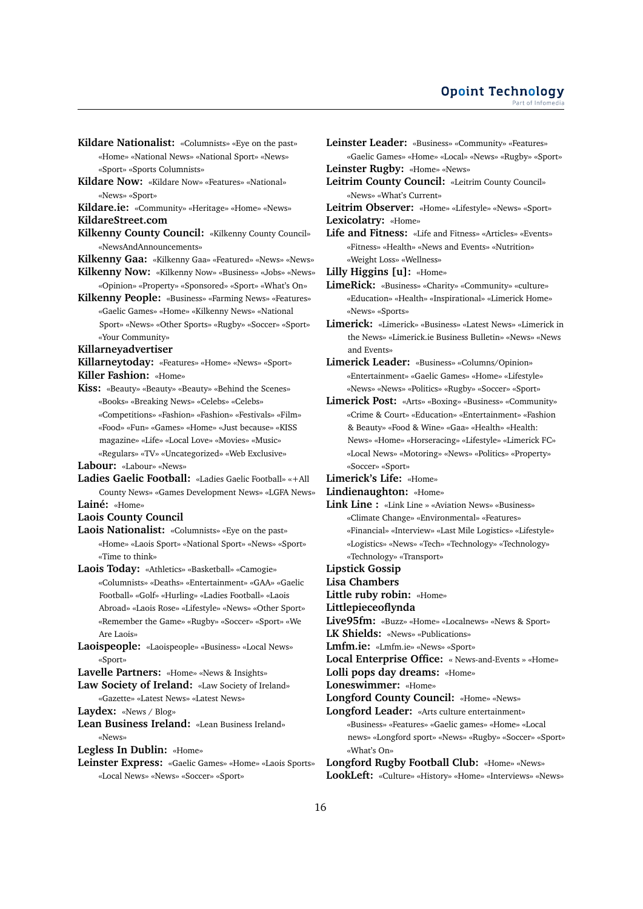**Kildare Nationalist:** «Columnists» «Eye on the past» «Home» «National News» «National Sport» «News» «Sport» «Sports Columnists»

**Kildare Now:** «Kildare Now» «Features» «National» «News» «Sport»

**Kildare.ie:** «Community» «Heritage» «Home» «News»

**KildareStreet.com**

**Kilkenny County Council:** «Kilkenny County Council» «NewsAndAnnouncements»

**Kilkenny Gaa:** «Kilkenny Gaa» «Featured» «News» «News»

**Kilkenny Now:** «Kilkenny Now» «Business» «Jobs» «News» «Opinion» «Property» «Sponsored» «Sport» «What's On»

**Kilkenny People:** «Business» «Farming News» «Features» «Gaelic Games» «Home» «Kilkenny News» «National Sport» «News» «Other Sports» «Rugby» «Soccer» «Sport» «Your Community»

**Killarneyadvertiser**

**Killarneytoday:** «Features» «Home» «News» «Sport»

**Killer Fashion:** «Home»

**Kiss:** «Beauty» «Beauty» «Beauty» «Behind the Scenes» «Books» «Breaking News» «Celebs» «Celebs» «Competitions» «Fashion» «Fashion» «Festivals» «Film» «Food» «Fun» «Games» «Home» «Just because» «KISS magazine» «Life» «Local Love» «Movies» «Music» «Regulars» «TV» «Uncategorized» «Web Exclusive»

**Labour:** «Labour» «News»

**Ladies Gaelic Football:** «Ladies Gaelic Football» «+All County News» «Games Development News» «LGFA News»

**Lainé:** «Home»

**Laois County Council**

**Laois Nationalist:** «Columnists» «Eye on the past» «Home» «Laois Sport» «National Sport» «News» «Sport» «Time to think»

**Laois Today:** «Athletics» «Basketball» «Camogie» «Columnists» «Deaths» «Entertainment» «GAA» «Gaelic Football» «Golf» «Hurling» «Ladies Football» «Laois Abroad» «Laois Rose» «Lifestyle» «News» «Other Sport» «Remember the Game» «Rugby» «Soccer» «Sport» «We Are Laois»

**Laoispeople:** «Laoispeople» «Business» «Local News» «Sport»

**Lavelle Partners:** «Home» «News & Insights»

**Law Society of Ireland:** «Law Society of Ireland» «Gazette» «Latest News» «Latest News»

**Laydex:** «News / Blog»

**Lean Business Ireland:** «Lean Business Ireland» «News»

**Legless In Dublin:** «Home»

**Leinster Express:** «Gaelic Games» «Home» «Laois Sports» «Local News» «News» «Soccer» «Sport»

**Leinster Leader:** «Business» «Community» «Features» «Gaelic Games» «Home» «Local» «News» «Rugby» «Sport»

**Leinster Rugby:** «Home» «News»

**Leitrim County Council:** «Leitrim County Council» «News» «What's Current»

**Leitrim Observer:** «Home» «Lifestyle» «News» «Sport»

**Lexicolatry:** «Home»

**Life and Fitness:** «Life and Fitness» «Articles» «Events» «Fitness» «Health» «News and Events» «Nutrition» «Weight Loss» «Wellness»

**Lilly Higgins [u]:** «Home»

**LimeRick:** «Business» «Charity» «Community» «culture» «Education» «Health» «Inspirational» «Limerick Home» «News» «Sports»

**Limerick:** «Limerick» «Business» «Latest News» «Limerick in the News» «Limerick.ie Business Bulletin» «News» «News and Events»

**Limerick Leader:** «Business» «Columns/Opinion» «Entertainment» «Gaelic Games» «Home» «Lifestyle» «News» «News» «Politics» «Rugby» «Soccer» «Sport»

**Limerick Post:** «Arts» «Boxing» «Business» «Community» «Crime & Court» «Education» «Entertainment» «Fashion & Beauty» «Food & Wine» «Gaa» «Health» «Health: News» «Home» «Horseracing» «Lifestyle» «Limerick FC» «Local News» «Motoring» «News» «Politics» «Property» «Soccer» «Sport»

**Limerick's Life:** «Home»

**Lindienaughton:** «Home»

**Link Line :** «Link Line » «Aviation News» «Business» «Climate Change» «Environmental» «Features» «Financial» «Interview» «Last Mile Logistics» «Lifestyle» «Logistics» «News» «Tech» «Technology» «Technology» «Technology» «Transport»

**Lipstick Gossip**

**Lisa Chambers**

**Little ruby robin:** «Home»

**Littlepieceoflynda**

**Live95fm:** «Buzz» «Home» «Localnews» «News & Sport»

**LK Shields:** «News» «Publications»

**Lmfm.ie:** «Lmfm.ie» «News» «Sport»

**Local Enterprise Office:** « News-and-Events » «Home»

**Lolli pops day dreams:** «Home»

**Loneswimmer:** «Home»

**Longford County Council:** «Home» «News»

**Longford Leader:** «Arts culture entertainment» «Business» «Features» «Gaelic games» «Home» «Local news» «Longford sport» «News» «Rugby» «Soccer» «Sport» «What's On»

**Longford Rugby Football Club:** «Home» «News»

**LookLeft:** «Culture» «History» «Home» «Interviews» «News»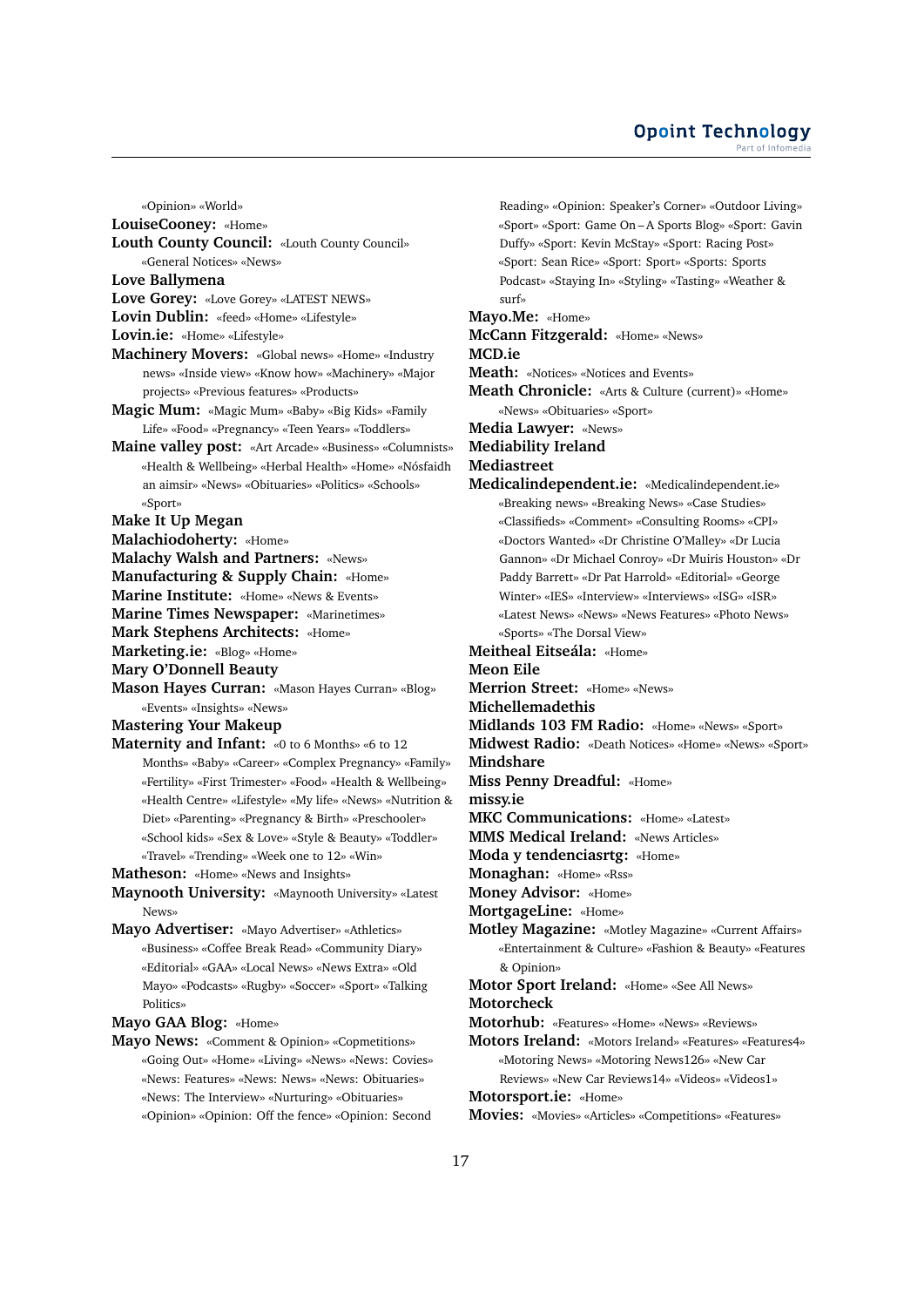«Opinion» «World»

**LouiseCooney:** «Home»

**Louth County Council:** «Louth County Council» «General Notices» «News»

**Love Ballymena**

**Love Gorey:** «Love Gorey» «LATEST NEWS»

**Lovin Dublin:** «feed» «Home» «Lifestyle»

**Lovin.ie:** «Home» «Lifestyle»

**Machinery Movers:** «Global news» «Home» «Industry news» «Inside view» «Know how» «Machinery» «Major projects» «Previous features» «Products»

**Magic Mum:** «Magic Mum» «Baby» «Big Kids» «Family Life» «Food» «Pregnancy» «Teen Years» «Toddlers»

**Maine valley post:** «Art Arcade» «Business» «Columnists» «Health & Wellbeing» «Herbal Health» «Home» «Nósfaidh an aimsir» «News» «Obituaries» «Politics» «Schools» «Sport»

**Make It Up Megan**

**Malachiodoherty:** «Home»

**Malachy Walsh and Partners:** «News»

**Manufacturing & Supply Chain:** «Home»

**Marine Institute:** «Home» «News & Events»

**Marine Times Newspaper:** «Marinetimes»

**Mark Stephens Architects:** «Home»

**Marketing.ie:** «Blog» «Home»

**Mary O'Donnell Beauty**

**Mason Hayes Curran:** «Mason Hayes Curran» «Blog» «Events» «Insights» «News»

**Mastering Your Makeup**

**Maternity and Infant:** «0 to 6 Months» «6 to 12 Months» «Baby» «Career» «Complex Pregnancy» «Family» «Fertility» «First Trimester» «Food» «Health & Wellbeing» «Health Centre» «Lifestyle» «My life» «News» «Nutrition & Diet» «Parenting» «Pregnancy & Birth» «Preschooler» «School kids» «Sex & Love» «Style & Beauty» «Toddler» «Travel» «Trending» «Week one to 12» «Win»

**Matheson:** «Home» «News and Insights»

**Maynooth University:** «Maynooth University» «Latest News»

**Mayo Advertiser:** «Mayo Advertiser» «Athletics» «Business» «Coffee Break Read» «Community Diary» «Editorial» «GAA» «Local News» «News Extra» «Old Mayo» «Podcasts» «Rugby» «Soccer» «Sport» «Talking Politics»

**Mayo GAA Blog:** «Home»

**Mayo News:** «Comment & Opinion» «Competitions» «Going Out» «Home» «Living» «News» «News: Covies» «News: Features» «News: News» «News: Obituaries» «News: The Interview» «Nurturing» «Obituaries» «Opinion» «Opinion: Off the fence» «Opinion: Second Reading» «Opinion: Speaker's Corner» «Outdoor Living» «Sport» «Sport: Game On – A Sports Blog» «Sport: Gavin Duffy» «Sport: Kevin McStay» «Sport: Racing Post» «Sport: Sean Rice» «Sport: Sport» «Sports: Sports Podcast» «Staying In» «Styling» «Tasting» «Weather & surf»

**Mayo.Me:** «Home»

**McCann Fitzgerald:** «Home» «News»

**MCD.ie**

**Meath:** «Notices» «Notices and Events»

**Meath Chronicle:** «Arts & Culture (current)» «Home» «News» «Obituaries» «Sport»

**Media Lawyer:** «News»

**Mediability Ireland**

**Mediastreet**

**Medicalindependent.ie:** «Medicalindependent.ie» «Breaking news» «Breaking News» «Case Studies» «Classifieds» «Comment» «Consulting Rooms» «CPI» «Doctors Wanted» «Dr Christine O'Malley» «Dr Lucia Gannon» «Dr Michael Conroy» «Dr Muiris Houston» «Dr Paddy Barrett» «Dr Pat Harrold» «Editorial» «George Winter» «IES» «Interview» «Interviews» «ISG» «ISR» «Latest News» «News» «News Features» «Photo News» «Sports» «The Dorsal View»

**Meitheal Eitseála:** «Home»

**Meon Eile**

**Merrion Street:** «Home» «News»

**Michellemadethis**

**Midlands 103 FM Radio:** «Home» «News» «Sport»

**Midwest Radio:** «Death Notices» «Home» «News» «Sport»

**Mindshare**

**Miss Penny Dreadful:** «Home»

**missy.ie**

**MKC Communications:** «Home» «Latest»

**MMS Medical Ireland:** «News Articles»

**Moda y tendenciasrtg:** «Home»

**Monaghan:** «Home» «Rss»

**Money Advisor:** «Home»

**MortgageLine:** «Home»

**Motley Magazine:** «Motley Magazine» «Current Affairs» «Entertainment & Culture» «Fashion & Beauty» «Features & Opinion»

**Motor Sport Ireland:** «Home» «See All News»

**Motorcheck**

**Motorhub:** «Features» «Home» «News» «Reviews»

**Motors Ireland:** «Motors Ireland» «Features» «Features4» «Motoring News» «Motoring News126» «New Car Reviews» «New Car Reviews14» «Videos» «Videos1»

**Motorsport.ie:** «Home»

**Movies:** «Movies» «Articles» «Competitions» «Features»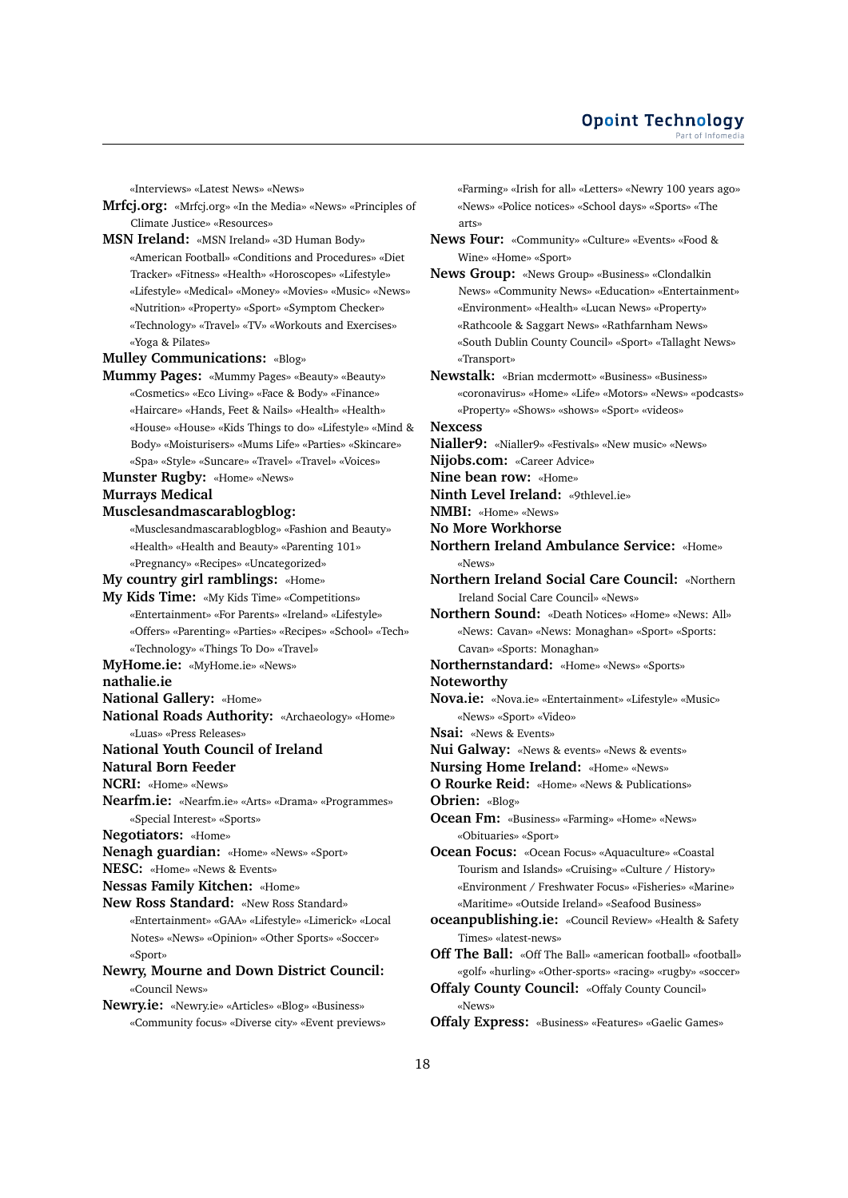«Interviews» «Latest News» «News»

**Mrfcj.org:** «Mrfcj.org» «In the Media» «News» «Principles of Climate Justice» «Resources»

**MSN Ireland:** «MSN Ireland» «3D Human Body» «American Football» «Conditions and Procedures» «Diet Tracker» «Fitness» «Health» «Horoscopes» «Lifestyle» «Lifestyle» «Medical» «Money» «Movies» «Music» «News» «Nutrition» «Property» «Sport» «Symptom Checker» «Technology» «Travel» «TV» «Workouts and Exercises» «Yoga & Pilates»

**Mulley Communications:** «Blog»

**Mummy Pages:** «Mummy Pages» «Beauty» «Beauty» «Cosmetics» «Eco Living» «Face & Body» «Finance» «Haircare» «Hands, Feet & Nails» «Health» «Health» «House» «House» «Kids Things to do» «Lifestyle» «Mind & Body» «Moisturisers» «Mums Life» «Parties» «Skincare» «Spa» «Style» «Suncare» «Travel» «Travel» «Voices»

**Munster Rugby:** «Home» «News»

**Murrays Medical**

**Musclesandmascarablogblog:** «Musclesandmascarablogblog» «Fashion and Beauty» «Health» «Health and Beauty» «Parenting 101» «Pregnancy» «Recipes» «Uncategorized»

**My country girl ramblings:** «Home»

**My Kids Time:** «My Kids Time» «Competitions» «Entertainment» «For Parents» «Ireland» «Lifestyle» «Offers» «Parenting» «Parties» «Recipes» «School» «Tech» «Technology» «Things To Do» «Travel»

**MyHome.ie:** «MyHome.ie» «News»

**nathalie.ie**

**National Gallery:** «Home»

**National Roads Authority:** «Archaeology» «Home» «Luas» «Press Releases»

**National Youth Council of Ireland**

**Natural Born Feeder**

**NCRI:** «Home» «News»

**Nearfm.ie:** «Nearfm.ie» «Arts» «Drama» «Programmes» «Special Interest» «Sports»

**Negotiators:** «Home»

**Nenagh guardian:** «Home» «News» «Sport»

**NESC:** «Home» «News & Events»

**Nessas Family Kitchen:** «Home»

**New Ross Standard:** «New Ross Standard» «Entertainment» «GAA» «Lifestyle» «Limerick» «Local Notes» «News» «Opinion» «Other Sports» «Soccer» «Sport»

**Newry, Mourne and Down District Council:** «Council News»

**Newry.ie:** «Newry.ie» «Articles» «Blog» «Business» «Community focus» «Diverse city» «Event previews» «Farming» «Irish for all» «Letters» «Newry 100 years ago» «News» «Police notices» «School days» «Sports» «The arts»

**News Four:** «Community» «Culture» «Events» «Food & Wine» «Home» «Sport»

**News Group:** «News Group» «Business» «Clondalkin News» «Community News» «Education» «Entertainment» «Environment» «Health» «Lucan News» «Property» «Rathcoole & Saggart News» «Rathfarnham News» «South Dublin County Council» «Sport» «Tallaght News» «Transport»

**Newstalk:** «Brian mcdermott» «Business» «Business» «coronavirus» «Home» «Life» «Motors» «News» «podcasts» «Property» «Shows» «shows» «Sport» «videos»

**Nexcess**

**Nialler9:** «Nialler9» «Festivals» «New music» «News»

**Nijobs.com:** «Career Advice»

**Nine bean row:** «Home»

**Ninth Level Ireland:** «9thlevel.ie»

**NMBI:** «Home» «News»

**No More Workhorse**

**Northern Ireland Ambulance Service:** «Home» «News»

**Northern Ireland Social Care Council:** «Northern Ireland Social Care Council» «News»

**Northern Sound:** «Death Notices» «Home» «News: All» «News: Cavan» «News: Monaghan» «Sport» «Sports: Cavan» «Sports: Monaghan»

**Northernstandard:** «Home» «News» «Sports»

**Noteworthy**

**Nova.ie:** «Nova.ie» «Entertainment» «Lifestyle» «Music» «News» «Sport» «Video»

**Nsai:** «News & Events»

**Nui Galway:** «News & events» «News & events»

**Nursing Home Ireland:** «Home» «News»

**O Rourke Reid:** «Home» «News & Publications»

**Obrien:** «Blog»

**Ocean Fm:** «Business» «Farming» «Home» «News» «Obituaries» «Sport»

**Ocean Focus:** «Ocean Focus» «Aquaculture» «Coastal Tourism and Islands» «Cruising» «Culture / History» «Environment / Freshwater Focus» «Fisheries» «Marine» «Maritime» «Outside Ireland» «Seafood Business»

**oceanpublishing.ie:** «Council Review» «Health & Safety Times» «latest-news»

**Off The Ball:** «Off The Ball» «american football» «football» «golf» «hurling» «Other-sports» «racing» «rugby» «soccer»

**Offaly County Council:** «Offaly County Council» «News»

**Offaly Express:** «Business» «Features» «Gaelic Games»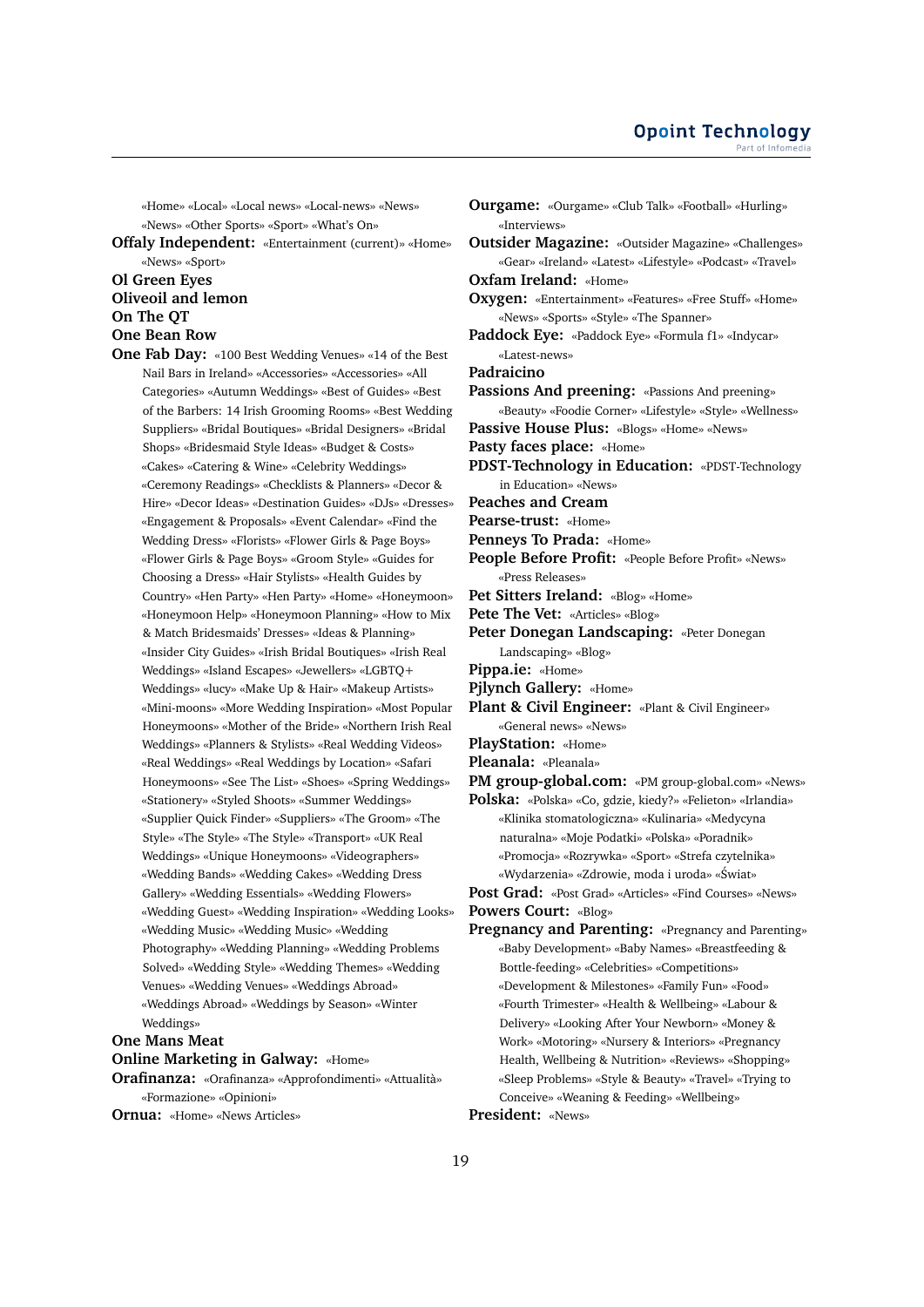«Home» «Local» «Local news» «Local-news» «News» «News» «Other Sports» «Sport» «What's On»

**Offaly Independent:** «Entertainment (current)» «Home» «News» «Sport»

**Ol Green Eyes**

**Oliveoil and lemon**

**On The QT**

**One Bean Row**

**One Fab Day:** «100 Best Wedding Venues» «14 of the Best Nail Bars in Ireland» «Accessories» «Accessories» «All Categories» «Autumn Weddings» «Best of Guides» «Best of the Barbers: 14 Irish Grooming Rooms» «Best Wedding Suppliers» «Bridal Boutiques» «Bridal Designers» «Bridal Shops» «Bridesmaid Style Ideas» «Budget & Costs» «Cakes» «Catering & Wine» «Celebrity Weddings» «Ceremony Readings» «Checklists & Planners» «Decor & Hire» «Decor Ideas» «Destination Guides» «DJs» «Dresses» «Engagement & Proposals» «Event Calendar» «Find the Wedding Dress» «Florists» «Flower Girls & Page Boys» «Flower Girls & Page Boys» «Groom Style» «Guides for Choosing a Dress» «Hair Stylists» «Health Guides by Country» «Hen Party» «Hen Party» «Home» «Honeymoon» «Honeymoon Help» «Honeymoon Planning» «How to Mix & Match Bridesmaids' Dresses» «Ideas & Planning» «Insider City Guides» «Irish Bridal Boutiques» «Irish Real Weddings» «Island Escapes» «Jewellers» «LGBTQ+ Weddings» «lucy» «Make Up & Hair» «Makeup Artists» «Mini-moons» «More Wedding Inspiration» «Most Popular Honeymoons» «Mother of the Bride» «Northern Irish Real Weddings» «Planners & Stylists» «Real Wedding Videos» «Real Weddings» «Real Weddings by Location» «Safari Honeymoons» «See The List» «Shoes» «Spring Weddings» «Stationery» «Styled Shoots» «Summer Weddings» «Supplier Quick Finder» «Suppliers» «The Groom» «The Style» «The Style» «Transport» «UK Real Weddings» «Unique Honeymoons» «Videographers» «Wedding Bands» «Wedding Cakes» «Wedding Dress Gallery» «Wedding Essentials» «Wedding Flowers» «Wedding Guest» «Wedding Inspiration» «Wedding Looks» «Wedding Music» «Wedding Music» «Wedding Photography» «Wedding Planning» «Wedding Problems Solved» «Wedding Style» «Wedding Themes» «Wedding Venues» «Wedding Venues» «Weddings Abroad» «Weddings Abroad» «Weddings by Season» «Winter Weddings»

**One Mans Meat**

**Online Marketing in Galway:** «Home»

**Orafinanza:** «Orafinanza» «Approfondimenti» «Attualità» «Formazione» «Opinioni»

**Ornua:** «Home» «News Articles»

**Ourgame:** «Ourgame» «Club Talk» «Football» «Hurling» «Interviews»

**Outsider Magazine:** «Outsider Magazine» «Challenges» «Gear» «Ireland» «Latest» «Lifestyle» «Podcast» «Travel»

**Oxfam Ireland:** «Home»

**Oxygen:** «Entertainment» «Features» «Free Stuff» «Home» «News» «Sports» «Style» «The Spanner»

**Paddock Eye:** «Paddock Eye» «Formula f1» «Indycar» «Latest-news»

**Padraicino**

**Passions And preening:** «Passions And preening» «Beauty» «Foodie Corner» «Lifestyle» «Style» «Wellness»

**Passive House Plus:** «Blogs» «Home» «News»

**Pasty faces place:** «Home»

**PDST-Technology in Education:** «PDST-Technology in Education» «News»

**Peaches and Cream**

**Pearse-trust:** «Home»

**Penneys To Prada:** «Home»

**People Before Profit:** «People Before Profit» «News» «Press Releases»

**Pet Sitters Ireland:** «Blog» «Home»

**Pete The Vet:** «Articles» «Blog»

**Peter Donegan Landscaping:** «Peter Donegan Landscaping» «Blog»

**Pippa.ie:** «Home»

**Pjlynch Gallery:** «Home»

**Plant & Civil Engineer:** «Plant & Civil Engineer» «General news» «News»

**PlayStation:** «Home»

**Pleanala:** «Pleanala»

**PM group-global.com:** «PM group-global.com» «News»

**Polska:** «Polska» «Co, gdzie, kiedy?» «Felieton» «Irlandia» «Klinika stomatologiczna» «Kulinaria» «Medycyna naturalna» «Moje Podatki» «Polska» «Poradnik» «Promocja» «Rozrywka» «Sport» «Strefa czytelnika» «Wydarzenia» «Zdrowie, moda i uroda» «Świat»

**Post Grad:** «Post Grad» «Articles» «Find Courses» «News»

**Powers Court:** «Blog»

**Pregnancy and Parenting:** «Pregnancy and Parenting» «Baby Development» «Baby Names» «Breastfeeding & Bottle-feeding» «Celebrities» «Competitions» «Development & Milestones» «Family Fun» «Food» «Fourth Trimester» «Health & Wellbeing» «Labour & Delivery» «Looking After Your Newborn» «Money & Work» «Motoring» «Nursery & Interiors» «Pregnancy Health, Wellbeing & Nutrition» «Reviews» «Shopping» «Sleep Problems» «Style & Beauty» «Travel» «Trying to Conceive» «Weaning & Feeding» «Wellbeing»

**President:** «News»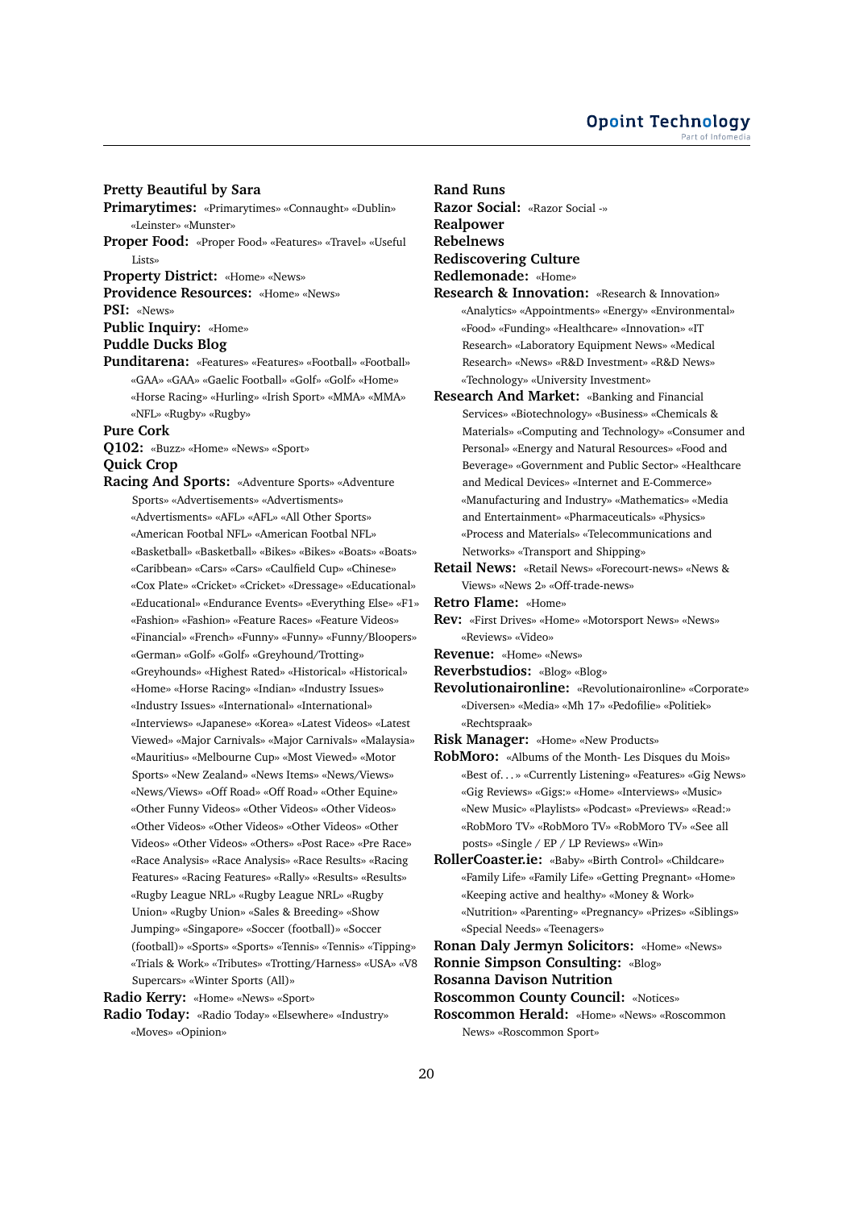**Pretty Beautiful by Sara**
**Primarytimes:** «Primarytimes» «Connaught» «Dublin» «Leinster» «Munster»
**Proper Food:** «Proper Food» «Features» «Travel» «Useful Lists»
**Property District:** «Home» «News»
**Providence Resources:** «Home» «News»
**PSI:** «News»
**Public Inquiry:** «Home»
**Puddle Ducks Blog**
**Punditarena:** «Features» «Features» «Football» «Football» «GAA» «GAA» «Gaelic Football» «Golf» «Golf» «Home» «Horse Racing» «Hurling» «Irish Sport» «MMA» «MMA» «NFL» «Rugby» «Rugby»
**Pure Cork**
**Q102:** «Buzz» «Home» «News» «Sport»
**Quick Crop**
**Racing And Sports:** «Adventure Sports» «Adventure Sports» «Advertisements» «Advertisments» «Advertisments» «AFL» «AFL» «All Other Sports» «American Footbal NFL» «American Footbal NFL» «Basketball» «Basketball» «Bikes» «Bikes» «Boats» «Boats» «Caribbean» «Cars» «Cars» «Caulfield Cup» «Chinese» «Cox Plate» «Cricket» «Cricket» «Dressage» «Educational» «Educational» «Endurance Events» «Everything Else» «F1» «Fashion» «Fashion» «Feature Races» «Feature Videos» «Financial» «French» «Funny» «Funny» «Funny/Bloopers» «German» «Golf» «Golf» «Greyhound/Trotting» «Greyhounds» «Highest Rated» «Historical» «Historical» «Home» «Horse Racing» «Indian» «Industry Issues» «Industry Issues» «International» «International» «Interviews» «Japanese» «Korea» «Latest Videos» «Latest Viewed» «Major Carnivals» «Major Carnivals» «Malaysia» «Mauritius» «Melbourne Cup» «Most Viewed» «Motor Sports» «New Zealand» «News Items» «News/Views» «News/Views» «Off Road» «Off Road» «Other Equine» «Other Funny Videos» «Other Videos» «Other Videos» «Other Videos» «Other Videos» «Other Videos» «Other Videos» «Other Videos» «Others» «Post Race» «Pre Race» «Race Analysis» «Race Analysis» «Race Results» «Racing Features» «Racing Features» «Rally» «Results» «Results» «Rugby League NRL» «Rugby League NRL» «Rugby Union» «Rugby Union» «Sales & Breeding» «Show Jumping» «Singapore» «Soccer (football)» «Soccer (football)» «Sports» «Sports» «Tennis» «Tennis» «Tipping» «Trials & Work» «Tributes» «Trotting/Harness» «USA» «V8 Supercars» «Winter Sports (All)»
**Radio Kerry:** «Home» «News» «Sport»
**Radio Today:** «Radio Today» «Elsewhere» «Industry» «Moves» «Opinion»
**Rand Runs**
**Razor Social:** «Razor Social -»
**Realpower**
**Rebelnews**
**Rediscovering Culture**
**Redlemonade:** «Home»
**Research & Innovation:** «Research & Innovation» «Analytics» «Appointments» «Energy» «Environmental» «Food» «Funding» «Healthcare» «Innovation» «IT Research» «Laboratory Equipment News» «Medical Research» «News» «R&D Investment» «R&D News» «Technology» «University Investment»
**Research And Market:** «Banking and Financial Services» «Biotechnology» «Business» «Chemicals & Materials» «Computing and Technology» «Consumer and Personal» «Energy and Natural Resources» «Food and Beverage» «Government and Public Sector» «Healthcare and Medical Devices» «Internet and E-Commerce» «Manufacturing and Industry» «Mathematics» «Media and Entertainment» «Pharmaceuticals» «Physics» «Process and Materials» «Telecommunications and Networks» «Transport and Shipping»
**Retail News:** «Retail News» «Forecourt-news» «News & Views» «News 2» «Off-trade-news»
**Retro Flame:** «Home»
**Rev:** «First Drives» «Home» «Motorsport News» «News» «Reviews» «Video»
**Revenue:** «Home» «News»
**Reverbstudios:** «Blog» «Blog»
**Revolutionaironline:** «Revolutionaironline» «Corporate» «Diversen» «Media» «Mh 17» «Pedofilie» «Politiek» «Rechtspraak»
**Risk Manager:** «Home» «New Products»
**RobMoro:** «Albums of the Month- Les Disques du Mois» «Best of. . . » «Currently Listening» «Features» «Gig News» «Gig Reviews» «Gigs:» «Home» «Interviews» «Music» «New Music» «Playlists» «Podcast» «Previews» «Read:» «RobMoro TV» «RobMoro TV» «RobMoro TV» «See all posts» «Single / EP / LP Reviews» «Win»
**RollerCoaster.ie:** «Baby» «Birth Control» «Childcare» «Family Life» «Family Life» «Getting Pregnant» «Home» «Keeping active and healthy» «Money & Work» «Nutrition» «Parenting» «Pregnancy» «Prizes» «Siblings» «Special Needs» «Teenagers»
**Ronan Daly Jermyn Solicitors:** «Home» «News»
**Ronnie Simpson Consulting:** «Blog»
**Rosanna Davison Nutrition**
**Roscommon County Council:** «Notices»
**Roscommon Herald:** «Home» «News» «Roscommon News» «Roscommon Sport»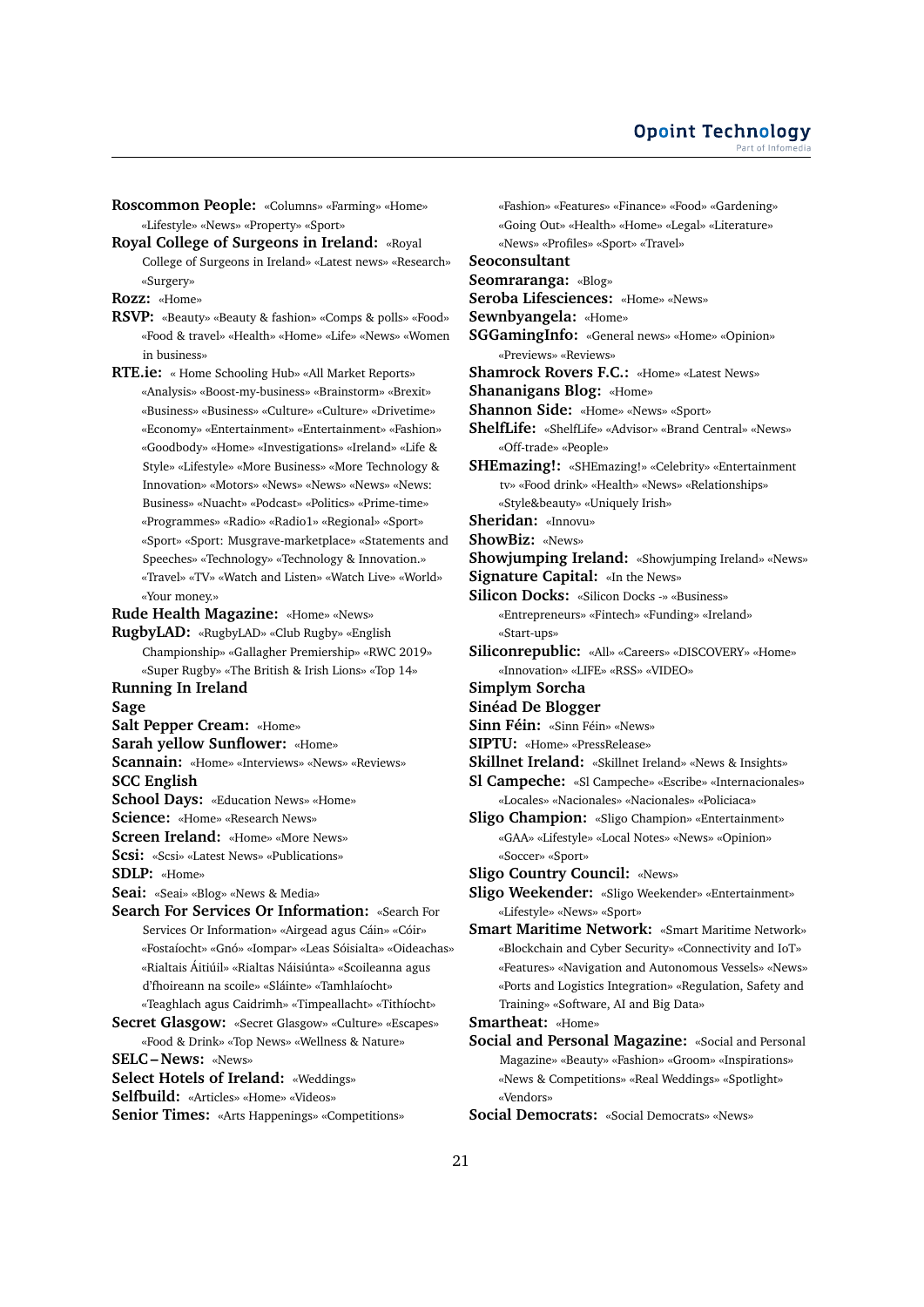**Roscommon People:** «Columns» «Farming» «Home» «Lifestyle» «News» «Property» «Sport»

**Royal College of Surgeons in Ireland:** «Royal College of Surgeons in Ireland» «Latest news» «Research» «Surgery»

**Rozz:** «Home»

**RSVP:** «Beauty» «Beauty & fashion» «Comps & polls» «Food» «Food & travel» «Health» «Home» «Life» «News» «Women in business»

**RTE.ie:** « Home Schooling Hub» «All Market Reports» «Analysis» «Boost-my-business» «Brainstorm» «Brexit» «Business» «Business» «Culture» «Culture» «Drivetime» «Economy» «Entertainment» «Entertainment» «Fashion» «Goodbody» «Home» «Investigations» «Ireland» «Life & Style» «Lifestyle» «More Business» «More Technology & Innovation» «Motors» «News» «News» «News» «News: Business» «Nuacht» «Podcast» «Politics» «Prime-time» «Programmes» «Radio» «Radio1» «Regional» «Sport» «Sport» «Sport: Musgrave-marketplace» «Statements and Speeches» «Technology» «Technology & Innovation.» «Travel» «TV» «Watch and Listen» «Watch Live» «World» «Your money.»

**Rude Health Magazine:** «Home» «News»

**RugbyLAD:** «RugbyLAD» «Club Rugby» «English Championship» «Gallagher Premiership» «RWC 2019» «Super Rugby» «The British & Irish Lions» «Top 14»

**Running In Ireland**

**Sage**

**Salt Pepper Cream:** «Home»

**Sarah yellow Sunflower:** «Home»

**Scannain:** «Home» «Interviews» «News» «Reviews»

**SCC English**

**School Days:** «Education News» «Home»

**Science:** «Home» «Research News»

**Screen Ireland:** «Home» «More News»

**Scsi:** «Scsi» «Latest News» «Publications»

**SDLP:** «Home»

**Seai:** «Seai» «Blog» «News & Media»

**Search For Services Or Information:** «Search For Services Or Information» «Airgead agus Cáin» «Cóir» «Fostaíocht» «Gnó» «Iompar» «Leas Sóisialta» «Oideachas» «Rialtais Áitiúil» «Rialtas Náisiúnta» «Scoileanna agus d'fhoireann na scoile» «Sláinte» «Tamhlaíocht» «Teaghlach agus Caidrimh» «Timpeallacht» «Tithíocht»

**Secret Glasgow:** «Secret Glasgow» «Culture» «Escapes» «Food & Drink» «Top News» «Wellness & Nature»

**SELC – News:** «News»

**Select Hotels of Ireland:** «Weddings»

**Selfbuild:** «Articles» «Home» «Videos»

**Senior Times:** «Arts Happenings» «Competitions» «Fashion» «Features» «Finance» «Food» «Gardening» «Going Out» «Health» «Home» «Legal» «Literature» «News» «Profiles» «Sport» «Travel»

**Seoconsultant**

**Seomraranga:** «Blog»

**Seroba Lifesciences:** «Home» «News»

**Sewnbyangela:** «Home»

**SGGamingInfo:** «General news» «Home» «Opinion» «Previews» «Reviews»

**Shamrock Rovers F.C.:** «Home» «Latest News»

**Shananigans Blog:** «Home»

**Shannon Side:** «Home» «News» «Sport»

**ShelfLife:** «ShelfLife» «Advisor» «Brand Central» «News» «Off-trade» «People»

**SHEmazing!:** «SHEmazing!» «Celebrity» «Entertainment tv» «Food drink» «Health» «News» «Relationships» «Style&beauty» «Uniquely Irish»

**Sheridan:** «Innovu»

**ShowBiz:** «News»

**Showjumping Ireland:** «Showjumping Ireland» «News»

**Signature Capital:** «In the News»

**Silicon Docks:** «Silicon Docks -» «Business» «Entrepreneurs» «Fintech» «Funding» «Ireland» «Start-ups»

**Siliconrepublic:** «All» «Careers» «DISCOVERY» «Home» «Innovation» «LIFE» «RSS» «VIDEO»

**Simplym Sorcha**

**Sinéad De Blogger**

**Sinn Féin:** «Sinn Féin» «News»

**SIPTU:** «Home» «PressRelease»

**Skillnet Ireland:** «Skillnet Ireland» «News & Insights»

**Sl Campeche:** «Sl Campeche» «Escribe» «Internacionales» «Locales» «Nacionales» «Nacionales» «Policiaca»

**Sligo Champion:** «Sligo Champion» «Entertainment» «GAA» «Lifestyle» «Local Notes» «News» «Opinion» «Soccer» «Sport»

**Sligo Country Council:** «News»

**Sligo Weekender:** «Sligo Weekender» «Entertainment» «Lifestyle» «News» «Sport»

**Smart Maritime Network:** «Smart Maritime Network» «Blockchain and Cyber Security» «Connectivity and IoT» «Features» «Navigation and Autonomous Vessels» «News» «Ports and Logistics Integration» «Regulation, Safety and Training» «Software, AI and Big Data»

**Smartheat:** «Home»

**Social and Personal Magazine:** «Social and Personal Magazine» «Beauty» «Fashion» «Groom» «Inspirations» «News & Competitions» «Real Weddings» «Spotlight» «Vendors»

**Social Democrats:** «Social Democrats» «News»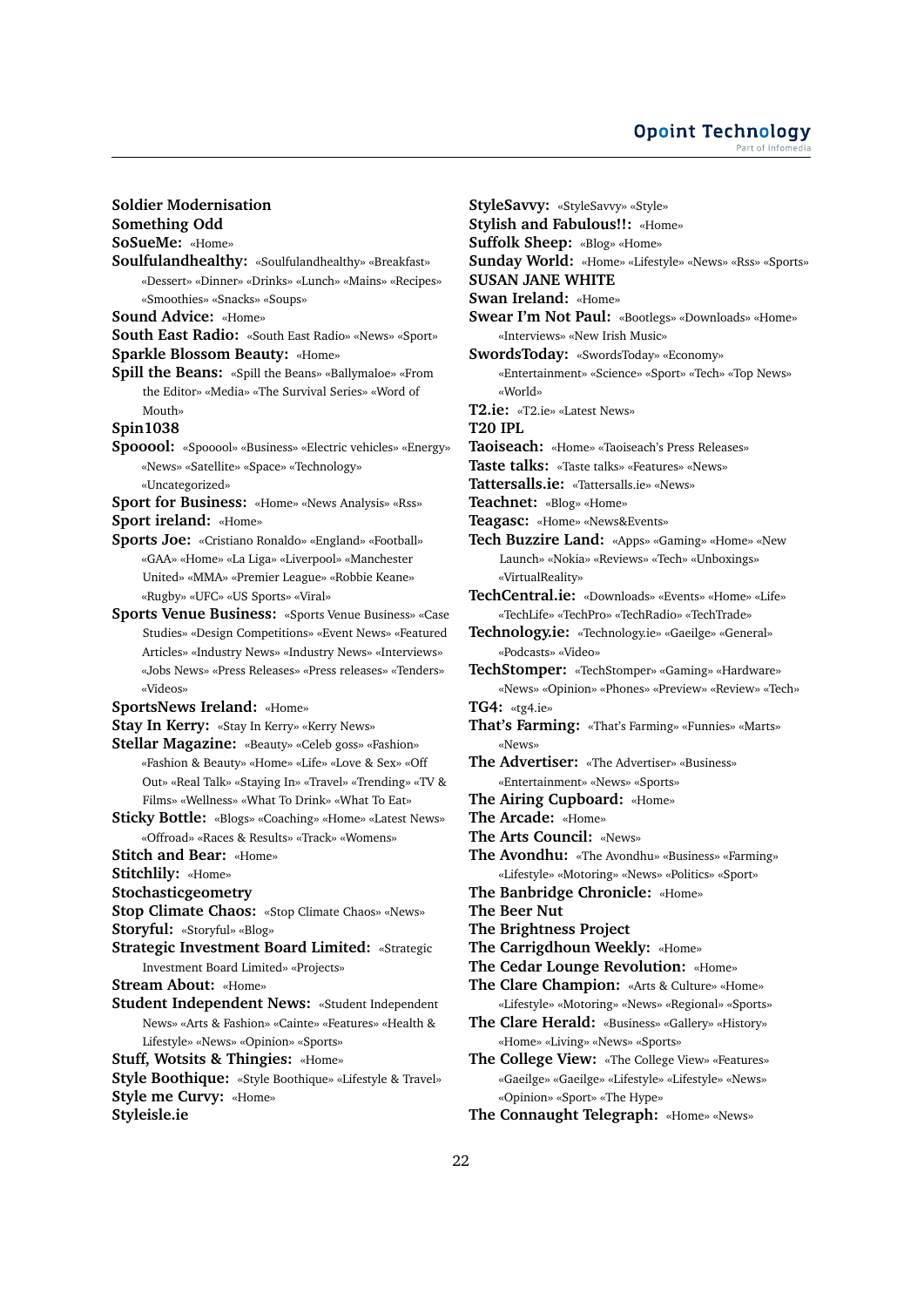**Soldier Modernisation**
**Something Odd**
**SoSueMe:** «Home»
**Soulfulandhealthy:** «Soulfulandhealthy» «Breakfast» «Dessert» «Dinner» «Drinks» «Lunch» «Mains» «Recipes» «Smoothies» «Snacks» «Soups»
**Sound Advice:** «Home»
**South East Radio:** «South East Radio» «News» «Sport»
**Sparkle Blossom Beauty:** «Home»
**Spill the Beans:** «Spill the Beans» «Ballymaloe» «From the Editor» «Media» «The Survival Series» «Word of Mouth»
**Spin1038**
**Spooool:** «Spooool» «Business» «Electric vehicles» «Energy» «News» «Satellite» «Space» «Technology» «Uncategorized»
**Sport for Business:** «Home» «News Analysis» «Rss»
**Sport ireland:** «Home»
**Sports Joe:** «Cristiano Ronaldo» «England» «Football» «GAA» «Home» «La Liga» «Liverpool» «Manchester United» «MMA» «Premier League» «Robbie Keane» «Rugby» «UFC» «US Sports» «Viral»
**Sports Venue Business:** «Sports Venue Business» «Case Studies» «Design Competitions» «Event News» «Featured Articles» «Industry News» «Industry News» «Interviews» «Jobs News» «Press Releases» «Press releases» «Tenders» «Videos»
**SportsNews Ireland:** «Home»
**Stay In Kerry:** «Stay In Kerry» «Kerry News»
**Stellar Magazine:** «Beauty» «Celeb goss» «Fashion» «Fashion & Beauty» «Home» «Life» «Love & Sex» «Off Out» «Real Talk» «Staying In» «Travel» «Trending» «TV & Films» «Wellness» «What To Drink» «What To Eat»
**Sticky Bottle:** «Blogs» «Coaching» «Home» «Latest News» «Offroad» «Races & Results» «Track» «Womens»
**Stitch and Bear:** «Home»
**Stitchlily:** «Home»
**Stochasticgeometry**
**Stop Climate Chaos:** «Stop Climate Chaos» «News»
**Storyful:** «Storyful» «Blog»
**Strategic Investment Board Limited:** «Strategic Investment Board Limited» «Projects»
**Stream About:** «Home»
**Student Independent News:** «Student Independent News» «Arts & Fashion» «Cainte» «Features» «Health & Lifestyle» «News» «Opinion» «Sports»
**Stuff, Wotsits & Thingies:** «Home»
**Style Boothique:** «Style Boothique» «Lifestyle & Travel»
**Style me Curvy:** «Home»
**Styleisle.ie**
**StyleSavvy:** «StyleSavvy» «Style»
**Stylish and Fabulous!!:** «Home»
**Suffolk Sheep:** «Blog» «Home»
**Sunday World:** «Home» «Lifestyle» «News» «Rss» «Sports»
**SUSAN JANE WHITE**
**Swan Ireland:** «Home»
**Swear I'm Not Paul:** «Bootlegs» «Downloads» «Home» «Interviews» «New Irish Music»
**SwordsToday:** «SwordsToday» «Economy» «Entertainment» «Science» «Sport» «Tech» «Top News» «World»
**T2.ie:** «T2.ie» «Latest News»
**T20 IPL**
**Taoiseach:** «Home» «Taoiseach's Press Releases»
**Taste talks:** «Taste talks» «Features» «News»
**Tattersalls.ie:** «Tattersalls.ie» «News»
**Teachnet:** «Blog» «Home»
**Teagasc:** «Home» «News&Events»
**Tech Buzzire Land:** «Apps» «Gaming» «Home» «New Launch» «Nokia» «Reviews» «Tech» «Unboxings» «VirtualReality»
**TechCentral.ie:** «Downloads» «Events» «Home» «Life» «TechLife» «TechPro» «TechRadio» «TechTrade»
**Technology.ie:** «Technology.ie» «Gaeilge» «General» «Podcasts» «Video»
**TechStomper:** «TechStomper» «Gaming» «Hardware» «News» «Opinion» «Phones» «Preview» «Review» «Tech»
**TG4:** «tg4.ie»
**That's Farming:** «That's Farming» «Funnies» «Marts» «News»
**The Advertiser:** «The Advertiser» «Business» «Entertainment» «News» «Sports»
**The Airing Cupboard:** «Home»
**The Arcade:** «Home»
**The Arts Council:** «News»
**The Avondhu:** «The Avondhu» «Business» «Farming» «Lifestyle» «Motoring» «News» «Politics» «Sport»
**The Banbridge Chronicle:** «Home»
**The Beer Nut**
**The Brightness Project**
**The Carrigdhoun Weekly:** «Home»
**The Cedar Lounge Revolution:** «Home»
**The Clare Champion:** «Arts & Culture» «Home» «Lifestyle» «Motoring» «News» «Regional» «Sports»
**The Clare Herald:** «Business» «Gallery» «History» «Home» «Living» «News» «Sports»
**The College View:** «The College View» «Features» «Gaeilge» «Gaeilge» «Lifestyle» «Lifestyle» «News» «Opinion» «Sport» «The Hype»
**The Connaught Telegraph:** «Home» «News»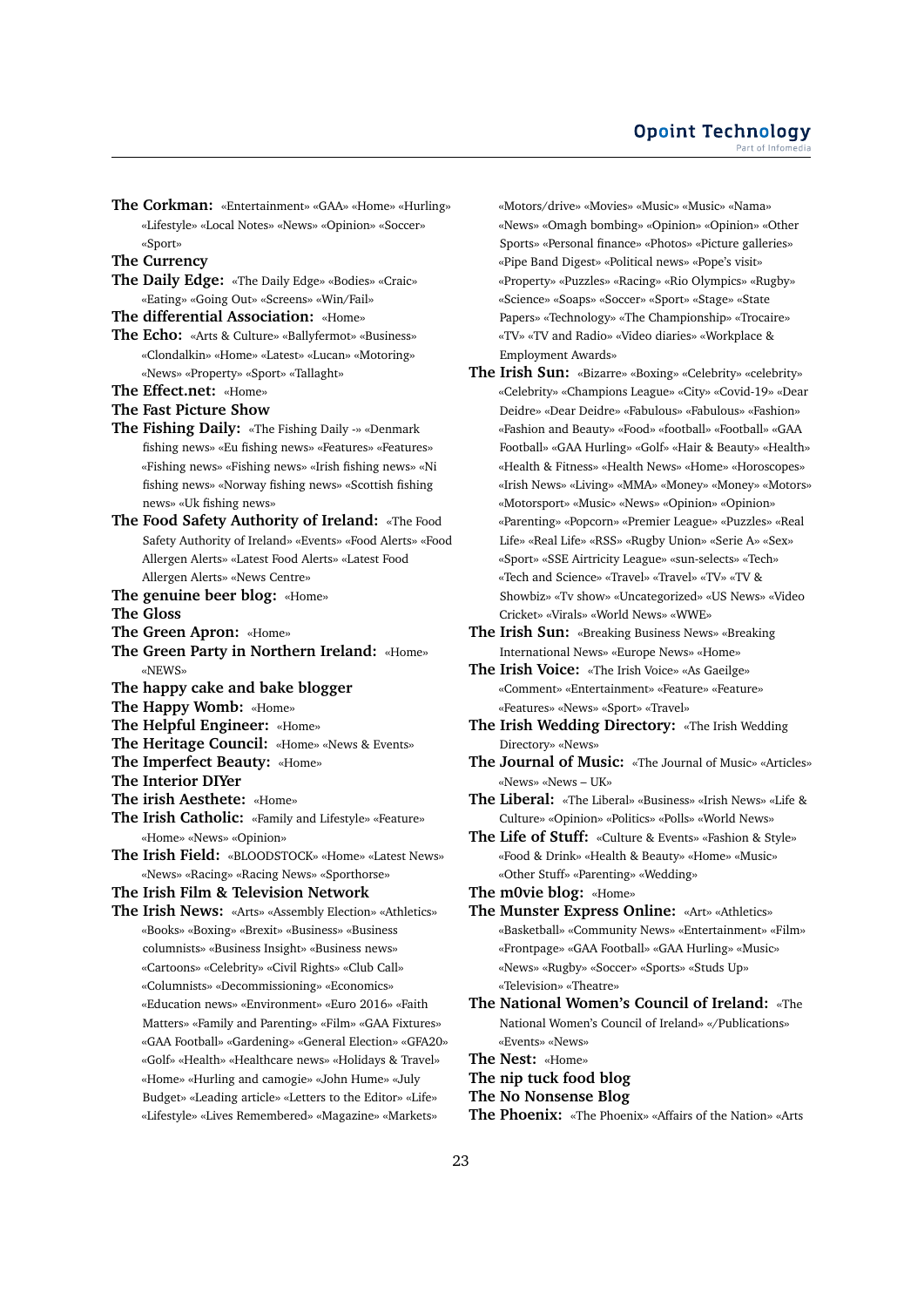**The Corkman:** «Entertainment» «GAA» «Home» «Hurling» «Lifestyle» «Local Notes» «News» «Opinion» «Soccer» «Sport»

**The Currency**

**The Daily Edge:** «The Daily Edge» «Bodies» «Craic» «Eating» «Going Out» «Screens» «Win/Fail»

**The differential Association:** «Home»

**The Echo:** «Arts & Culture» «Ballyfermot» «Business» «Clondalkin» «Home» «Latest» «Lucan» «Motoring» «News» «Property» «Sport» «Tallaght»

**The Effect.net:** «Home»

**The Fast Picture Show**

**The Fishing Daily:** «The Fishing Daily -» «Denmark fishing news» «Eu fishing news» «Features» «Features» «Fishing news» «Fishing news» «Irish fishing news» «Ni fishing news» «Norway fishing news» «Scottish fishing news» «Uk fishing news»

**The Food Safety Authority of Ireland:** «The Food Safety Authority of Ireland» «Events» «Food Alerts» «Food Allergen Alerts» «Latest Food Alerts» «Latest Food Allergen Alerts» «News Centre»

**The genuine beer blog:** «Home»

**The Gloss**

**The Green Apron:** «Home»

**The Green Party in Northern Ireland:** «Home» «NEWS»

**The happy cake and bake blogger**

**The Happy Womb:** «Home»

**The Helpful Engineer:** «Home»

**The Heritage Council:** «Home» «News & Events»

**The Imperfect Beauty:** «Home»

**The Interior DIYer**

**The irish Aesthete:** «Home»

**The Irish Catholic:** «Family and Lifestyle» «Feature» «Home» «News» «Opinion»

**The Irish Field:** «BLOODSTOCK» «Home» «Latest News» «News» «Racing» «Racing News» «Sporthorse»

**The Irish Film & Television Network**

**The Irish News:** «Arts» «Assembly Election» «Athletics» «Books» «Boxing» «Brexit» «Business» «Business columnists» «Business Insight» «Business news» «Cartoons» «Celebrity» «Civil Rights» «Club Call» «Columnists» «Decommissioning» «Economics» «Education news» «Environment» «Euro 2016» «Faith Matters» «Family and Parenting» «Film» «GAA Fixtures» «GAA Football» «Gardening» «General Election» «GFA20» «Golf» «Health» «Healthcare news» «Holidays & Travel» «Home» «Hurling and camogie» «John Hume» «July Budget» «Leading article» «Letters to the Editor» «Life» «Lifestyle» «Lives Remembered» «Magazine» «Markets» «Motors/drive» «Movies» «Music» «Music» «Nama» «News» «Omagh bombing» «Opinion» «Opinion» «Other Sports» «Personal finance» «Photos» «Picture galleries» «Pipe Band Digest» «Political news» «Pope's visit» «Property» «Puzzles» «Racing» «Rio Olympics» «Rugby» «Science» «Soaps» «Soccer» «Sport» «Stage» «State Papers» «Technology» «The Championship» «Trocaire» «TV» «TV and Radio» «Video diaries» «Workplace & Employment Awards»

**The Irish Sun:** «Bizarre» «Boxing» «Celebrity» «celebrity» «Celebrity» «Champions League» «City» «Covid-19» «Dear Deidre» «Dear Deidre» «Fabulous» «Fabulous» «Fashion» «Fashion and Beauty» «Food» «football» «Football» «GAA Football» «GAA Hurling» «Golf» «Hair & Beauty» «Health» «Health & Fitness» «Health News» «Home» «Horoscopes» «Irish News» «Living» «MMA» «Money» «Money» «Motors» «Motorsport» «Music» «News» «Opinion» «Opinion» «Parenting» «Popcorn» «Premier League» «Puzzles» «Real Life» «Real Life» «RSS» «Rugby Union» «Serie A» «Sex» «Sport» «SSE Airtricity League» «sun-selects» «Tech» «Tech and Science» «Travel» «Travel» «TV» «TV & Showbiz» «Tv show» «Uncategorized» «US News» «Video Cricket» «Virals» «World News» «WWE»

**The Irish Sun:** «Breaking Business News» «Breaking International News» «Europe News» «Home»

**The Irish Voice:** «The Irish Voice» «As Gaeilge» «Comment» «Entertainment» «Feature» «Feature» «Features» «News» «Sport» «Travel»

**The Irish Wedding Directory:** «The Irish Wedding Directory» «News»

**The Journal of Music:** «The Journal of Music» «Articles» «News» «News – UK»

**The Liberal:** «The Liberal» «Business» «Irish News» «Life & Culture» «Opinion» «Politics» «Polls» «World News»

**The Life of Stuff:** «Culture & Events» «Fashion & Style» «Food & Drink» «Health & Beauty» «Home» «Music» «Other Stuff» «Parenting» «Wedding»

**The m0vie blog:** «Home»

**The Munster Express Online:** «Art» «Athletics» «Basketball» «Community News» «Entertainment» «Film» «Frontpage» «GAA Football» «GAA Hurling» «Music» «News» «Rugby» «Soccer» «Sports» «Studs Up» «Television» «Theatre»

**The National Women's Council of Ireland:** «The National Women's Council of Ireland» «/Publications» «Events» «News»

**The Nest:** «Home»

**The nip tuck food blog**

**The No Nonsense Blog**

**The Phoenix:** «The Phoenix» «Affairs of the Nation» «Arts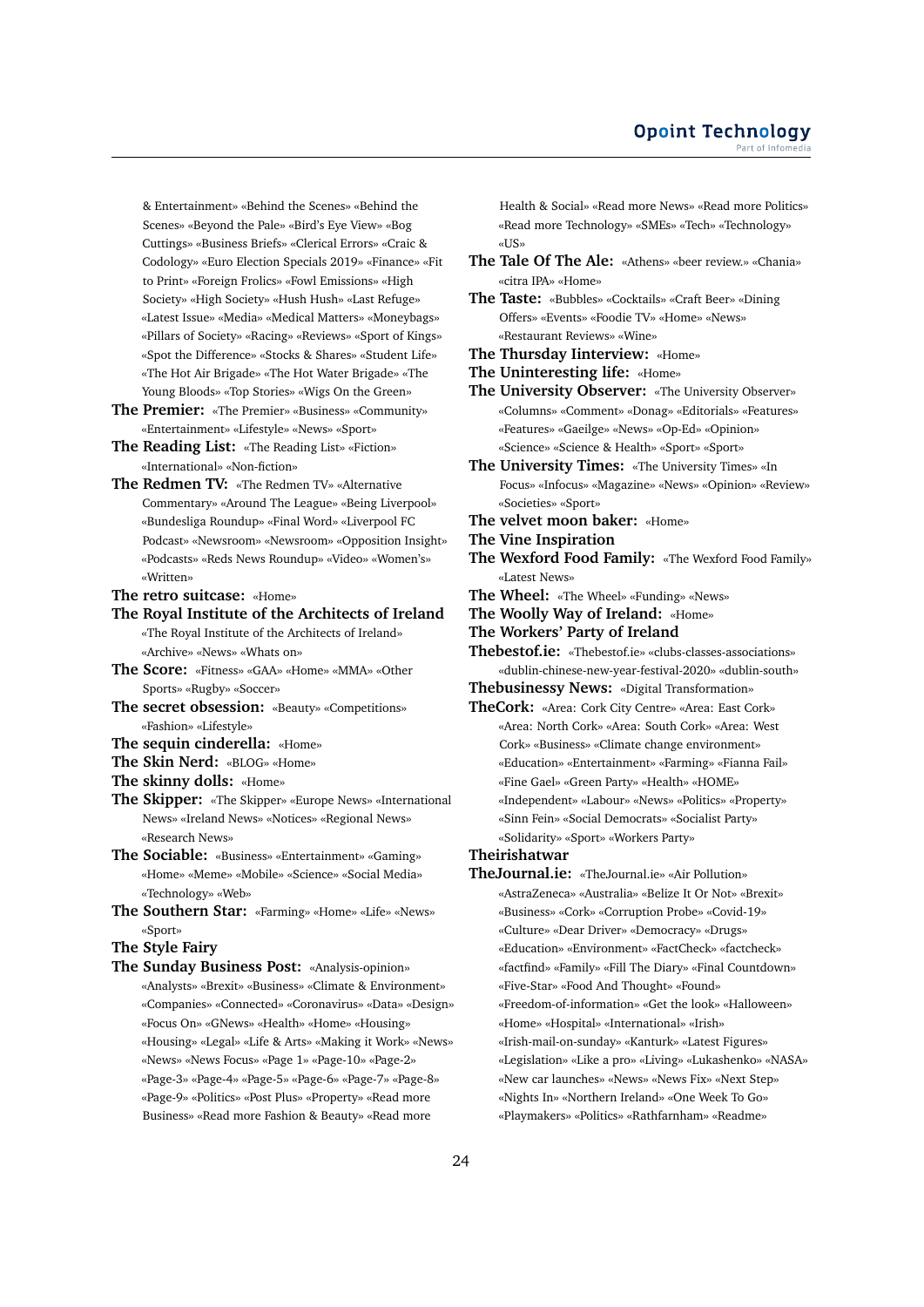& Entertainment» «Behind the Scenes» «Behind the Scenes» «Beyond the Pale» «Bird's Eye View» «Bog Cuttings» «Business Briefs» «Clerical Errors» «Craic & Codology» «Euro Election Specials 2019» «Finance» «Fit to Print» «Foreign Frolics» «Fowl Emissions» «High Society» «High Society» «Hush Hush» «Last Refuge» «Latest Issue» «Media» «Medical Matters» «Moneybags» «Pillars of Society» «Racing» «Reviews» «Sport of Kings» «Spot the Difference» «Stocks & Shares» «Student Life» «The Hot Air Brigade» «The Hot Water Brigade» «The Young Bloods» «Top Stories» «Wigs On the Green»

**The Premier:** «The Premier» «Business» «Community» «Entertainment» «Lifestyle» «News» «Sport»

**The Reading List:** «The Reading List» «Fiction» «International» «Non-fiction»

**The Redmen TV:** «The Redmen TV» «Alternative Commentary» «Around The League» «Being Liverpool» «Bundesliga Roundup» «Final Word» «Liverpool FC Podcast» «Newsroom» «Newsroom» «Opposition Insight» «Podcasts» «Reds News Roundup» «Video» «Women's» «Written»

**The retro suitcase:** «Home»

**The Royal Institute of the Architects of Ireland** «The Royal Institute of the Architects of Ireland» «Archive» «News» «Whats on»

**The Score:** «Fitness» «GAA» «Home» «MMA» «Other Sports» «Rugby» «Soccer»

**The secret obsession:** «Beauty» «Competitions» «Fashion» «Lifestyle»

**The sequin cinderella:** «Home»

**The Skin Nerd:** «BLOG» «Home»

**The skinny dolls:** «Home»

**The Skipper:** «The Skipper» «Europe News» «International News» «Ireland News» «Notices» «Regional News» «Research News»

**The Sociable:** «Business» «Entertainment» «Gaming» «Home» «Meme» «Mobile» «Science» «Social Media» «Technology» «Web»

**The Southern Star:** «Farming» «Home» «Life» «News» «Sport»

**The Style Fairy**

**The Sunday Business Post:** «Analysis-opinion» «Analysts» «Brexit» «Business» «Climate & Environment» «Companies» «Connected» «Coronavirus» «Data» «Design» «Focus On» «GNews» «Health» «Home» «Housing» «Housing» «Legal» «Life & Arts» «Making it Work» «News» «News» «News Focus» «Page 1» «Page-10» «Page-2» «Page-3» «Page-4» «Page-5» «Page-6» «Page-7» «Page-8» «Page-9» «Politics» «Post Plus» «Property» «Read more Business» «Read more Fashion & Beauty» «Read more Health & Social» «Read more News» «Read more Politics» «Read more Technology» «SMEs» «Tech» «Technology» «US»

**The Tale Of The Ale:** «Athens» «beer review.» «Chania» «citra IPA» «Home»

**The Taste:** «Bubbles» «Cocktails» «Craft Beer» «Dining Offers» «Events» «Foodie TV» «Home» «News» «Restaurant Reviews» «Wine»

**The Thursday Iinterview:** «Home»

**The Uninteresting life:** «Home»

**The University Observer:** «The University Observer» «Columns» «Comment» «Donag» «Editorials» «Features» «Features» «Gaeilge» «News» «Op-Ed» «Opinion» «Science» «Science & Health» «Sport» «Sport»

**The University Times:** «The University Times» «In Focus» «Infocus» «Magazine» «News» «Opinion» «Review» «Societies» «Sport»

**The velvet moon baker:** «Home»

**The Vine Inspiration**

**The Wexford Food Family:** «The Wexford Food Family» «Latest News»

**The Wheel:** «The Wheel» «Funding» «News»

**The Woolly Way of Ireland:** «Home»

**The Workers' Party of Ireland**

**Thebestof.ie:** «Thebestof.ie» «clubs-classes-associations» «dublin-chinese-new-year-festival-2020» «dublin-south»

**Thebusinessy News:** «Digital Transformation»

**TheCork:** «Area: Cork City Centre» «Area: East Cork» «Area: North Cork» «Area: South Cork» «Area: West Cork» «Business» «Climate change environment» «Education» «Entertainment» «Farming» «Fianna Fail» «Fine Gael» «Green Party» «Health» «HOME» «Independent» «Labour» «News» «Politics» «Property» «Sinn Fein» «Social Democrats» «Socialist Party» «Solidarity» «Sport» «Workers Party»

**Theirishatwar**

**TheJournal.ie:** «TheJournal.ie» «Air Pollution» «AstraZeneca» «Australia» «Belize It Or Not» «Brexit» «Business» «Cork» «Corruption Probe» «Covid-19» «Culture» «Dear Driver» «Democracy» «Drugs» «Education» «Environment» «FactCheck» «factcheck» «factfind» «Family» «Fill The Diary» «Final Countdown» «Five-Star» «Food And Thought» «Found» «Freedom-of-information» «Get the look» «Halloween» «Home» «Hospital» «International» «Irish» «Irish-mail-on-sunday» «Kanturk» «Latest Figures» «Legislation» «Like a pro» «Living» «Lukashenko» «NASA» «New car launches» «News» «News Fix» «Next Step» «Nights In» «Northern Ireland» «One Week To Go» «Playmakers» «Politics» «Rathfarnham» «Readme»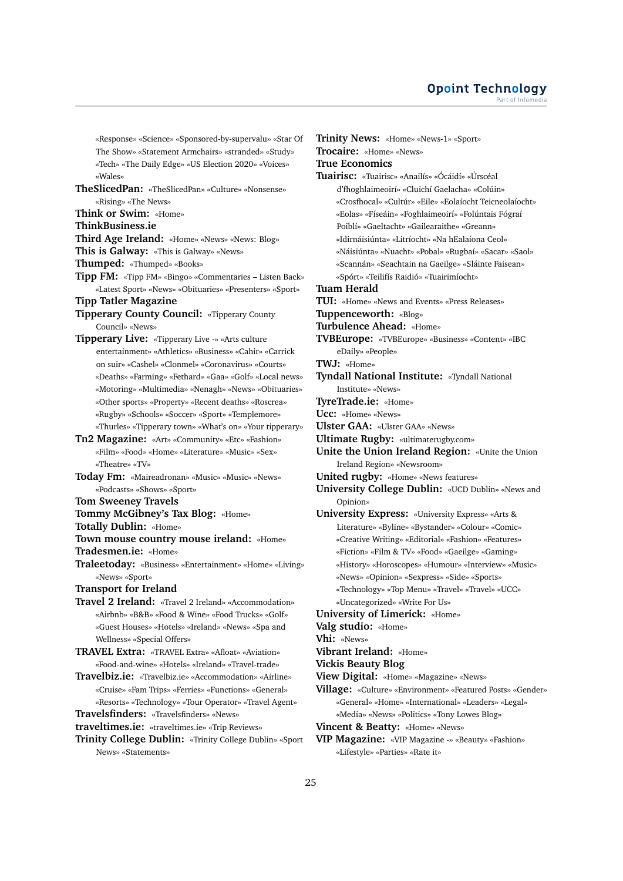«Response» «Science» «Sponsored-by-supervalu» «Star Of The Show» «Statement Armchairs» «stranded» «Study» «Tech» «The Daily Edge» «US Election 2020» «Voices» «Wales»

**TheSlicedPan:** «TheSlicedPan» «Culture» «Nonsense» «Rising» «The News»

**Think or Swim:** «Home»

**ThinkBusiness.ie**

**Third Age Ireland:** «Home» «News» «News: Blog»

**This is Galway:** «This is Galway» «News»

**Thumped:** «Thumped» «Books»

**Tipp FM:** «Tipp FM» «Bingo» «Commentaries – Listen Back» «Latest Sport» «News» «Obituaries» «Presenters» «Sport»

**Tipp Tatler Magazine**

**Tipperary County Council:** «Tipperary County Council» «News»

**Tipperary Live:** «Tipperary Live -» «Arts culture entertainment» «Athletics» «Business» «Cahir» «Carrick on suir» «Cashel» «Clonmel» «Coronavirus» «Courts» «Deaths» «Farming» «Fethard» «Gaa» «Golf» «Local news» «Motoring» «Multimedia» «Nenagh» «News» «Obituaries» «Other sports» «Property» «Recent deaths» «Roscrea» «Rugby» «Schools» «Soccer» «Sport» «Templemore» «Thurles» «Tipperary town» «What's on» «Your tipperary»

**Tn2 Magazine:** «Art» «Community» «Etc» «Fashion» «Film» «Food» «Home» «Literature» «Music» «Sex» «Theatre» «TV»

**Today Fm:** «Maireadronan» «Music» «Music» «News» «Podcasts» «Shows» «Sport»

**Tom Sweeney Travels**

**Tommy McGibney's Tax Blog:** «Home»

**Totally Dublin:** «Home»

**Town mouse country mouse ireland:** «Home»

**Tradesmen.ie:** «Home»

**Traleetoday:** «Business» «Entertainment» «Home» «Living» «News» «Sport»

**Transport for Ireland**

**Travel 2 Ireland:** «Travel 2 Ireland» «Accommodation» «Airbnb» «B&B» «Food & Wine» «Food Trucks» «Golf» «Guest Houses» «Hotels» «Ireland» «News» «Spa and Wellness» «Special Offers»

**TRAVEL Extra:** «TRAVEL Extra» «Afloat» «Aviation» «Food-and-wine» «Hotels» «Ireland» «Travel-trade»

**Travelbiz.ie:** «Travelbiz.ie» «Accommodation» «Airline» «Cruise» «Fam Trips» «Ferries» «Functions» «General» «Resorts» «Technology» «Tour Operator» «Travel Agent»

**Travelsfinders:** «Travelsfinders» «News»

**traveltimes.ie:** «traveltimes.ie» «Trip Reviews»

**Trinity College Dublin:** «Trinity College Dublin» «Sport News» «Statements»

**Trinity News:** «Home» «News-1» «Sport»

**Trocaire:** «Home» «News»

**True Economics**

**Tuairisc:** «Tuairisc» «Anailís» «Ócáidí» «Úrscéal d'fhoghlaimeoirí» «Cluichí Gaelacha» «Colúin» «Crosfhocal» «Cultúr» «Eile» «Eolaíocht Teicneolaíocht» «Eolas» «Físeáin» «Foghlaimeoirí» «Folúntais Fógraí Poiblí» «Gaeltacht» «Gailearaithe» «Greann» «Idirnáisiúnta» «Litríocht» «Na hEalaíona Ceol» «Náisiúnta» «Nuacht» «Pobal» «Rugbaí» «Sacar» «Saol» «Scannán» «Seachtain na Gaeilge» «Sláinte Faisean» «Spórt» «Teilifís Raidió» «Tuairimíocht»

**Tuam Herald**

**TUI:** «Home» «News and Events» «Press Releases»

**Tuppenceworth:** «Blog»

**Turbulence Ahead:** «Home»

**TVBEurope:** «TVBEurope» «Business» «Content» «IBC eDaily» «People»

**TWJ:** «Home»

**Tyndall National Institute:** «Tyndall National Institute» «News»

**TyreTrade.ie:** «Home»

**Ucc:** «Home» «News»

**Ulster GAA:** «Ulster GAA» «News»

**Ultimate Rugby:** «ultimaterugby.com»

**Unite the Union Ireland Region:** «Unite the Union Ireland Region» «Newsroom»

**United rugby:** «Home» «News features»

**University College Dublin:** «UCD Dublin» «News and Opinion»

**University Express:** «University Express» «Arts & Literature» «Byline» «Bystander» «Colour» «Comic» «Creative Writing» «Editorial» «Fashion» «Features» «Fiction» «Film & TV» «Food» «Gaeilge» «Gaming» «History» «Horoscopes» «Humour» «Interview» «Music» «News» «Opinion» «Sexpress» «Side» «Sports» «Technology» «Top Menu» «Travel» «Travel» «UCC» «Uncategorized» «Write For Us»

**University of Limerick:** «Home»

**Valg studio:** «Home»

**Vhi:** «News»

**Vibrant Ireland:** «Home»

**Vickis Beauty Blog**

**View Digital:** «Home» «Magazine» «News»

**Village:** «Culture» «Environment» «Featured Posts» «Gender» «General» «Home» «International» «Leaders» «Legal» «Media» «News» «Politics» «Tony Lowes Blog»

**Vincent & Beatty:** «Home» «News»

**VIP Magazine:** «VIP Magazine -» «Beauty» «Fashion» «Lifestyle» «Parties» «Rate it»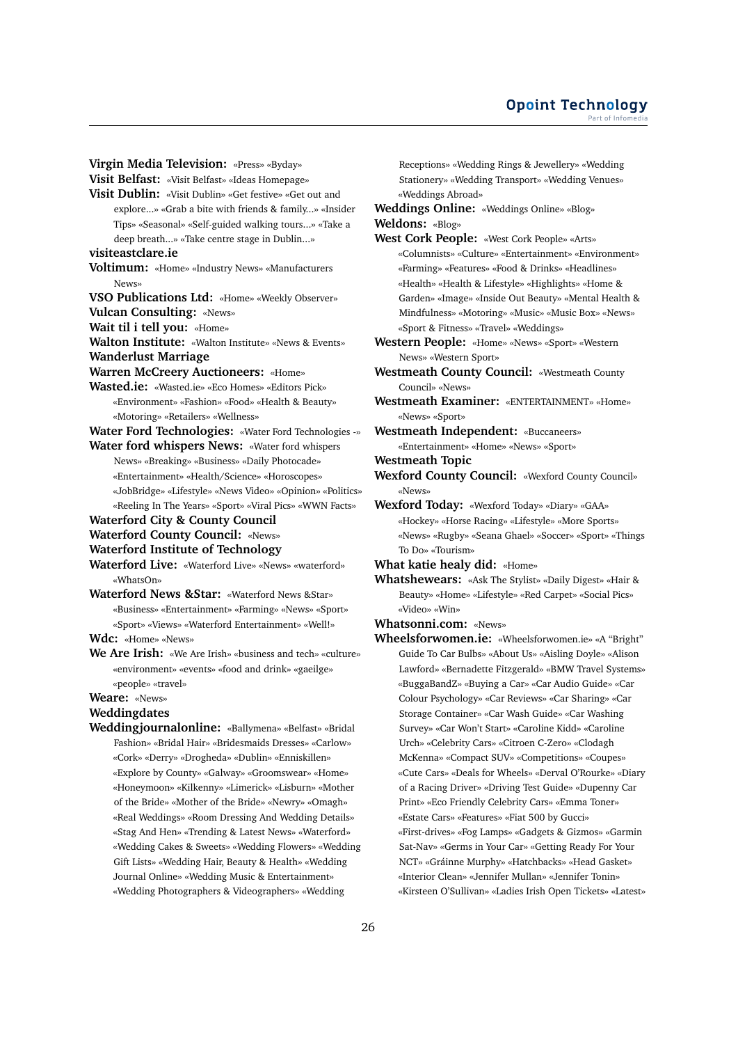**Virgin Media Television:** «Press» «Byday»

**Visit Belfast:** «Visit Belfast» «Ideas Homepage»

**Visit Dublin:** «Visit Dublin» «Get festive» «Get out and explore...» «Grab a bite with friends & family...» «Insider Tips» «Seasonal» «Self-guided walking tours...» «Take a deep breath...» «Take centre stage in Dublin...»

**visiteastclare.ie**

**Voltimum:** «Home» «Industry News» «Manufacturers News»

**VSO Publications Ltd:** «Home» «Weekly Observer»

**Vulcan Consulting:** «News»

**Wait til i tell you:** «Home»

**Walton Institute:** «Walton Institute» «News & Events»

**Wanderlust Marriage**

**Warren McCreery Auctioneers:** «Home»

**Wasted.ie:** «Wasted.ie» «Eco Homes» «Editors Pick» «Environment» «Fashion» «Food» «Health & Beauty» «Motoring» «Retailers» «Wellness»

**Water Ford Technologies:** «Water Ford Technologies -»

**Water ford whispers News:** «Water ford whispers News» «Breaking» «Business» «Daily Photocade» «Entertainment» «Health/Science» «Horoscopes» «JobBridge» «Lifestyle» «News Video» «Opinion» «Politics» «Reeling In The Years» «Sport» «Viral Pics» «WWN Facts»

**Waterford City & County Council**

**Waterford County Council:** «News»

**Waterford Institute of Technology**

**Waterford Live:** «Waterford Live» «News» «waterford» «WhatsOn»

**Waterford News &Star:** «Waterford News &Star» «Business» «Entertainment» «Farming» «News» «Sport» «Sport» «Views» «Waterford Entertainment» «Well!»

**Wdc:** «Home» «News»

**We Are Irish:** «We Are Irish» «business and tech» «culture» «environment» «events» «food and drink» «gaeilge» «people» «travel»

**Weare:** «News»

**Weddingdates**

**Weddingjournalonline:** «Ballymena» «Belfast» «Bridal Fashion» «Bridal Hair» «Bridesmaids Dresses» «Carlow» «Cork» «Derry» «Drogheda» «Dublin» «Enniskillen» «Explore by County» «Galway» «Groomswear» «Home» «Honeymoon» «Kilkenny» «Limerick» «Lisburn» «Mother of the Bride» «Mother of the Bride» «Newry» «Omagh» «Real Weddings» «Room Dressing And Wedding Details» «Stag And Hen» «Trending & Latest News» «Waterford» «Wedding Cakes & Sweets» «Wedding Flowers» «Wedding Gift Lists» «Wedding Hair, Beauty & Health» «Wedding Journal Online» «Wedding Music & Entertainment» «Wedding Photographers & Videographers» «Wedding Receptions» «Wedding Rings & Jewellery» «Wedding Stationery» «Wedding Transport» «Wedding Venues» «Weddings Abroad»

**Weddings Online:** «Weddings Online» «Blog»

**Weldons:** «Blog»

**West Cork People:** «West Cork People» «Arts» «Columnists» «Culture» «Entertainment» «Environment» «Farming» «Features» «Food & Drinks» «Headlines» «Health» «Health & Lifestyle» «Highlights» «Home & Garden» «Image» «Inside Out Beauty» «Mental Health & Mindfulness» «Motoring» «Music» «Music Box» «News» «Sport & Fitness» «Travel» «Weddings»

**Western People:** «Home» «News» «Sport» «Western News» «Western Sport»

**Westmeath County Council:** «Westmeath County Council» «News»

**Westmeath Examiner:** «ENTERTAINMENT» «Home» «News» «Sport»

**Westmeath Independent:** «Buccaneers» «Entertainment» «Home» «News» «Sport»

**Westmeath Topic**

**Wexford County Council:** «Wexford County Council» «News»

**Wexford Today:** «Wexford Today» «Diary» «GAA» «Hockey» «Horse Racing» «Lifestyle» «More Sports» «News» «Rugby» «Seana Ghael» «Soccer» «Sport» «Things To Do» «Tourism»

**What katie healy did:** «Home»

**Whatshewears:** «Ask The Stylist» «Daily Digest» «Hair & Beauty» «Home» «Lifestyle» «Red Carpet» «Social Pics» «Video» «Win»

**Whatsonni.com:** «News»

**Wheelsforwomen.ie:** «Wheelsforwomen.ie» «A "Bright" Guide To Car Bulbs» «About Us» «Aisling Doyle» «Alison Lawford» «Bernadette Fitzgerald» «BMW Travel Systems» «BuggaBandZ» «Buying a Car» «Car Audio Guide» «Car Colour Psychology» «Car Reviews» «Car Sharing» «Car Storage Container» «Car Wash Guide» «Car Washing Survey» «Car Won't Start» «Caroline Kidd» «Caroline Urch» «Celebrity Cars» «Citroen C-Zero» «Clodagh McKenna» «Compact SUV» «Competitions» «Coupes» «Cute Cars» «Deals for Wheels» «Derval O'Rourke» «Diary of a Racing Driver» «Driving Test Guide» «Dupenny Car Print» «Eco Friendly Celebrity Cars» «Emma Toner» «Estate Cars» «Features» «Fiat 500 by Gucci» «First-drives» «Fog Lamps» «Gadgets & Gizmos» «Garmin Sat-Nav» «Germs in Your Car» «Getting Ready For Your NCT» «Gráinne Murphy» «Hatchbacks» «Head Gasket» «Interior Clean» «Jennifer Mullan» «Jennifer Tonin» «Kirsteen O'Sullivan» «Ladies Irish Open Tickets» «Latest»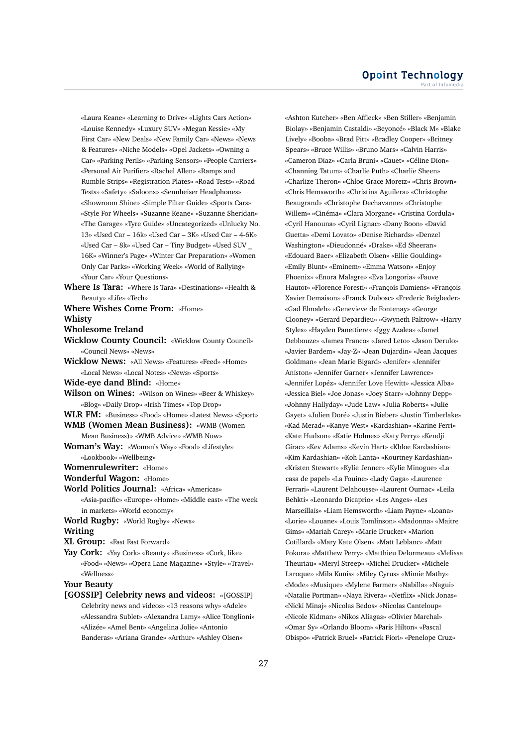«Laura Keane» «Learning to Drive» «Lights Cars Action» «Louise Kennedy» «Luxury SUV» «Megan Kessie» «My First Car» «New Deals» «New Family Car» «News» «News & Features» «Niche Models» «Opel Jackets» «Owning a Car» «Parking Perils» «Parking Sensors» «People Carriers» «Personal Air Purifier» «Rachel Allen» «Ramps and Rumble Strips» «Registration Plates» «Road Tests» «Road Tests» «Safety» «Saloons» «Sennheiser Headphones» «Showroom Shine» «Simple Filter Guide» «Sports Cars» «Style For Wheels» «Suzanne Keane» «Suzanne Sheridan» «The Garage» «Tyre Guide» «Uncategorized» «Unlucky No. 13» «Used Car – 16k» «Used Car – 3K» «Used Car – 4-6K» «Used Car – 8k» «Used Car – Tiny Budget» «Used SUV _ 16K» «Winner's Page» «Winter Car Preparation» «Women Only Car Parks» «Working Week» «World of Rallying» «Your Car» «Your Questions»

**Where Is Tara:** «Where Is Tara» «Destinations» «Health & Beauty» «Life» «Tech»

**Where Wishes Come From:** «Home»

**Whisty**

**Wholesome Ireland**

**Wicklow County Council:** «Wicklow County Council» «Council News» «News»

**Wicklow News:** «All News» «Features» «Feed» «Home» «Local News» «Local Notes» «News» «Sports»

**Wide-eye dand Blind:** «Home»

**Wilson on Wines:** «Wilson on Wines» «Beer & Whiskey» «Blog» «Daily Drop» «Irish Times» «Top Drop»

**WLR FM:** «Business» «Food» «Home» «Latest News» «Sport»

**WMB (Women Mean Business):** «WMB (Women Mean Business)» «WMB Advice» «WMB Now»

**Woman's Way:** «Woman's Way» «Food» «Lifestyle» «Lookbook» «Wellbeing»

**Womenrulewriter:** «Home»

**Wonderful Wagon:** «Home»

**World Politics Journal:** «Africa» «Americas» «Asia-pacific» «Europe» «Home» «Middle east» «The week in markets» «World economy»

**World Rugby:** «World Rugby» «News»

**Writing**

**XL Group:** «Fast Fast Forward»

**Yay Cork:** «Yay Cork» «Beauty» «Business» «Cork, like» «Food» «News» «Opera Lane Magazine» «Style» «Travel» «Wellness»

**Your Beauty**

**[GOSSIP] Celebrity news and videos:** «[GOSSIP] Celebrity news and videos» «13 reasons why» «Adele» «Alessandra Sublet» «Alexandra Lamy» «Alice Tonglioni» «Alizée» «Amel Bent» «Angelina Jolie» «Antonio Banderas» «Ariana Grande» «Arthur» «Ashley Olsen» «Ashton Kutcher» «Ben Affleck» «Ben Stiller» «Benjamin Biolay» «Benjamin Castaldi» «Beyoncé» «Black M» «Blake Lively» «Booba» «Brad Pitt» «Bradley Cooper» «Britney Spears» «Bruce Willis» «Bruno Mars» «Calvin Harris» «Cameron Diaz» «Carla Bruni» «Cauet» «Céline Dion» «Channing Tatum» «Charlie Puth» «Charlie Sheen» «Charlize Theron» «Chloe Grace Moretz» «Chris Brown» «Chris Hemsworth» «Christina Aguilera» «Christophe Beaugrand» «Christophe Dechavanne» «Christophe Willem» «Cinéma» «Clara Morgane» «Cristina Cordula» «Cyril Hanouna» «Cyril Lignac» «Dany Boon» «David Guetta» «Demi Lovato» «Denise Richards» «Denzel Washington» «Dieudonné» «Drake» «Ed Sheeran» «Edouard Baer» «Elizabeth Olsen» «Ellie Goulding» «Emily Blunt» «Eminem» «Emma Watson» «Enjoy Phoenix» «Enora Malagre» «Eva Longoria» «Fauve Hautot» «Florence Foresti» «François Damiens» «François Xavier Demaison» «Franck Dubosc» «Frederic Beigbeder» «Gad Elmaleh» «Genevieve de Fontenay» «George Clooney» «Gerard Depardieu» «Gwyneth Paltrow» «Harry Styles» «Hayden Panettiere» «Iggy Azalea» «Jamel Debbouze» «James Franco» «Jared Leto» «Jason Derulo» «Javier Bardem» «Jay-Z» «Jean Dujardin» «Jean Jacques Goldman» «Jean Marie Bigard» «Jenifer» «Jennifer Aniston» «Jennifer Garner» «Jennifer Lawrence» «Jennifer Lopéz» «Jennifer Love Hewitt» «Jessica Alba» «Jessica Biel» «Joe Jonas» «Joey Starr» «Johnny Depp» «Johnny Hallyday» «Jude Law» «Julia Roberts» «Julie Gayet» «Julien Doré» «Justin Bieber» «Justin Timberlake» «Kad Merad» «Kanye West» «Kardashian» «Karine Ferri» «Kate Hudson» «Katie Holmes» «Katy Perry» «Kendji Girac» «Kev Adams» «Kevin Hart» «Khloe Kardashian» «Kim Kardashian» «Koh Lanta» «Kourtney Kardashian» «Kristen Stewart» «Kylie Jenner» «Kylie Minogue» «La casa de papel» «La Fouine» «Lady Gaga» «Laurence Ferrari» «Laurent Delahousse» «Laurent Ournac» «Leila Behkti» «Leonardo Dicaprio» «Les Anges» «Les Marseillais» «Liam Hemsworth» «Liam Payne» «Loana» «Lorie» «Louane» «Louis Tomlinson» «Madonna» «Maitre Gims» «Mariah Carey» «Marie Drucker» «Marion Cotillard» «Mary Kate Olsen» «Matt Leblanc» «Matt Pokora» «Matthew Perry» «Matthieu Delormeau» «Melissa Theuriau» «Meryl Streep» «Michel Drucker» «Michele Laroque» «Mila Kunis» «Miley Cyrus» «Mimie Mathy» «Mode» «Musique» «Mylene Farmer» «Nabilla» «Nagui» «Natalie Portman» «Naya Rivera» «Netflix» «Nick Jonas» «Nicki Minaj» «Nicolas Bedos» «Nicolas Canteloup» «Nicole Kidman» «Nikos Aliagas» «Olivier Marchal» «Omar Sy» «Orlando Bloom» «Paris Hilton» «Pascal Obispo» «Patrick Bruel» «Patrick Fiori» «Penelope Cruz»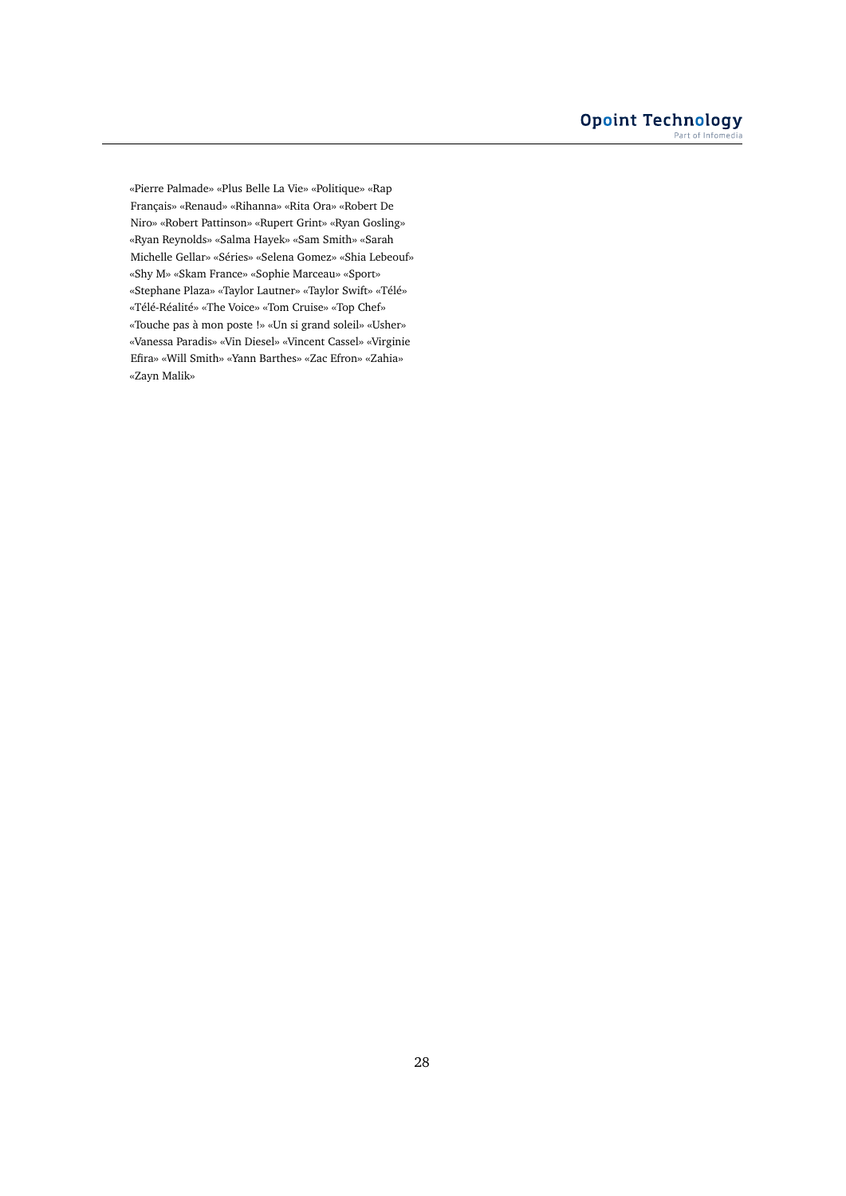«Pierre Palmade» «Plus Belle La Vie» «Politique» «Rap Français» «Renaud» «Rihanna» «Rita Ora» «Robert De Niro» «Robert Pattinson» «Rupert Grint» «Ryan Gosling» «Ryan Reynolds» «Salma Hayek» «Sam Smith» «Sarah Michelle Gellar» «Séries» «Selena Gomez» «Shia Lebeouf» «Shy M» «Skam France» «Sophie Marceau» «Sport» «Stephane Plaza» «Taylor Lautner» «Taylor Swift» «Télé» «Télé-Réalité» «The Voice» «Tom Cruise» «Top Chef» «Touche pas à mon poste !» «Un si grand soleil» «Usher» «Vanessa Paradis» «Vin Diesel» «Vincent Cassel» «Virginie Efira» «Will Smith» «Yann Barthes» «Zac Efron» «Zahia» «Zayn Malik»